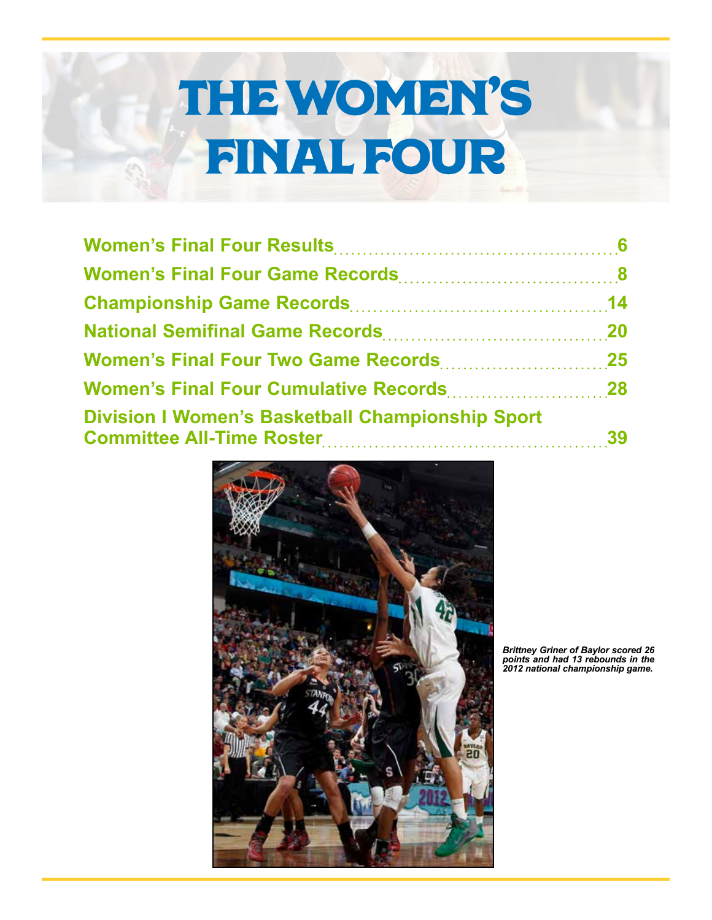# THE WOMEN'S FINAL FOUR

| | |
|---|---|
| Women's Final Four Results | 6 |
| Women's Final Four Game Records | 8 |
| Championship Game Records | 14 |
| National Semifinal Game Records | 20 |
| Women's Final Four Two Game Records | 25 |
| Women's Final Four Cumulative Records | 28 |
| Division I Women's Basketball Championship Sport Committee All-Time Roster | 39 |

*Brittney Griner of Baylor scored 26 points and had 13 rebounds in the 2012 national championship game.*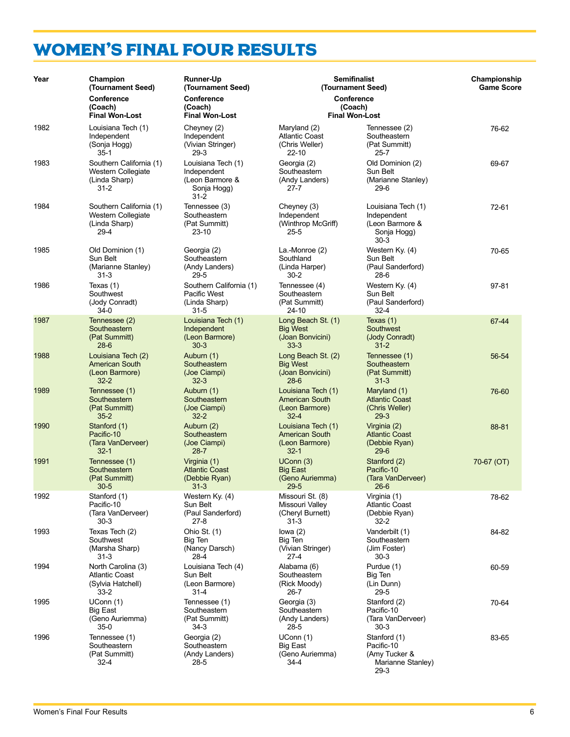# WOMEN'S FINAL FOUR RESULTS

| Year | Champion (Tournament Seed) Conference (Coach) Final Won-Lost | Runner-Up (Tournament Seed) Conference (Coach) Final Won-Lost | Semifinalist (Tournament Seed) Conference (Coach) Final Won-Lost | | Championship Game Score |
|---|---|---|---|---|---|
| 1982 | Louisiana Tech (1) Independent (Sonja Hogg) 35-1 | Cheyney (2) Independent (Vivian Stringer) 29-3 | Maryland (2) Atlantic Coast (Chris Weller) 22-10 | Tennessee (2) Southeastern (Pat Summitt) 25-7 | 76-62 |
| 1983 | Southern California (1) Western Collegiate (Linda Sharp) 31-2 | Louisiana Tech (1) Independent (Leon Barmore & Sonja Hogg) 31-2 | Georgia (2) Southeastern (Andy Landers) 27-7 | Old Dominion (2) Sun Belt (Marianne Stanley) 29-6 | 69-67 |
| 1984 | Southern California (1) Western Collegiate (Linda Sharp) 29-4 | Tennessee (3) Southeastern (Pat Summitt) 23-10 | Cheyney (3) Independent (Winthrop McGriff) 25-5 | Louisiana Tech (1) Independent (Leon Barmore & Sonja Hogg) 30-3 | 72-61 |
| 1985 | Old Dominion (1) Sun Belt (Marianne Stanley) 31-3 | Georgia (2) Southeastern (Andy Landers) 29-5 | La.-Monroe (2) Southland (Linda Harper) 30-2 | Western Ky. (4) Sun Belt (Paul Sanderford) 28-6 | 70-65 |
| 1986 | Texas (1) Southwest (Jody Conradt) 34-0 | Southern California (1) Pacific West (Linda Sharp) 31-5 | Tennessee (4) Southeastern (Pat Summitt) 24-10 | Western Ky. (4) Sun Belt (Paul Sanderford) 32-4 | 97-81 |
| 1987 | Tennessee (2) Southeastern (Pat Summitt) 28-6 | Louisiana Tech (1) Independent (Leon Barmore) 30-3 | Long Beach St. (1) Big West (Joan Bonvicini) 33-3 | Texas (1) Southwest (Jody Conradt) 31-2 | 67-44 |
| 1988 | Louisiana Tech (2) American South (Leon Barmore) 32-2 | Auburn (1) Southeastern (Joe Ciampi) 32-3 | Long Beach St. (2) Big West (Joan Bonvicini) 28-6 | Tennessee (1) Southeastern (Pat Summitt) 31-3 | 56-54 |
| 1989 | Tennessee (1) Southeastern (Pat Summitt) 35-2 | Auburn (1) Southeastern (Joe Ciampi) 32-2 | Louisiana Tech (1) American South (Leon Barmore) 32-4 | Maryland (1) Atlantic Coast (Chris Weller) 29-3 | 76-60 |
| 1990 | Stanford (1) Pacific-10 (Tara VanDerveer) 32-1 | Auburn (2) Southeastern (Joe Ciampi) 28-7 | Louisiana Tech (1) American South (Leon Barmore) 32-1 | Virginia (2) Atlantic Coast (Debbie Ryan) 29-6 | 88-81 |
| 1991 | Tennessee (1) Southeastern (Pat Summitt) 30-5 | Virginia (1) Atlantic Coast (Debbie Ryan) 31-3 | UConn (3) Big East (Geno Auriemma) 29-5 | Stanford (2) Pacific-10 (Tara VanDerveer) 26-6 | 70-67 (OT) |
| 1992 | Stanford (1) Pacific-10 (Tara VanDerveer) 30-3 | Western Ky. (4) Sun Belt (Paul Sanderford) 27-8 | Missouri St. (8) Missouri Valley (Cheryl Burnett) 31-3 | Virginia (1) Atlantic Coast (Debbie Ryan) 32-2 | 78-62 |
| 1993 | Texas Tech (2) Southwest (Marsha Sharp) 31-3 | Ohio St. (1) Big Ten (Nancy Darsch) 28-4 | Iowa (2) Big Ten (Vivian Stringer) 27-4 | Vanderbilt (1) Southeastern (Jim Foster) 30-3 | 84-82 |
| 1994 | North Carolina (3) Atlantic Coast (Sylvia Hatchell) 33-2 | Louisiana Tech (4) Sun Belt (Leon Barmore) 31-4 | Alabama (6) Southeastern (Rick Moody) 26-7 | Purdue (1) Big Ten (Lin Dunn) 29-5 | 60-59 |
| 1995 | UConn (1) Big East (Geno Auriemma) 35-0 | Tennessee (1) Southeastern (Pat Summitt) 34-3 | Georgia (3) Southeastern (Andy Landers) 28-5 | Stanford (2) Pacific-10 (Tara VanDerveer) 30-3 | 70-64 |
| 1996 | Tennessee (1) Southeastern (Pat Summitt) 32-4 | Georgia (2) Southeastern (Andy Landers) 28-5 | UConn (1) Big East (Geno Auriemma) 34-4 | Stanford (1) Pacific-10 (Amy Tucker & Marianne Stanley) 29-3 | 83-65 |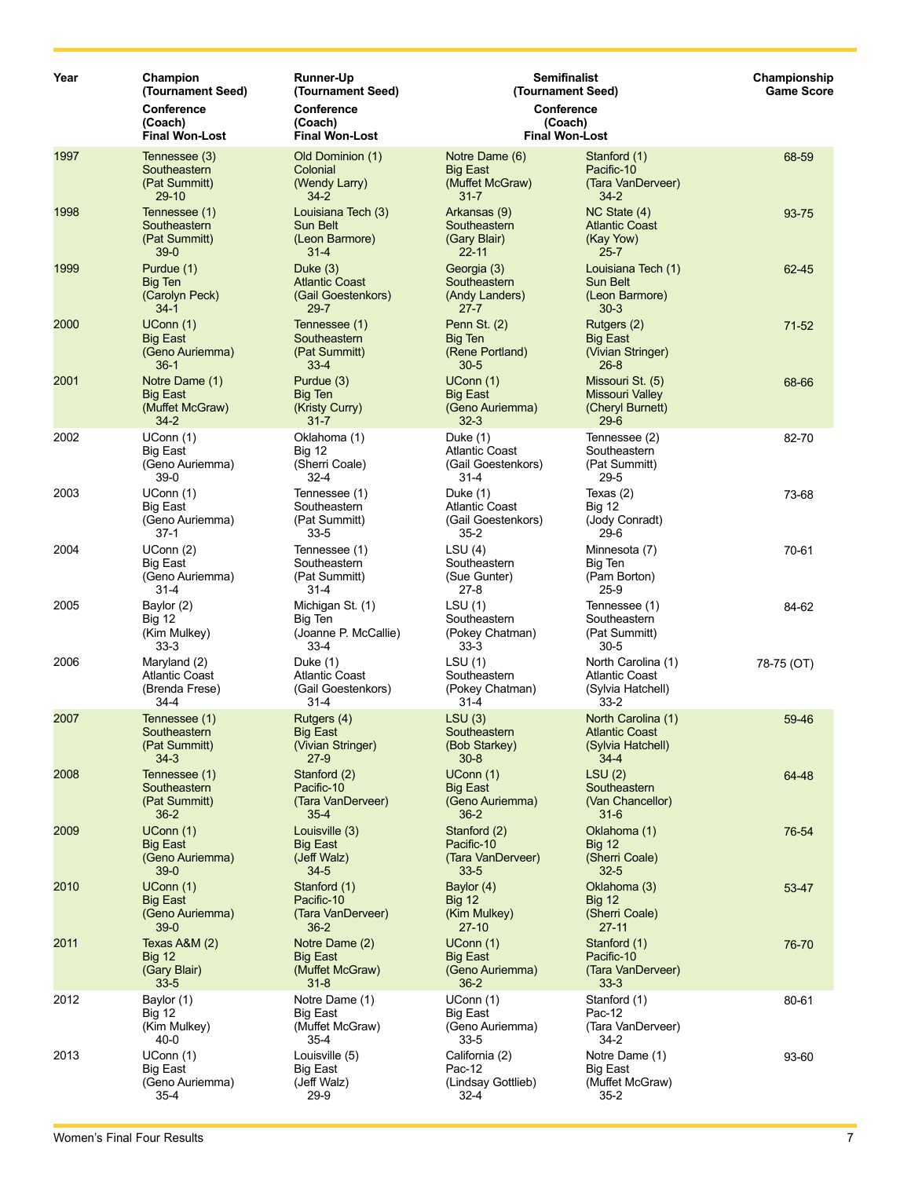| Year | Champion (Tournament Seed) Conference (Coach) Final Won-Lost | Runner-Up (Tournament Seed) Conference (Coach) Final Won-Lost | Semifinalist (Tournament Seed) Conference (Coach) Final Won-Lost | | Championship Game Score |
|---|---|---|---|---|---|
| 1997 | Tennessee (3) Southeastern (Pat Summitt) 29-10 | Old Dominion (1) Colonial (Wendy Larry) 34-2 | Notre Dame (6) Big East (Muffet McGraw) 31-7 | Stanford (1) Pacific-10 (Tara VanDerveer) 34-2 | 68-59 |
| 1998 | Tennessee (1) Southeastern (Pat Summitt) 39-0 | Louisiana Tech (3) Sun Belt (Leon Barmore) 31-4 | Arkansas (9) Southeastern (Gary Blair) 22-11 | NC State (4) Atlantic Coast (Kay Yow) 25-7 | 93-75 |
| 1999 | Purdue (1) Big Ten (Carolyn Peck) 34-1 | Duke (3) Atlantic Coast (Gail Goestenkors) 29-7 | Georgia (3) Southeastern (Andy Landers) 27-7 | Louisiana Tech (1) Sun Belt (Leon Barmore) 30-3 | 62-45 |
| 2000 | UConn (1) Big East (Geno Auriemma) 36-1 | Tennessee (1) Southeastern (Pat Summitt) 33-4 | Penn St. (2) Big Ten (Rene Portland) 30-5 | Rutgers (2) Big East (Vivian Stringer) 26-8 | 71-52 |
| 2001 | Notre Dame (1) Big East (Muffet McGraw) 34-2 | Purdue (3) Big Ten (Kristy Curry) 31-7 | UConn (1) Big East (Geno Auriemma) 32-3 | Missouri St. (5) Missouri Valley (Cheryl Burnett) 29-6 | 68-66 |
| 2002 | UConn (1) Big East (Geno Auriemma) 39-0 | Oklahoma (1) Big 12 (Sherri Coale) 32-4 | Duke (1) Atlantic Coast (Gail Goestenkors) 31-4 | Tennessee (2) Southeastern (Pat Summitt) 29-5 | 82-70 |
| 2003 | UConn (1) Big East (Geno Auriemma) 37-1 | Tennessee (1) Southeastern (Pat Summitt) 33-5 | Duke (1) Atlantic Coast (Gail Goestenkors) 35-2 | Texas (2) Big 12 (Jody Conradt) 29-6 | 73-68 |
| 2004 | UConn (2) Big East (Geno Auriemma) 31-4 | Tennessee (1) Southeastern (Pat Summitt) 31-4 | LSU (4) Southeastern (Sue Gunter) 27-8 | Minnesota (7) Big Ten (Pam Borton) 25-9 | 70-61 |
| 2005 | Baylor (2) Big 12 (Kim Mulkey) 33-3 | Michigan St. (1) Big Ten (Joanne P. McCallie) 33-4 | LSU (1) Southeastern (Pokey Chatman) 33-3 | Tennessee (1) Southeastern (Pat Summitt) 30-5 | 84-62 |
| 2006 | Maryland (2) Atlantic Coast (Brenda Frese) 34-4 | Duke (1) Atlantic Coast (Gail Goestenkors) 31-4 | LSU (1) Southeastern (Pokey Chatman) 31-4 | North Carolina (1) Atlantic Coast (Sylvia Hatchell) 33-2 | 78-75 (OT) |
| 2007 | Tennessee (1) Southeastern (Pat Summitt) 34-3 | Rutgers (4) Big East (Vivian Stringer) 27-9 | LSU (3) Southeastern (Bob Starkey) 30-8 | North Carolina (1) Atlantic Coast (Sylvia Hatchell) 34-4 | 59-46 |
| 2008 | Tennessee (1) Southeastern (Pat Summitt) 36-2 | Stanford (2) Pacific-10 (Tara VanDerveer) 35-4 | UConn (1) Big East (Geno Auriemma) 36-2 | LSU (2) Southeastern (Van Chancellor) 31-6 | 64-48 |
| 2009 | UConn (1) Big East (Geno Auriemma) 39-0 | Louisville (3) Big East (Jeff Walz) 34-5 | Stanford (2) Pacific-10 (Tara VanDerveer) 33-5 | Oklahoma (1) Big 12 (Sherri Coale) 32-5 | 76-54 |
| 2010 | UConn (1) Big East (Geno Auriemma) 39-0 | Stanford (1) Pacific-10 (Tara VanDerveer) 36-2 | Baylor (4) Big 12 (Kim Mulkey) 27-10 | Oklahoma (3) Big 12 (Sherri Coale) 27-11 | 53-47 |
| 2011 | Texas A&M (2) Big 12 (Gary Blair) 33-5 | Notre Dame (2) Big East (Muffet McGraw) 31-8 | UConn (1) Big East (Geno Auriemma) 36-2 | Stanford (1) Pacific-10 (Tara VanDerveer) 33-3 | 76-70 |
| 2012 | Baylor (1) Big 12 (Kim Mulkey) 40-0 | Notre Dame (1) Big East (Muffet McGraw) 35-4 | UConn (1) Big East (Geno Auriemma) 33-5 | Stanford (1) Pac-12 (Tara VanDerveer) 34-2 | 80-61 |
| 2013 | UConn (1) Big East (Geno Auriemma) 35-4 | Louisville (5) Big East (Jeff Walz) 29-9 | California (2) Pac-12 (Lindsay Gottlieb) 32-4 | Notre Dame (1) Big East (Muffet McGraw) 35-2 | 93-60 |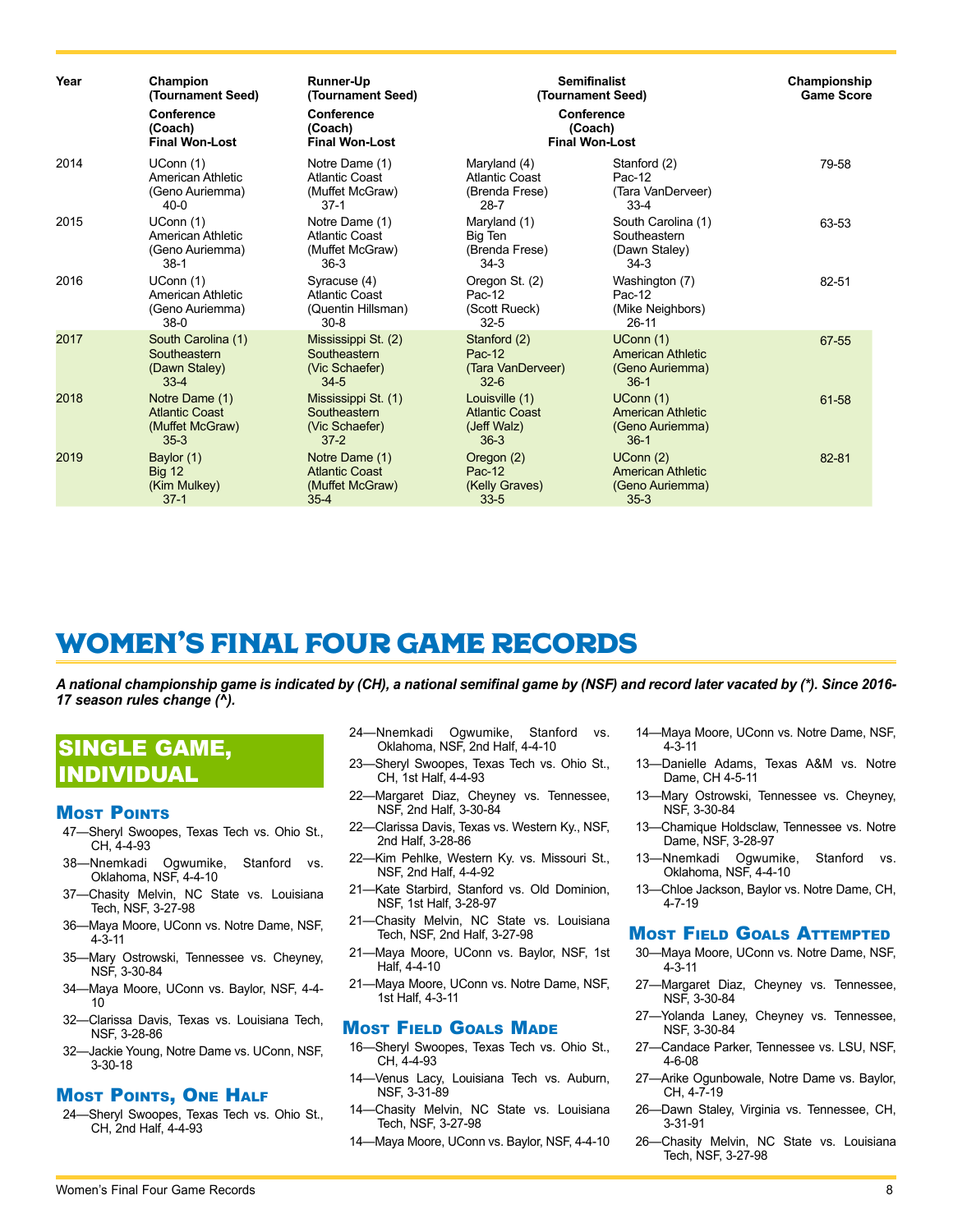| Year | Champion (Tournament Seed) Conference (Coach) Final Won-Lost | Runner-Up (Tournament Seed) Conference (Coach) Final Won-Lost | Semifinalist (Tournament Seed) Conference (Coach) Final Won-Lost | | Championship Game Score |
|---|---|---|---|---|---|
| 2014 | UConn (1) American Athletic (Geno Auriemma) 40-0 | Notre Dame (1) Atlantic Coast (Muffet McGraw) 37-1 | Maryland (4) Atlantic Coast (Brenda Frese) 28-7 | Stanford (2) Pac-12 (Tara VanDerveer) 33-4 | 79-58 |
| 2015 | UConn (1) American Athletic (Geno Auriemma) 38-1 | Notre Dame (1) Atlantic Coast (Muffet McGraw) 36-3 | Maryland (1) Big Ten (Brenda Frese) 34-3 | South Carolina (1) Southeastern (Dawn Staley) 34-3 | 63-53 |
| 2016 | UConn (1) American Athletic (Geno Auriemma) 38-0 | Syracuse (4) Atlantic Coast (Quentin Hillsman) 30-8 | Oregon St. (2) Pac-12 (Scott Rueck) 32-5 | Washington (7) Pac-12 (Mike Neighbors) 26-11 | 82-51 |
| 2017 | South Carolina (1) Southeastern (Dawn Staley) 33-4 | Mississippi St. (2) Southeastern (Vic Schaefer) 34-5 | Stanford (2) Pac-12 (Tara VanDerveer) 32-6 | UConn (1) American Athletic (Geno Auriemma) 36-1 | 67-55 |
| 2018 | Notre Dame (1) Atlantic Coast (Muffet McGraw) 35-3 | Mississippi St. (1) Southeastern (Vic Schaefer) 37-2 | Louisville (1) Atlantic Coast (Jeff Walz) 36-3 | UConn (1) American Athletic (Geno Auriemma) 36-1 | 61-58 |
| 2019 | Baylor (1) Big 12 (Kim Mulkey) 37-1 | Notre Dame (1) Atlantic Coast (Muffet McGraw) 35-4 | Oregon (2) Pac-12 (Kelly Graves) 33-5 | UConn (2) American Athletic (Geno Auriemma) 35-3 | 82-81 |

# WOMEN'S FINAL FOUR GAME RECORDS

***A national championship game is indicated by (CH), a national semifinal game by (NSF) and record later vacated by (*). Since 2016-17 season rules change (^).***

## SINGLE GAME, INDIVIDUAL

### Most Points

- 47—Sheryl Swoopes, Texas Tech vs. Ohio St., CH, 4-4-93
- 38—Nnemkadi Ogwumike, Stanford vs. Oklahoma, NSF, 4-4-10
- 37—Chasity Melvin, NC State vs. Louisiana Tech, NSF, 3-27-98
- 36—Maya Moore, UConn vs. Notre Dame, NSF, 4-3-11
- 35—Mary Ostrowski, Tennessee vs. Cheyney, NSF, 3-30-84
- 34—Maya Moore, UConn vs. Baylor, NSF, 4-4-10
- 32—Clarissa Davis, Texas vs. Louisiana Tech, NSF, 3-28-86
- 32—Jackie Young, Notre Dame vs. UConn, NSF, 3-30-18

### Most Points, One Half

- 24—Sheryl Swoopes, Texas Tech vs. Ohio St., CH, 2nd Half, 4-4-93
- 24—Nnemkadi Ogwumike, Stanford vs. Oklahoma, NSF, 2nd Half, 4-4-10
- 23—Sheryl Swoopes, Texas Tech vs. Ohio St., CH, 1st Half, 4-4-93
- 22—Margaret Diaz, Cheyney vs. Tennessee, NSF, 2nd Half, 3-30-84
- 22—Clarissa Davis, Texas vs. Western Ky., NSF, 2nd Half, 3-28-86
- 22—Kim Pehlke, Western Ky. vs. Missouri St., NSF, 2nd Half, 4-4-92
- 21—Kate Starbird, Stanford vs. Old Dominion, NSF, 1st Half, 3-28-97
- 21—Chasity Melvin, NC State vs. Louisiana Tech, NSF, 2nd Half, 3-27-98
- 21—Maya Moore, UConn vs. Baylor, NSF, 1st Half, 4-4-10
- 21—Maya Moore, UConn vs. Notre Dame, NSF, 1st Half, 4-3-11

### Most Field Goals Made

- 16—Sheryl Swoopes, Texas Tech vs. Ohio St., CH, 4-4-93
- 14—Venus Lacy, Louisiana Tech vs. Auburn, NSF, 3-31-89
- 14—Chasity Melvin, NC State vs. Louisiana Tech, NSF, 3-27-98
- 14—Maya Moore, UConn vs. Baylor, NSF, 4-4-10
- 14—Maya Moore, UConn vs. Notre Dame, NSF, 4-3-11
- 13—Danielle Adams, Texas A&M vs. Notre Dame, CH 4-5-11
- 13—Mary Ostrowski, Tennessee vs. Cheyney, NSF, 3-30-84
- 13—Chamique Holdsclaw, Tennessee vs. Notre Dame, NSF, 3-28-97
- 13—Nnemkadi Ogwumike, Stanford vs. Oklahoma, NSF, 4-4-10
- 13—Chloe Jackson, Baylor vs. Notre Dame, CH, 4-7-19

### Most Field Goals Attempted

- 30—Maya Moore, UConn vs. Notre Dame, NSF, 4-3-11
- 27—Margaret Diaz, Cheyney vs. Tennessee, NSF, 3-30-84
- 27—Yolanda Laney, Cheyney vs. Tennessee, NSF, 3-30-84
- 27—Candace Parker, Tennessee vs. LSU, NSF, 4-6-08
- 27—Arike Ogunbowale, Notre Dame vs. Baylor, CH, 4-7-19
- 26—Dawn Staley, Virginia vs. Tennessee, CH, 3-31-91
- 26—Chasity Melvin, NC State vs. Louisiana Tech, NSF, 3-27-98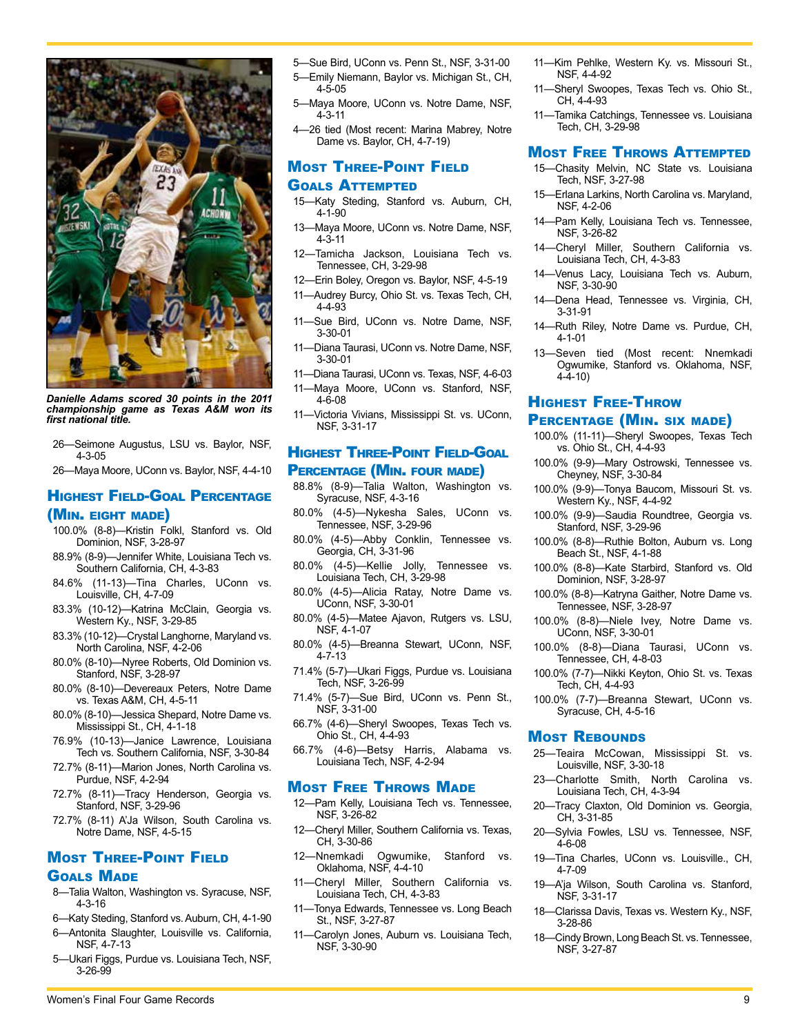*Danielle Adams scored 30 points in the 2011 championship game as Texas A&M won its first national title.*

26—Seimone Augustus, LSU vs. Baylor, NSF, 4-3-05

26—Maya Moore, UConn vs. Baylor, NSF, 4-4-10

## Highest Field-Goal Percentage (Min. eight made)

100.0% (8-8)—Kristin Folkl, Stanford vs. Old Dominion, NSF, 3-28-97

88.9% (8-9)—Jennifer White, Louisiana Tech vs. Southern California, CH, 4-3-83

84.6% (11-13)—Tina Charles, UConn vs. Louisville, CH, 4-7-09

83.3% (10-12)—Katrina McClain, Georgia vs. Western Ky., NSF, 3-29-85

83.3% (10-12)—Crystal Langhorne, Maryland vs. North Carolina, NSF, 4-2-06

80.0% (8-10)—Nyree Roberts, Old Dominion vs. Stanford, NSF, 3-28-97

80.0% (8-10)—Devereaux Peters, Notre Dame vs. Texas A&M, CH, 4-5-11

80.0% (8-10)—Jessica Shepard, Notre Dame vs. Mississippi St., CH, 4-1-18

76.9% (10-13)—Janice Lawrence, Louisiana Tech vs. Southern California, NSF, 3-30-84

72.7% (8-11)—Marion Jones, North Carolina vs. Purdue, NSF, 4-2-94

72.7% (8-11)—Tracy Henderson, Georgia vs. Stanford, NSF, 3-29-96

72.7% (8-11) A'Ja Wilson, South Carolina vs. Notre Dame, NSF, 4-5-15

## Most Three-Point Field Goals Made

8—Talia Walton, Washington vs. Syracuse, NSF, 4-3-16

6—Katy Steding, Stanford vs. Auburn, CH, 4-1-90

6—Antonita Slaughter, Louisville vs. California, NSF, 4-7-13

5—Ukari Figgs, Purdue vs. Louisiana Tech, NSF, 3-26-99

5—Sue Bird, UConn vs. Penn St., NSF, 3-31-00

5—Emily Niemann, Baylor vs. Michigan St., CH, 4-5-05

5—Maya Moore, UConn vs. Notre Dame, NSF, 4-3-11

4—26 tied (Most recent: Marina Mabrey, Notre Dame vs. Baylor, CH, 4-7-19)

## Most Three-Point Field Goals Attempted

15—Katy Steding, Stanford vs. Auburn, CH, 4-1-90

13—Maya Moore, UConn vs. Notre Dame, NSF, 4-3-11

12—Tamicha Jackson, Louisiana Tech vs. Tennessee, CH, 3-29-98

12—Erin Boley, Oregon vs. Baylor, NSF, 4-5-19

11—Audrey Burcy, Ohio St. vs. Texas Tech, CH, 4-4-93

11—Sue Bird, UConn vs. Notre Dame, NSF, 3-30-01

11—Diana Taurasi, UConn vs. Notre Dame, NSF, 3-30-01

11—Diana Taurasi, UConn vs. Texas, NSF, 4-6-03

11—Maya Moore, UConn vs. Stanford, NSF, 4-6-08

11—Victoria Vivians, Mississippi St. vs. UConn, NSF, 3-31-17

## Highest Three-Point Field-Goal Percentage (Min. four made)

88.8% (8-9)—Talia Walton, Washington vs. Syracuse, NSF, 4-3-16

80.0% (4-5)—Nykesha Sales, UConn vs. Tennessee, NSF, 3-29-96

80.0% (4-5)—Abby Conklin, Tennessee vs. Georgia, CH, 3-31-96

80.0% (4-5)—Kellie Jolly, Tennessee vs. Louisiana Tech, CH, 3-29-98

80.0% (4-5)—Alicia Ratay, Notre Dame vs. UConn, NSF, 3-30-01

80.0% (4-5)—Matee Ajavon, Rutgers vs. LSU, NSF, 4-1-07

80.0% (4-5)—Breanna Stewart, UConn, NSF, 4-7-13

71.4% (5-7)—Ukari Figgs, Purdue vs. Louisiana Tech, NSF, 3-26-99

71.4% (5-7)—Sue Bird, UConn vs. Penn St., NSF, 3-31-00

66.7% (4-6)—Sheryl Swoopes, Texas Tech vs. Ohio St., CH, 4-4-93

66.7% (4-6)—Betsy Harris, Alabama vs. Louisiana Tech, NSF, 4-2-94

## Most Free Throws Made

12—Pam Kelly, Louisiana Tech vs. Tennessee, NSF, 3-26-82

12—Cheryl Miller, Southern California vs. Texas, CH, 3-30-86

12—Nnemkadi Ogwumike, Stanford vs. Oklahoma, NSF, 4-4-10

11—Cheryl Miller, Southern California vs. Louisiana Tech, CH, 4-3-83

11—Tonya Edwards, Tennessee vs. Long Beach St., NSF, 3-27-87

11—Carolyn Jones, Auburn vs. Louisiana Tech, NSF, 3-30-90

11—Kim Pehlke, Western Ky. vs. Missouri St., NSF, 4-4-92

11—Sheryl Swoopes, Texas Tech vs. Ohio St., CH, 4-4-93

11—Tamika Catchings, Tennessee vs. Louisiana Tech, CH, 3-29-98

## Most Free Throws Attempted

15—Chasity Melvin, NC State vs. Louisiana Tech, NSF, 3-27-98

15—Erlana Larkins, North Carolina vs. Maryland, NSF, 4-2-06

14—Pam Kelly, Louisiana Tech vs. Tennessee, NSF, 3-26-82

14—Cheryl Miller, Southern California vs. Louisiana Tech, CH, 4-3-83

14—Venus Lacy, Louisiana Tech vs. Auburn, NSF, 3-30-90

14—Dena Head, Tennessee vs. Virginia, CH, 3-31-91

14—Ruth Riley, Notre Dame vs. Purdue, CH, 4-1-01

13—Seven tied (Most recent: Nnemkadi Ogwumike, Stanford vs. Oklahoma, NSF, 4-4-10)

## Highest Free-Throw Percentage (Min. six made)

100.0% (11-11)—Sheryl Swoopes, Texas Tech vs. Ohio St., CH, 4-4-93

100.0% (9-9)—Mary Ostrowski, Tennessee vs. Cheyney, NSF, 3-30-84

100.0% (9-9)—Tonya Baucom, Missouri St. vs. Western Ky., NSF, 4-4-92

100.0% (9-9)—Saudia Roundtree, Georgia vs. Stanford, NSF, 3-29-96

100.0% (8-8)—Ruthie Bolton, Auburn vs. Long Beach St., NSF, 4-1-88

100.0% (8-8)—Kate Starbird, Stanford vs. Old Dominion, NSF, 3-28-97

100.0% (8-8)—Katryna Gaither, Notre Dame vs. Tennessee, NSF, 3-28-97

100.0% (8-8)—Niele Ivey, Notre Dame vs. UConn, NSF, 3-30-01

100.0% (8-8)—Diana Taurasi, UConn vs. Tennessee, CH, 4-8-03

100.0% (7-7)—Nikki Keyton, Ohio St. vs. Texas Tech, CH, 4-4-93

100.0% (7-7)—Breanna Stewart, UConn vs. Syracuse, CH, 4-5-16

## Most Rebounds

25—Teaira McCowan, Mississippi St. vs. Louisville, NSF, 3-30-18

23—Charlotte Smith, North Carolina vs. Louisiana Tech, CH, 4-3-94

20—Tracy Claxton, Old Dominion vs. Georgia, CH, 3-31-85

20—Sylvia Fowles, LSU vs. Tennessee, NSF, 4-6-08

19—Tina Charles, UConn vs. Louisville., CH, 4-7-09

19—A'ja Wilson, South Carolina vs. Stanford, NSF, 3-31-17

18—Clarissa Davis, Texas vs. Western Ky., NSF, 3-28-86

18—Cindy Brown, Long Beach St. vs. Tennessee, NSF, 3-27-87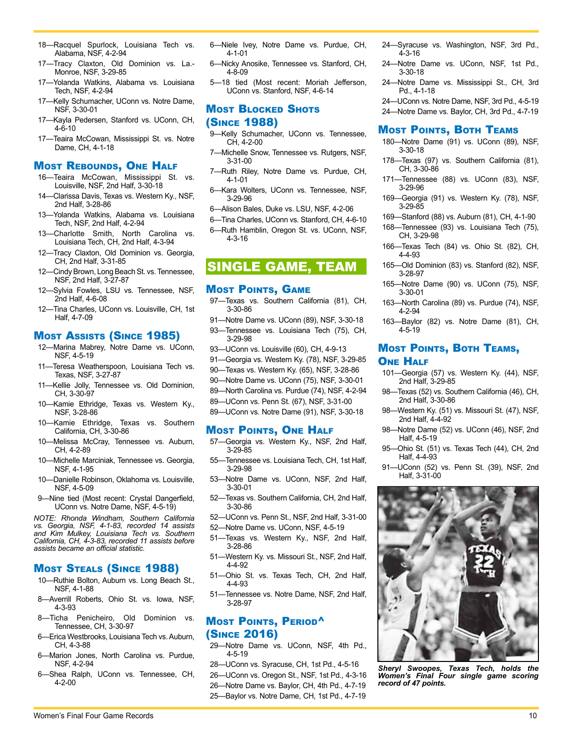- 18—Racquel Spurlock, Louisiana Tech vs. Alabama, NSF, 4-2-94
- 17—Tracy Claxton, Old Dominion vs. La.-Monroe, NSF, 3-29-85
- 17—Yolanda Watkins, Alabama vs. Louisiana Tech, NSF, 4-2-94
- 17—Kelly Schumacher, UConn vs. Notre Dame, NSF, 3-30-01
- 17—Kayla Pedersen, Stanford vs. UConn, CH, 4-6-10
- 17—Teaira McCowan, Mississippi St. vs. Notre Dame, CH, 4-1-18

## Most Rebounds, One Half

- 16—Teaira McCowan, Mississippi St. vs. Louisville, NSF, 2nd Half, 3-30-18
- 14—Clarissa Davis, Texas vs. Western Ky., NSF, 2nd Half, 3-28-86
- 13—Yolanda Watkins, Alabama vs. Louisiana Tech, NSF, 2nd Half, 4-2-94
- 13—Charlotte Smith, North Carolina vs. Louisiana Tech, CH, 2nd Half, 4-3-94
- 12—Tracy Claxton, Old Dominion vs. Georgia, CH, 2nd Half, 3-31-85
- 12—Cindy Brown, Long Beach St. vs. Tennessee, NSF, 2nd Half, 3-27-87
- 12—Sylvia Fowles, LSU vs. Tennessee, NSF, 2nd Half, 4-6-08
- 12—Tina Charles, UConn vs. Louisville, CH, 1st Half, 4-7-09

## Most Assists (Since 1985)

- 12—Marina Mabrey, Notre Dame vs. UConn, NSF, 4-5-19
- 11—Teresa Weatherspoon, Louisiana Tech vs. Texas, NSF, 3-27-87
- 11—Kellie Jolly, Tennessee vs. Old Dominion, CH, 3-30-97
- 10—Kamie Ethridge, Texas vs. Western Ky., NSF, 3-28-86
- 10—Kamie Ethridge, Texas vs. Southern California, CH, 3-30-86
- 10—Melissa McCray, Tennessee vs. Auburn, CH, 4-2-89
- 10—Michelle Marciniak, Tennessee vs. Georgia, NSF, 4-1-95
- 10—Danielle Robinson, Oklahoma vs. Louisville, NSF, 4-5-09
- 9—Nine tied (Most recent: Crystal Dangerfield, UConn vs. Notre Dame, NSF, 4-5-19)

*NOTE: Rhonda Windham, Southern California vs. Georgia, NSF, 4-1-83, recorded 14 assists and Kim Mulkey, Louisiana Tech vs. Southern California, CH, 4-3-83, recorded 11 assists before assists became an official statistic.*

## Most Steals (Since 1988)

- 10—Ruthie Bolton, Auburn vs. Long Beach St., NSF, 4-1-88
- 8—Averrill Roberts, Ohio St. vs. Iowa, NSF, 4-3-93
- 8—Ticha Penicheiro, Old Dominion vs. Tennessee, CH, 3-30-97
- 6—Erica Westbrooks, Louisiana Tech vs. Auburn, CH, 4-3-88
- 6—Marion Jones, North Carolina vs. Purdue, NSF, 4-2-94
- 6—Shea Ralph, UConn vs. Tennessee, CH, 4-2-00
- 6—Niele Ivey, Notre Dame vs. Purdue, CH, 4-1-01
- 6—Nicky Anosike, Tennessee vs. Stanford, CH, 4-8-09
- 5—18 tied (Most recent: Moriah Jefferson, UConn vs. Stanford, NSF, 4-6-14

## Most Blocked Shots (Since 1988)

- 9—Kelly Schumacher, UConn vs. Tennessee, CH, 4-2-00
- 7—Michelle Snow, Tennessee vs. Rutgers, NSF, 3-31-00
- 7—Ruth Riley, Notre Dame vs. Purdue, CH, 4-1-01
- 6—Kara Wolters, UConn vs. Tennessee, NSF, 3-29-96
- 6—Alison Bales, Duke vs. LSU, NSF, 4-2-06
- 6—Tina Charles, UConn vs. Stanford, CH, 4-6-10
- 6—Ruth Hamblin, Oregon St. vs. UConn, NSF, 4-3-16

# SINGLE GAME, TEAM

## Most Points, Game

- 97—Texas vs. Southern California (81), CH, 3-30-86
- 91—Notre Dame vs. UConn (89), NSF, 3-30-18
- 93—Tennessee vs. Louisiana Tech (75), CH, 3-29-98
- 93—UConn vs. Louisville (60), CH, 4-9-13
- 91—Georgia vs. Western Ky. (78), NSF, 3-29-85
- 90—Texas vs. Western Ky. (65), NSF, 3-28-86
- 90—Notre Dame vs. UConn (75), NSF, 3-30-01
- 89—North Carolina vs. Purdue (74), NSF, 4-2-94
- 89—UConn vs. Penn St. (67), NSF, 3-31-00
- 89—UConn vs. Notre Dame (91), NSF, 3-30-18

## Most Points, One Half

- 57—Georgia vs. Western Ky., NSF, 2nd Half, 3-29-85
- 55—Tennessee vs. Louisiana Tech, CH, 1st Half, 3-29-98
- 53—Notre Dame vs. UConn, NSF, 2nd Half, 3-30-01
- 52—Texas vs. Southern California, CH, 2nd Half, 3-30-86
- 52—UConn vs. Penn St., NSF, 2nd Half, 3-31-00
- 52—Notre Dame vs. UConn, NSF, 4-5-19
- 51—Texas vs. Western Ky., NSF, 2nd Half, 3-28-86
- 51—Western Ky. vs. Missouri St., NSF, 2nd Half, 4-4-92
- 51—Ohio St. vs. Texas Tech, CH, 2nd Half, 4-4-93
- 51—Tennessee vs. Notre Dame, NSF, 2nd Half, 3-28-97

## Most Points, Period^ (Since 2016)

- 29—Notre Dame vs. UConn, NSF, 4th Pd., 4-5-19
- 28—UConn vs. Syracuse, CH, 1st Pd., 4-5-16
- 26—UConn vs. Oregon St., NSF, 1st Pd., 4-3-16
- 26—Notre Dame vs. Baylor, CH, 4th Pd., 4-7-19
- 25—Baylor vs. Notre Dame, CH, 1st Pd., 4-7-19
- 24—Syracuse vs. Washington, NSF, 3rd Pd., 4-3-16
- 24—Notre Dame vs. UConn, NSF, 1st Pd., 3-30-18
- 24—Notre Dame vs. Mississippi St., CH, 3rd Pd., 4-1-18
- 24—UConn vs. Notre Dame, NSF, 3rd Pd., 4-5-19
- 24—Notre Dame vs. Baylor, CH, 3rd Pd., 4-7-19

## Most Points, Both Teams

- 180—Notre Dame (91) vs. UConn (89), NSF, 3-30-18
- 178—Texas (97) vs. Southern California (81), CH, 3-30-86
- 171—Tennessee (88) vs. UConn (83), NSF, 3-29-96
- 169—Georgia (91) vs. Western Ky. (78), NSF, 3-29-85
- 169—Stanford (88) vs. Auburn (81), CH, 4-1-90
- 168—Tennessee (93) vs. Louisiana Tech (75), CH, 3-29-98
- 166—Texas Tech (84) vs. Ohio St. (82), CH, 4-4-93
- 165—Old Dominion (83) vs. Stanford (82), NSF, 3-28-97
- 165—Notre Dame (90) vs. UConn (75), NSF, 3-30-01
- 163—North Carolina (89) vs. Purdue (74), NSF, 4-2-94
- 163—Baylor (82) vs. Notre Dame (81), CH, 4-5-19

## Most Points, Both Teams, One Half

- 101—Georgia (57) vs. Western Ky. (44), NSF, 2nd Half, 3-29-85
- 98—Texas (52) vs. Southern California (46), CH, 2nd Half, 3-30-86
- 98—Western Ky. (51) vs. Missouri St. (47), NSF, 2nd Half, 4-4-92
- 98—Notre Dame (52) vs. UConn (46), NSF, 2nd Half, 4-5-19
- 95—Ohio St. (51) vs. Texas Tech (44), CH, 2nd Half, 4-4-93
- 91—UConn (52) vs. Penn St. (39), NSF, 2nd Half, 3-31-00

***Sheryl Swoopes, Texas Tech, holds the Women's Final Four single game scoring record of 47 points.***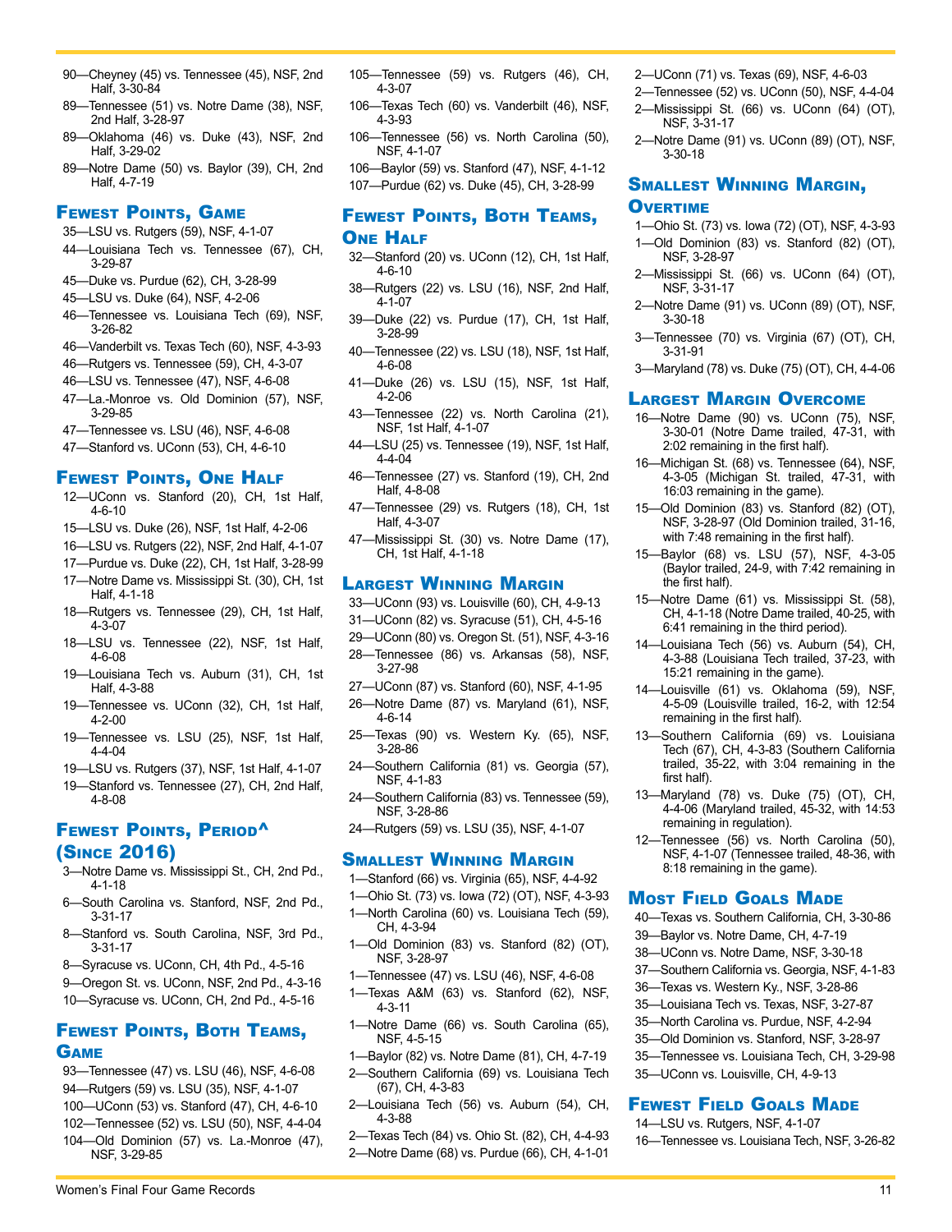90—Cheyney (45) vs. Tennessee (45), NSF, 2nd Half, 3-30-84
89—Tennessee (51) vs. Notre Dame (38), NSF, 2nd Half, 3-28-97
89—Oklahoma (46) vs. Duke (43), NSF, 2nd Half, 3-29-02
89—Notre Dame (50) vs. Baylor (39), CH, 2nd Half, 4-7-19

## Fewest Points, Game

35—LSU vs. Rutgers (59), NSF, 4-1-07
44—Louisiana Tech vs. Tennessee (67), CH, 3-29-87
45—Duke vs. Purdue (62), CH, 3-28-99
45—LSU vs. Duke (64), NSF, 4-2-06
46—Tennessee vs. Louisiana Tech (69), NSF, 3-26-82
46—Vanderbilt vs. Texas Tech (60), NSF, 4-3-93
46—Rutgers vs. Tennessee (59), CH, 4-3-07
46—LSU vs. Tennessee (47), NSF, 4-6-08
47—La.-Monroe vs. Old Dominion (57), NSF, 3-29-85
47—Tennessee vs. LSU (46), NSF, 4-6-08
47—Stanford vs. UConn (53), CH, 4-6-10

## Fewest Points, One Half

12—UConn vs. Stanford (20), CH, 1st Half, 4-6-10
15—LSU vs. Duke (26), NSF, 1st Half, 4-2-06
16—LSU vs. Rutgers (22), NSF, 2nd Half, 4-1-07
17—Purdue vs. Duke (22), CH, 1st Half, 3-28-99
17—Notre Dame vs. Mississippi St. (30), CH, 1st Half, 4-1-18
18—Rutgers vs. Tennessee (29), CH, 1st Half, 4-3-07
18—LSU vs. Tennessee (22), NSF, 1st Half, 4-6-08
19—Louisiana Tech vs. Auburn (31), CH, 1st Half, 4-3-88
19—Tennessee vs. UConn (32), CH, 1st Half, 4-2-00
19—Tennessee vs. LSU (25), NSF, 1st Half, 4-4-04
19—LSU vs. Rutgers (37), NSF, 1st Half, 4-1-07
19—Stanford vs. Tennessee (27), CH, 2nd Half, 4-8-08

## Fewest Points, Period^ (Since 2016)

3—Notre Dame vs. Mississippi St., CH, 2nd Pd., 4-1-18
6—South Carolina vs. Stanford, NSF, 2nd Pd., 3-31-17
8—Stanford vs. South Carolina, NSF, 3rd Pd., 3-31-17
8—Syracuse vs. UConn, CH, 4th Pd., 4-5-16
9—Oregon St. vs. UConn, NSF, 2nd Pd., 4-3-16
10—Syracuse vs. UConn, CH, 2nd Pd., 4-5-16

## Fewest Points, Both Teams, Game

93—Tennessee (47) vs. LSU (46), NSF, 4-6-08
94—Rutgers (59) vs. LSU (35), NSF, 4-1-07
100—UConn (53) vs. Stanford (47), CH, 4-6-10
102—Tennessee (52) vs. LSU (50), NSF, 4-4-04
104—Old Dominion (57) vs. La.-Monroe (47), NSF, 3-29-85
105—Tennessee (59) vs. Rutgers (46), CH, 4-3-07
106—Texas Tech (60) vs. Vanderbilt (46), NSF, 4-3-93
106—Tennessee (56) vs. North Carolina (50), NSF, 4-1-07
106—Baylor (59) vs. Stanford (47), NSF, 4-1-12
107—Purdue (62) vs. Duke (45), CH, 3-28-99

## Fewest Points, Both Teams, One Half

32—Stanford (20) vs. UConn (12), CH, 1st Half, 4-6-10
38—Rutgers (22) vs. LSU (16), NSF, 2nd Half, 4-1-07
39—Duke (22) vs. Purdue (17), CH, 1st Half, 3-28-99
40—Tennessee (22) vs. LSU (18), NSF, 1st Half, 4-6-08
41—Duke (26) vs. LSU (15), NSF, 1st Half, 4-2-06
43—Tennessee (22) vs. North Carolina (21), NSF, 1st Half, 4-1-07
44—LSU (25) vs. Tennessee (19), NSF, 1st Half, 4-4-04
46—Tennessee (27) vs. Stanford (19), CH, 2nd Half, 4-8-08
47—Tennessee (29) vs. Rutgers (18), CH, 1st Half, 4-3-07
47—Mississippi St. (30) vs. Notre Dame (17), CH, 1st Half, 4-1-18

## Largest Winning Margin

33—UConn (93) vs. Louisville (60), CH, 4-9-13
31—UConn (82) vs. Syracuse (51), CH, 4-5-16
29—UConn (80) vs. Oregon St. (51), NSF, 4-3-16
28—Tennessee (86) vs. Arkansas (58), NSF, 3-27-98
27—UConn (87) vs. Stanford (60), NSF, 4-1-95
26—Notre Dame (87) vs. Maryland (61), NSF, 4-6-14
25—Texas (90) vs. Western Ky. (65), NSF, 3-28-86
24—Southern California (81) vs. Georgia (57), NSF, 4-1-83
24—Southern California (83) vs. Tennessee (59), NSF, 3-28-86
24—Rutgers (59) vs. LSU (35), NSF, 4-1-07

## Smallest Winning Margin

1—Stanford (66) vs. Virginia (65), NSF, 4-4-92
1—Ohio St. (73) vs. Iowa (72) (OT), NSF, 4-3-93
1—North Carolina (60) vs. Louisiana Tech (59), CH, 4-3-94
1—Old Dominion (83) vs. Stanford (82) (OT), NSF, 3-28-97
1—Tennessee (47) vs. LSU (46), NSF, 4-6-08
1—Texas A&M (63) vs. Stanford (62), NSF, 4-3-11
1—Notre Dame (66) vs. South Carolina (65), NSF, 4-5-15
1—Baylor (82) vs. Notre Dame (81), CH, 4-7-19
2—Southern California (69) vs. Louisiana Tech (67), CH, 4-3-83
2—Louisiana Tech (56) vs. Auburn (54), CH, 4-3-88
2—Texas Tech (84) vs. Ohio St. (82), CH, 4-4-93
2—Notre Dame (68) vs. Purdue (66), CH, 4-1-01
2—UConn (71) vs. Texas (69), NSF, 4-6-03
2—Tennessee (52) vs. UConn (50), NSF, 4-4-04
2—Mississippi St. (66) vs. UConn (64) (OT), NSF, 3-31-17
2—Notre Dame (91) vs. UConn (89) (OT), NSF, 3-30-18

## Smallest Winning Margin, Overtime

1—Ohio St. (73) vs. Iowa (72) (OT), NSF, 4-3-93
1—Old Dominion (83) vs. Stanford (82) (OT), NSF, 3-28-97
2—Mississippi St. (66) vs. UConn (64) (OT), NSF, 3-31-17
2—Notre Dame (91) vs. UConn (89) (OT), NSF, 3-30-18
3—Tennessee (70) vs. Virginia (67) (OT), CH, 3-31-91
3—Maryland (78) vs. Duke (75) (OT), CH, 4-4-06

## Largest Margin Overcome

16—Notre Dame (90) vs. UConn (75), NSF, 3-30-01 (Notre Dame trailed, 47-31, with 2:02 remaining in the first half).
16—Michigan St. (68) vs. Tennessee (64), NSF, 4-3-05 (Michigan St. trailed, 47-31, with 16:03 remaining in the game).
15—Old Dominion (83) vs. Stanford (82) (OT), NSF, 3-28-97 (Old Dominion trailed, 31-16, with 7:48 remaining in the first half).
15—Baylor (68) vs. LSU (57), NSF, 4-3-05 (Baylor trailed, 24-9, with 7:42 remaining in the first half).
15—Notre Dame (61) vs. Mississippi St. (58), CH, 4-1-18 (Notre Dame trailed, 40-25, with 6:41 remaining in the third period).
14—Louisiana Tech (56) vs. Auburn (54), CH, 4-3-88 (Louisiana Tech trailed, 37-23, with 15:21 remaining in the game).
14—Louisville (61) vs. Oklahoma (59), NSF, 4-5-09 (Louisville trailed, 16-2, with 12:54 remaining in the first half).
13—Southern California (69) vs. Louisiana Tech (67), CH, 4-3-83 (Southern California trailed, 35-22, with 3:04 remaining in the first half).
13—Maryland (78) vs. Duke (75) (OT), CH, 4-4-06 (Maryland trailed, 45-32, with 14:53 remaining in regulation).
12—Tennessee (56) vs. North Carolina (50), NSF, 4-1-07 (Tennessee trailed, 48-36, with 8:18 remaining in the game).

## Most Field Goals Made

40—Texas vs. Southern California, CH, 3-30-86
39—Baylor vs. Notre Dame, CH, 4-7-19
38—UConn vs. Notre Dame, NSF, 3-30-18
37—Southern California vs. Georgia, NSF, 4-1-83
36—Texas vs. Western Ky., NSF, 3-28-86
35—Louisiana Tech vs. Texas, NSF, 3-27-87
35—North Carolina vs. Purdue, NSF, 4-2-94
35—Old Dominion vs. Stanford, NSF, 3-28-97
35—Tennessee vs. Louisiana Tech, CH, 3-29-98
35—UConn vs. Louisville, CH, 4-9-13

## Fewest Field Goals Made

14—LSU vs. Rutgers, NSF, 4-1-07
16—Tennessee vs. Louisiana Tech, NSF, 3-26-82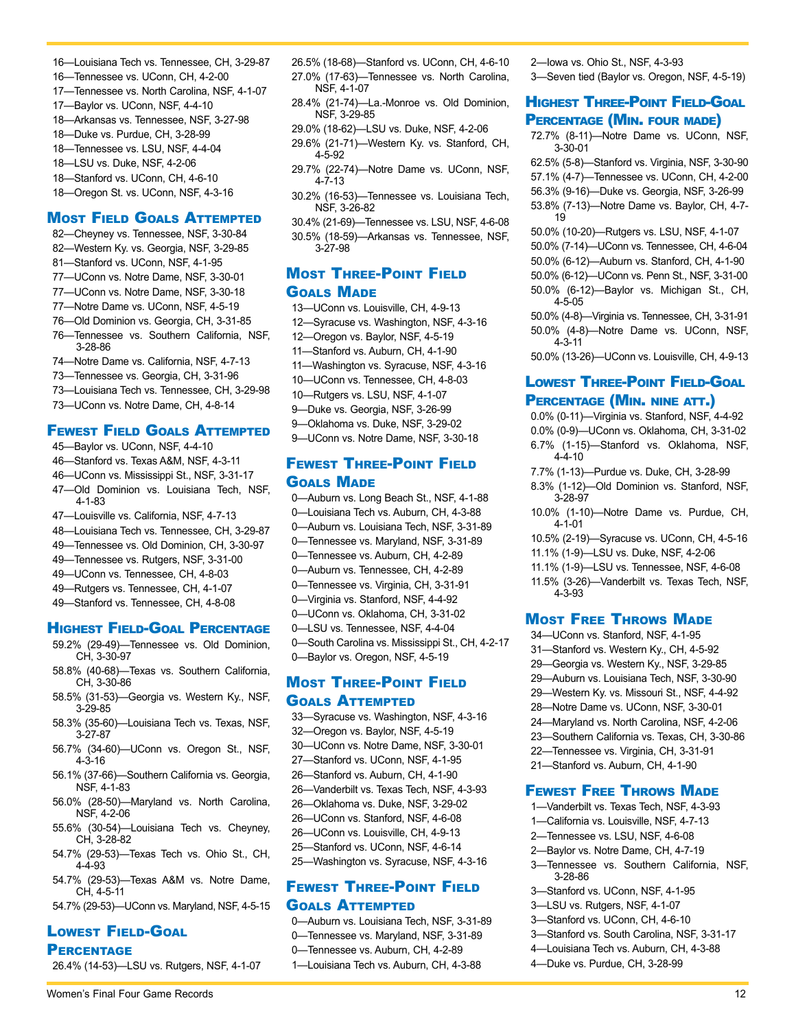16—Louisiana Tech vs. Tennessee, CH, 3-29-87
16—Tennessee vs. UConn, CH, 4-2-00
17—Tennessee vs. North Carolina, NSF, 4-1-07
17—Baylor vs. UConn, NSF, 4-4-10
18—Arkansas vs. Tennessee, NSF, 3-27-98
18—Duke vs. Purdue, CH, 3-28-99
18—Tennessee vs. LSU, NSF, 4-4-04
18—LSU vs. Duke, NSF, 4-2-06
18—Stanford vs. UConn, CH, 4-6-10
18—Oregon St. vs. UConn, NSF, 4-3-16

## Most Field Goals Attempted

82—Cheyney vs. Tennessee, NSF, 3-30-84
82—Western Ky. vs. Georgia, NSF, 3-29-85
81—Stanford vs. UConn, NSF, 4-1-95
77—UConn vs. Notre Dame, NSF, 3-30-01
77—UConn vs. Notre Dame, NSF, 3-30-18
77—Notre Dame vs. UConn, NSF, 4-5-19
76—Old Dominion vs. Georgia, CH, 3-31-85
76—Tennessee vs. Southern California, NSF, 3-28-86
74—Notre Dame vs. California, NSF, 4-7-13
73—Tennessee vs. Georgia, CH, 3-31-96
73—Louisiana Tech vs. Tennessee, CH, 3-29-98
73—UConn vs. Notre Dame, CH, 4-8-14

## Fewest Field Goals Attempted

45—Baylor vs. UConn, NSF, 4-4-10
46—Stanford vs. Texas A&M, NSF, 4-3-11
46—UConn vs. Mississippi St., NSF, 3-31-17
47—Old Dominion vs. Louisiana Tech, NSF, 4-1-83
47—Louisville vs. California, NSF, 4-7-13
48—Louisiana Tech vs. Tennessee, CH, 3-29-87
49—Tennessee vs. Old Dominion, CH, 3-30-97
49—Tennessee vs. Rutgers, NSF, 3-31-00
49—UConn vs. Tennessee, CH, 4-8-03
49—Rutgers vs. Tennessee, CH, 4-1-07
49—Stanford vs. Tennessee, CH, 4-8-08

## Highest Field-Goal Percentage

59.2% (29-49)—Tennessee vs. Old Dominion, CH, 3-30-97
58.8% (40-68)—Texas vs. Southern California, CH, 3-30-86
58.5% (31-53)—Georgia vs. Western Ky., NSF, 3-29-85
58.3% (35-60)—Louisiana Tech vs. Texas, NSF, 3-27-87
56.7% (34-60)—UConn vs. Oregon St., NSF, 4-3-16
56.1% (37-66)—Southern California vs. Georgia, NSF, 4-1-83
56.0% (28-50)—Maryland vs. North Carolina, NSF, 4-2-06
55.6% (30-54)—Louisiana Tech vs. Cheyney, CH, 3-28-82
54.7% (29-53)—Texas Tech vs. Ohio St., CH, 4-4-93
54.7% (29-53)—Texas A&M vs. Notre Dame, CH, 4-5-11
54.7% (29-53)—UConn vs. Maryland, NSF, 4-5-15

## Lowest Field-Goal Percentage

26.4% (14-53)—LSU vs. Rutgers, NSF, 4-1-07
26.5% (18-68)—Stanford vs. UConn, CH, 4-6-10
27.0% (17-63)—Tennessee vs. North Carolina, NSF, 4-1-07
28.4% (21-74)—La.-Monroe vs. Old Dominion, NSF, 3-29-85
29.0% (18-62)—LSU vs. Duke, NSF, 4-2-06
29.6% (21-71)—Western Ky. vs. Stanford, CH, 4-5-92
29.7% (22-74)—Notre Dame vs. UConn, NSF, 4-7-13
30.2% (16-53)—Tennessee vs. Louisiana Tech, NSF, 3-26-82
30.4% (21-69)—Tennessee vs. LSU, NSF, 4-6-08
30.5% (18-59)—Arkansas vs. Tennessee, NSF, 3-27-98

## Most Three-Point Field Goals Made

13—UConn vs. Louisville, CH, 4-9-13
12—Syracuse vs. Washington, NSF, 4-3-16
12—Oregon vs. Baylor, NSF, 4-5-19
11—Stanford vs. Auburn, CH, 4-1-90
11—Washington vs. Syracuse, NSF, 4-3-16
10—UConn vs. Tennessee, CH, 4-8-03
10—Rutgers vs. LSU, NSF, 4-1-07
9—Duke vs. Georgia, NSF, 3-26-99
9—Oklahoma vs. Duke, NSF, 3-29-02
9—UConn vs. Notre Dame, NSF, 3-30-18

## Fewest Three-Point Field Goals Made

0—Auburn vs. Long Beach St., NSF, 4-1-88
0—Louisiana Tech vs. Auburn, CH, 4-3-88
0—Auburn vs. Louisiana Tech, NSF, 3-31-89
0—Tennessee vs. Maryland, NSF, 3-31-89
0—Tennessee vs. Auburn, CH, 4-2-89
0—Auburn vs. Tennessee, CH, 4-2-89
0—Tennessee vs. Virginia, CH, 3-31-91
0—Virginia vs. Stanford, NSF, 4-4-92
0—UConn vs. Oklahoma, CH, 3-31-02
0—LSU vs. Tennessee, NSF, 4-4-04
0—South Carolina vs. Mississippi St., CH, 4-2-17
0—Baylor vs. Oregon, NSF, 4-5-19

## Most Three-Point Field Goals Attempted

33—Syracuse vs. Washington, NSF, 4-3-16
32—Oregon vs. Baylor, NSF, 4-5-19
30—UConn vs. Notre Dame, NSF, 3-30-01
27—Stanford vs. UConn, NSF, 4-1-95
26—Stanford vs. Auburn, CH, 4-1-90
26—Vanderbilt vs. Texas Tech, NSF, 4-3-93
26—Oklahoma vs. Duke, NSF, 3-29-02
26—UConn vs. Stanford, NSF, 4-6-08
26—UConn vs. Louisville, CH, 4-9-13
25—Stanford vs. UConn, NSF, 4-6-14
25—Washington vs. Syracuse, NSF, 4-3-16

## Fewest Three-Point Field Goals Attempted

0—Auburn vs. Louisiana Tech, NSF, 3-31-89
0—Tennessee vs. Maryland, NSF, 3-31-89
0—Tennessee vs. Auburn, CH, 4-2-89
1—Louisiana Tech vs. Auburn, CH, 4-3-88
2—Iowa vs. Ohio St., NSF, 4-3-93
3—Seven tied (Baylor vs. Oregon, NSF, 4-5-19)

## Highest Three-Point Field-Goal Percentage (Min. four made)

72.7% (8-11)—Notre Dame vs. UConn, NSF, 3-30-01
62.5% (5-8)—Stanford vs. Virginia, NSF, 3-30-90
57.1% (4-7)—Tennessee vs. UConn, CH, 4-2-00
56.3% (9-16)—Duke vs. Georgia, NSF, 3-26-99
53.8% (7-13)—Notre Dame vs. Baylor, CH, 4-7-19
50.0% (10-20)—Rutgers vs. LSU, NSF, 4-1-07
50.0% (7-14)—UConn vs. Tennessee, CH, 4-6-04
50.0% (6-12)—Auburn vs. Stanford, CH, 4-1-90
50.0% (6-12)—UConn vs. Penn St., NSF, 3-31-00
50.0% (6-12)—Baylor vs. Michigan St., CH, 4-5-05
50.0% (4-8)—Virginia vs. Tennessee, CH, 3-31-91
50.0% (4-8)—Notre Dame vs. UConn, NSF, 4-3-11
50.0% (13-26)—UConn vs. Louisville, CH, 4-9-13

## Lowest Three-Point Field-Goal Percentage (Min. nine att.)

0.0% (0-11)—Virginia vs. Stanford, NSF, 4-4-92
0.0% (0-9)—UConn vs. Oklahoma, CH, 3-31-02
6.7% (1-15)—Stanford vs. Oklahoma, NSF, 4-4-10
7.7% (1-13)—Purdue vs. Duke, CH, 3-28-99
8.3% (1-12)—Old Dominion vs. Stanford, NSF, 3-28-97
10.0% (1-10)—Notre Dame vs. Purdue, CH, 4-1-01
10.5% (2-19)—Syracuse vs. UConn, CH, 4-5-16
11.1% (1-9)—LSU vs. Duke, NSF, 4-2-06
11.1% (1-9)—LSU vs. Tennessee, NSF, 4-6-08
11.5% (3-26)—Vanderbilt vs. Texas Tech, NSF, 4-3-93

## Most Free Throws Made

34—UConn vs. Stanford, NSF, 4-1-95
31—Stanford vs. Western Ky., CH, 4-5-92
29—Georgia vs. Western Ky., NSF, 3-29-85
29—Auburn vs. Louisiana Tech, NSF, 3-30-90
29—Western Ky. vs. Missouri St., NSF, 4-4-92
28—Notre Dame vs. UConn, NSF, 3-30-01
24—Maryland vs. North Carolina, NSF, 4-2-06
23—Southern California vs. Texas, CH, 3-30-86
22—Tennessee vs. Virginia, CH, 3-31-91
21—Stanford vs. Auburn, CH, 4-1-90

## Fewest Free Throws Made

1—Vanderbilt vs. Texas Tech, NSF, 4-3-93
1—California vs. Louisville, NSF, 4-7-13
2—Tennessee vs. LSU, NSF, 4-6-08
2—Baylor vs. Notre Dame, CH, 4-7-19
3—Tennessee vs. Southern California, NSF, 3-28-86
3—Stanford vs. UConn, NSF, 4-1-95
3—LSU vs. Rutgers, NSF, 4-1-07
3—Stanford vs. UConn, CH, 4-6-10
3—Stanford vs. South Carolina, NSF, 3-31-17
4—Louisiana Tech vs. Auburn, CH, 4-3-88
4—Duke vs. Purdue, CH, 3-28-99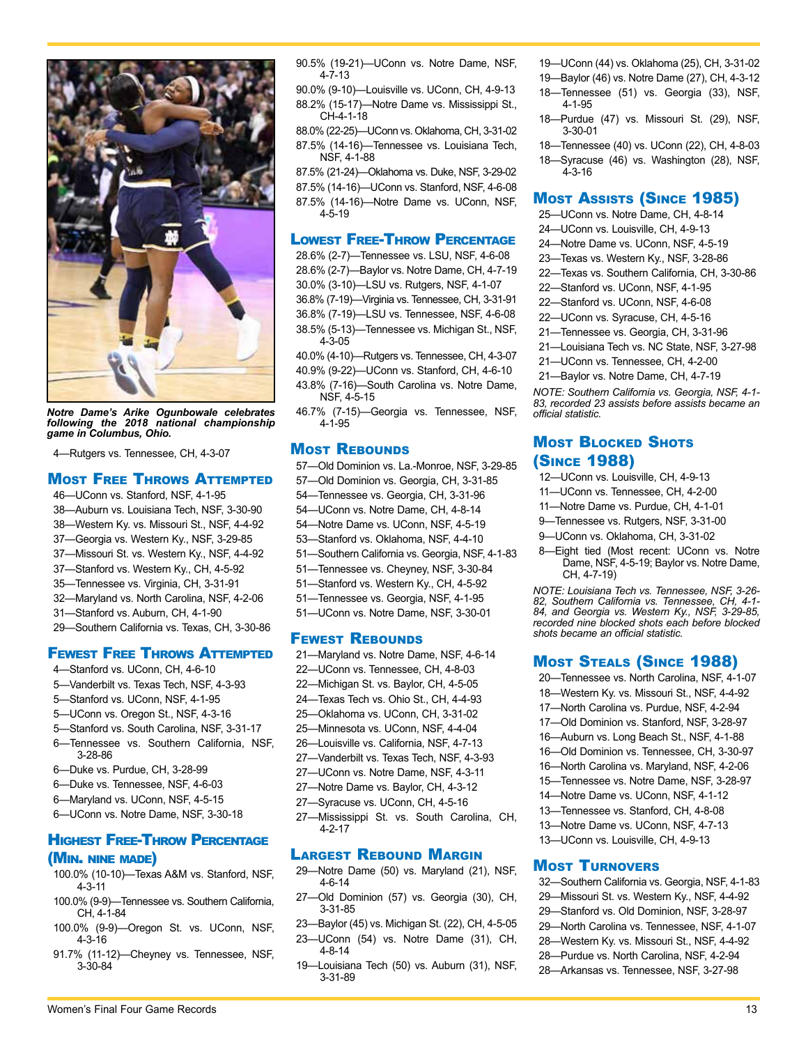*Notre Dame's Arike Ogunbowale celebrates following the 2018 national championship game in Columbus, Ohio.*

4—Rutgers vs. Tennessee, CH, 4-3-07

## Most Free Throws Attempted

46—UConn vs. Stanford, NSF, 4-1-95
38—Auburn vs. Louisiana Tech, NSF, 3-30-90
38—Western Ky. vs. Missouri St., NSF, 4-4-92
37—Georgia vs. Western Ky., NSF, 3-29-85
37—Missouri St. vs. Western Ky., NSF, 4-4-92
37—Stanford vs. Western Ky., CH, 4-5-92
35—Tennessee vs. Virginia, CH, 3-31-91
32—Maryland vs. North Carolina, NSF, 4-2-06
31—Stanford vs. Auburn, CH, 4-1-90
29—Southern California vs. Texas, CH, 3-30-86

## Fewest Free Throws Attempted

4—Stanford vs. UConn, CH, 4-6-10
5—Vanderbilt vs. Texas Tech, NSF, 4-3-93
5—Stanford vs. UConn, NSF, 4-1-95
5—UConn vs. Oregon St., NSF, 4-3-16
5—Stanford vs. South Carolina, NSF, 3-31-17
6—Tennessee vs. Southern California, NSF, 3-28-86
6—Duke vs. Purdue, CH, 3-28-99
6—Duke vs. Tennessee, NSF, 4-6-03
6—Maryland vs. UConn, NSF, 4-5-15
6—UConn vs. Notre Dame, NSF, 3-30-18

## Highest Free-Throw Percentage (Min. nine made)

100.0% (10-10)—Texas A&M vs. Stanford, NSF, 4-3-11
100.0% (9-9)—Tennessee vs. Southern California, CH, 4-1-84
100.0% (9-9)—Oregon St. vs. UConn, NSF, 4-3-16
91.7% (11-12)—Cheyney vs. Tennessee, NSF, 3-30-84
90.5% (19-21)—UConn vs. Notre Dame, NSF, 4-7-13
90.0% (9-10)—Louisville vs. UConn, CH, 4-9-13
88.2% (15-17)—Notre Dame vs. Mississippi St., CH-4-1-18
88.0% (22-25)—UConn vs. Oklahoma, CH, 3-31-02
87.5% (14-16)—Tennessee vs. Louisiana Tech, NSF, 4-1-88
87.5% (21-24)—Oklahoma vs. Duke, NSF, 3-29-02
87.5% (14-16)—UConn vs. Stanford, NSF, 4-6-08
87.5% (14-16)—Notre Dame vs. UConn, NSF, 4-5-19

## Lowest Free-Throw Percentage

28.6% (2-7)—Tennessee vs. LSU, NSF, 4-6-08
28.6% (2-7)—Baylor vs. Notre Dame, CH, 4-7-19
30.0% (3-10)—LSU vs. Rutgers, NSF, 4-1-07
36.8% (7-19)—Virginia vs. Tennessee, CH, 3-31-91
36.8% (7-19)—LSU vs. Tennessee, NSF, 4-6-08
38.5% (5-13)—Tennessee vs. Michigan St., NSF, 4-3-05
40.0% (4-10)—Rutgers vs. Tennessee, CH, 4-3-07
40.9% (9-22)—UConn vs. Stanford, CH, 4-6-10
43.8% (7-16)—South Carolina vs. Notre Dame, NSF, 4-5-15
46.7% (7-15)—Georgia vs. Tennessee, NSF, 4-1-95

## Most Rebounds

57—Old Dominion vs. La.-Monroe, NSF, 3-29-85
57—Old Dominion vs. Georgia, CH, 3-31-85
54—Tennessee vs. Georgia, CH, 3-31-96
54—UConn vs. Notre Dame, CH, 4-8-14
54—Notre Dame vs. UConn, NSF, 4-5-19
53—Stanford vs. Oklahoma, NSF, 4-4-10
51—Southern California vs. Georgia, NSF, 4-1-83
51—Tennessee vs. Cheyney, NSF, 3-30-84
51—Stanford vs. Western Ky., CH, 4-5-92
51—Tennessee vs. Georgia, NSF, 4-1-95
51—UConn vs. Notre Dame, NSF, 3-30-01

## Fewest Rebounds

21—Maryland vs. Notre Dame, NSF, 4-6-14
22—UConn vs. Tennessee, CH, 4-8-03
22—Michigan St. vs. Baylor, CH, 4-5-05
24—Texas Tech vs. Ohio St., CH, 4-4-93
25—Oklahoma vs. UConn, CH, 3-31-02
25—Minnesota vs. UConn, NSF, 4-4-04
26—Louisville vs. California, NSF, 4-7-13
27—Vanderbilt vs. Texas Tech, NSF, 4-3-93
27—UConn vs. Notre Dame, NSF, 4-3-11
27—Notre Dame vs. Baylor, CH, 4-3-12
27—Syracuse vs. UConn, CH, 4-5-16
27—Mississippi St. vs. South Carolina, CH, 4-2-17

## Largest Rebound Margin

29—Notre Dame (50) vs. Maryland (21), NSF, 4-6-14
27—Old Dominion (57) vs. Georgia (30), CH, 3-31-85
23—Baylor (45) vs. Michigan St. (22), CH, 4-5-05
23—UConn (54) vs. Notre Dame (31), CH, 4-8-14
19—Louisiana Tech (50) vs. Auburn (31), NSF, 3-31-89
19—UConn (44) vs. Oklahoma (25), CH, 3-31-02
19—Baylor (46) vs. Notre Dame (27), CH, 4-3-12
18—Tennessee (51) vs. Georgia (33), NSF, 4-1-95
18—Purdue (47) vs. Missouri St. (29), NSF, 3-30-01
18—Tennessee (40) vs. UConn (22), CH, 4-8-03
18—Syracuse (46) vs. Washington (28), NSF, 4-3-16

## Most Assists (Since 1985)

25—UConn vs. Notre Dame, CH, 4-8-14
24—UConn vs. Louisville, CH, 4-9-13
24—Notre Dame vs. UConn, NSF, 4-5-19
23—Texas vs. Western Ky., NSF, 3-28-86
22—Texas vs. Southern California, CH, 3-30-86
22—Stanford vs. UConn, NSF, 4-1-95
22—Stanford vs. UConn, NSF, 4-6-08
22—UConn vs. Syracuse, CH, 4-5-16
21—Tennessee vs. Georgia, CH, 3-31-96
21—Louisiana Tech vs. NC State, NSF, 3-27-98
21—UConn vs. Tennessee, CH, 4-2-00
21—Baylor vs. Notre Dame, CH, 4-7-19

*NOTE: Southern California vs. Georgia, NSF, 4-1-83, recorded 23 assists before assists became an official statistic.*

## Most Blocked Shots (Since 1988)

12—UConn vs. Louisville, CH, 4-9-13
11—UConn vs. Tennessee, CH, 4-2-00
11—Notre Dame vs. Purdue, CH, 4-1-01
9—Tennessee vs. Rutgers, NSF, 3-31-00
9—UConn vs. Oklahoma, CH, 3-31-02
8—Eight tied (Most recent: UConn vs. Notre Dame, NSF, 4-5-19; Baylor vs. Notre Dame, CH, 4-7-19)

*NOTE: Louisiana Tech vs. Tennessee, NSF, 3-26-82, Southern California vs. Tennessee, CH, 4-1-84, and Georgia vs. Western Ky., NSF, 3-29-85, recorded nine blocked shots each before blocked shots became an official statistic.*

## Most Steals (Since 1988)

20—Tennessee vs. North Carolina, NSF, 4-1-07
18—Western Ky. vs. Missouri St., NSF, 4-4-92
17—North Carolina vs. Purdue, NSF, 4-2-94
17—Old Dominion vs. Stanford, NSF, 3-28-97
16—Auburn vs. Long Beach St., NSF, 4-1-88
16—Old Dominion vs. Tennessee, CH, 3-30-97
16—North Carolina vs. Maryland, NSF, 4-2-06
15—Tennessee vs. Notre Dame, NSF, 3-28-97
14—Notre Dame vs. UConn, NSF, 4-1-12
13—Tennessee vs. Stanford, CH, 4-8-08
13—Notre Dame vs. UConn, NSF, 4-7-13
13—UConn vs. Louisville, CH, 4-9-13

## Most Turnovers

32—Southern California vs. Georgia, NSF, 4-1-83
29—Missouri St. vs. Western Ky., NSF, 4-4-92
29—Stanford vs. Old Dominion, NSF, 3-28-97
29—North Carolina vs. Tennessee, NSF, 4-1-07
28—Western Ky. vs. Missouri St., NSF, 4-4-92
28—Purdue vs. North Carolina, NSF, 4-2-94
28—Arkansas vs. Tennessee, NSF, 3-27-98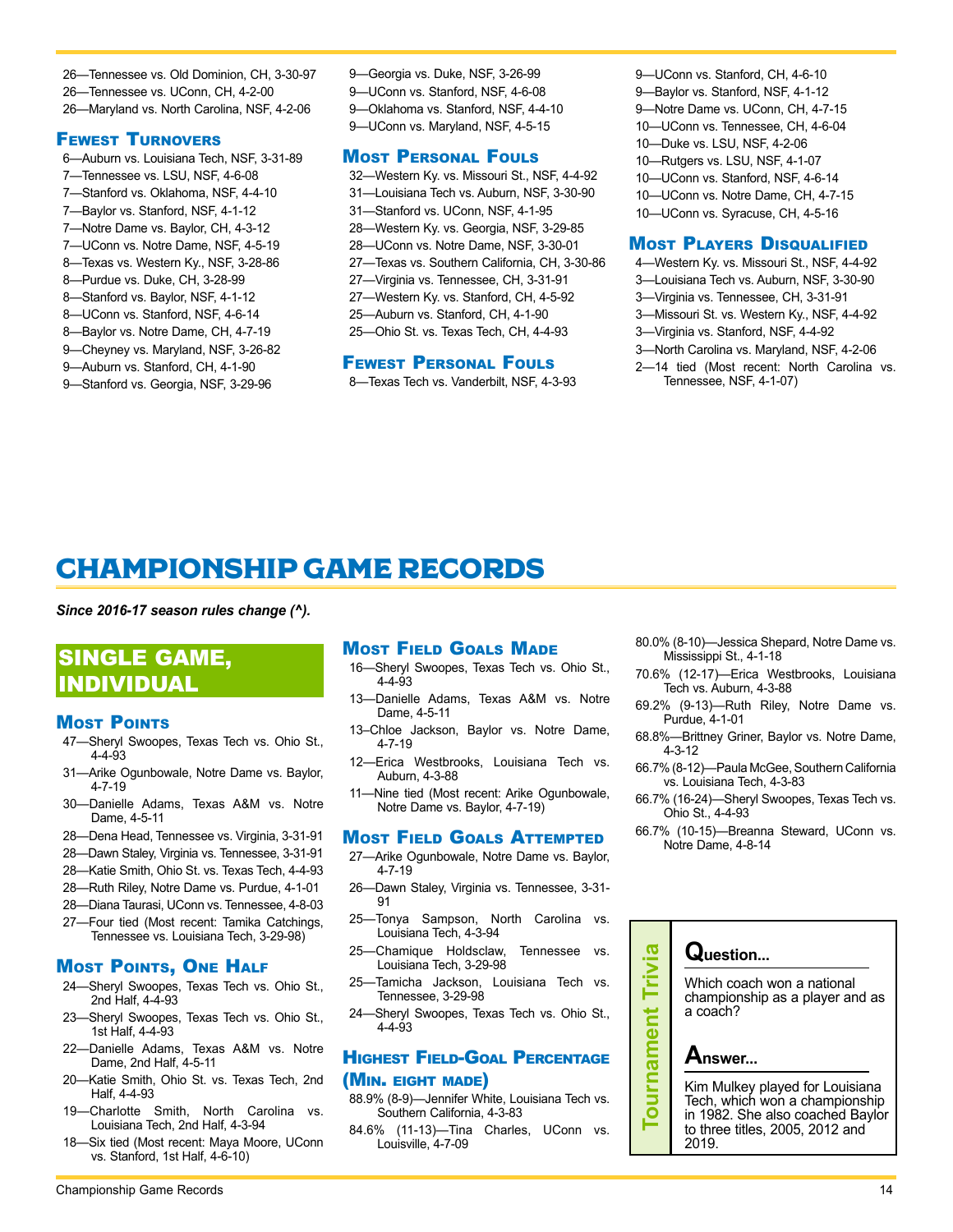26—Tennessee vs. Old Dominion, CH, 3-30-97
26—Tennessee vs. UConn, CH, 4-2-00
26—Maryland vs. North Carolina, NSF, 4-2-06

### Fewest Turnovers

6—Auburn vs. Louisiana Tech, NSF, 3-31-89
7—Tennessee vs. LSU, NSF, 4-6-08
7—Stanford vs. Oklahoma, NSF, 4-4-10
7—Baylor vs. Stanford, NSF, 4-1-12
7—Notre Dame vs. Baylor, CH, 4-3-12
7—UConn vs. Notre Dame, NSF, 4-5-19
8—Texas vs. Western Ky., NSF, 3-28-86
8—Purdue vs. Duke, CH, 3-28-99
8—Stanford vs. Baylor, NSF, 4-1-12
8—UConn vs. Stanford, NSF, 4-6-14
8—Baylor vs. Notre Dame, CH, 4-7-19
9—Cheyney vs. Maryland, NSF, 3-26-82
9—Auburn vs. Stanford, CH, 4-1-90
9—Stanford vs. Georgia, NSF, 3-29-96
9—Georgia vs. Duke, NSF, 3-26-99
9—UConn vs. Stanford, NSF, 4-6-08
9—Oklahoma vs. Stanford, NSF, 4-4-10
9—UConn vs. Maryland, NSF, 4-5-15

### Most Personal Fouls

32—Western Ky. vs. Missouri St., NSF, 4-4-92
31—Louisiana Tech vs. Auburn, NSF, 3-30-90
31—Stanford vs. UConn, NSF, 4-1-95
28—Western Ky. vs. Georgia, NSF, 3-29-85
28—UConn vs. Notre Dame, NSF, 3-30-01
27—Texas vs. Southern California, CH, 3-30-86
27—Virginia vs. Tennessee, CH, 3-31-91
27—Western Ky. vs. Stanford, CH, 4-5-92
25—Auburn vs. Stanford, CH, 4-1-90
25—Ohio St. vs. Texas Tech, CH, 4-4-93

### Fewest Personal Fouls

8—Texas Tech vs. Vanderbilt, NSF, 4-3-93
9—UConn vs. Stanford, CH, 4-6-10
9—Baylor vs. Stanford, NSF, 4-1-12
9—Notre Dame vs. UConn, CH, 4-7-15
10—UConn vs. Tennessee, CH, 4-6-04
10—Duke vs. LSU, NSF, 4-2-06
10—Rutgers vs. LSU, NSF, 4-1-07
10—UConn vs. Stanford, NSF, 4-6-14
10—UConn vs. Notre Dame, CH, 4-7-15
10—UConn vs. Syracuse, CH, 4-5-16

### Most Players Disqualified

4—Western Ky. vs. Missouri St., NSF, 4-4-92
3—Louisiana Tech vs. Auburn, NSF, 3-30-90
3—Virginia vs. Tennessee, CH, 3-31-91
3—Missouri St. vs. Western Ky., NSF, 4-4-92
3—Virginia vs. Stanford, NSF, 4-4-92
3—North Carolina vs. Maryland, NSF, 4-2-06
2—14 tied (Most recent: North Carolina vs. Tennessee, NSF, 4-1-07)

# CHAMPIONSHIP GAME RECORDS

*Since 2016-17 season rules change (^).*

## SINGLE GAME, INDIVIDUAL

### Most Points

47—Sheryl Swoopes, Texas Tech vs. Ohio St., 4-4-93
31—Arike Ogunbowale, Notre Dame vs. Baylor, 4-7-19
30—Danielle Adams, Texas A&M vs. Notre Dame, 4-5-11
28—Dena Head, Tennessee vs. Virginia, 3-31-91
28—Dawn Staley, Virginia vs. Tennessee, 3-31-91
28—Katie Smith, Ohio St. vs. Texas Tech, 4-4-93
28—Ruth Riley, Notre Dame vs. Purdue, 4-1-01
28—Diana Taurasi, UConn vs. Tennessee, 4-8-03
27—Four tied (Most recent: Tamika Catchings, Tennessee vs. Louisiana Tech, 3-29-98)

### Most Points, One Half

24—Sheryl Swoopes, Texas Tech vs. Ohio St., 2nd Half, 4-4-93
23—Sheryl Swoopes, Texas Tech vs. Ohio St., 1st Half, 4-4-93
22—Danielle Adams, Texas A&M vs. Notre Dame, 2nd Half, 4-5-11
20—Katie Smith, Ohio St. vs. Texas Tech, 2nd Half, 4-4-93
19—Charlotte Smith, North Carolina vs. Louisiana Tech, 2nd Half, 4-3-94
18—Six tied (Most recent: Maya Moore, UConn vs. Stanford, 1st Half, 4-6-10)

### Most Field Goals Made

16—Sheryl Swoopes, Texas Tech vs. Ohio St., 4-4-93
13—Danielle Adams, Texas A&M vs. Notre Dame, 4-5-11
13–Chloe Jackson, Baylor vs. Notre Dame, 4-7-19
12—Erica Westbrooks, Louisiana Tech vs. Auburn, 4-3-88
11—Nine tied (Most recent: Arike Ogunbowale, Notre Dame vs. Baylor, 4-7-19)

### Most Field Goals Attempted

27—Arike Ogunbowale, Notre Dame vs. Baylor, 4-7-19
26—Dawn Staley, Virginia vs. Tennessee, 3-31-91
25—Tonya Sampson, North Carolina vs. Louisiana Tech, 4-3-94
25—Chamique Holdsclaw, Tennessee vs. Louisiana Tech, 3-29-98
25—Tamicha Jackson, Louisiana Tech vs. Tennessee, 3-29-98
24—Sheryl Swoopes, Texas Tech vs. Ohio St., 4-4-93

### Highest Field-Goal Percentage (Min. eight made)

88.9% (8-9)—Jennifer White, Louisiana Tech vs. Southern California, 4-3-83
84.6% (11-13)—Tina Charles, UConn vs. Louisville, 4-7-09
80.0% (8-10)—Jessica Shepard, Notre Dame vs. Mississippi St., 4-1-18
70.6% (12-17)—Erica Westbrooks, Louisiana Tech vs. Auburn, 4-3-88
69.2% (9-13)—Ruth Riley, Notre Dame vs. Purdue, 4-1-01
68.8%—Brittney Griner, Baylor vs. Notre Dame, 4-3-12
66.7% (8-12)—Paula McGee, Southern California vs. Louisiana Tech, 4-3-83
66.7% (16-24)—Sheryl Swoopes, Texas Tech vs. Ohio St., 4-4-93
66.7% (10-15)—Breanna Steward, UConn vs. Notre Dame, 4-8-14

**Tournament Trivia**

**Question...**

Which coach won a national championship as a player and as a coach?

**Answer...**

Kim Mulkey played for Louisiana Tech, which won a championship in 1982. She also coached Baylor to three titles, 2005, 2012 and 2019.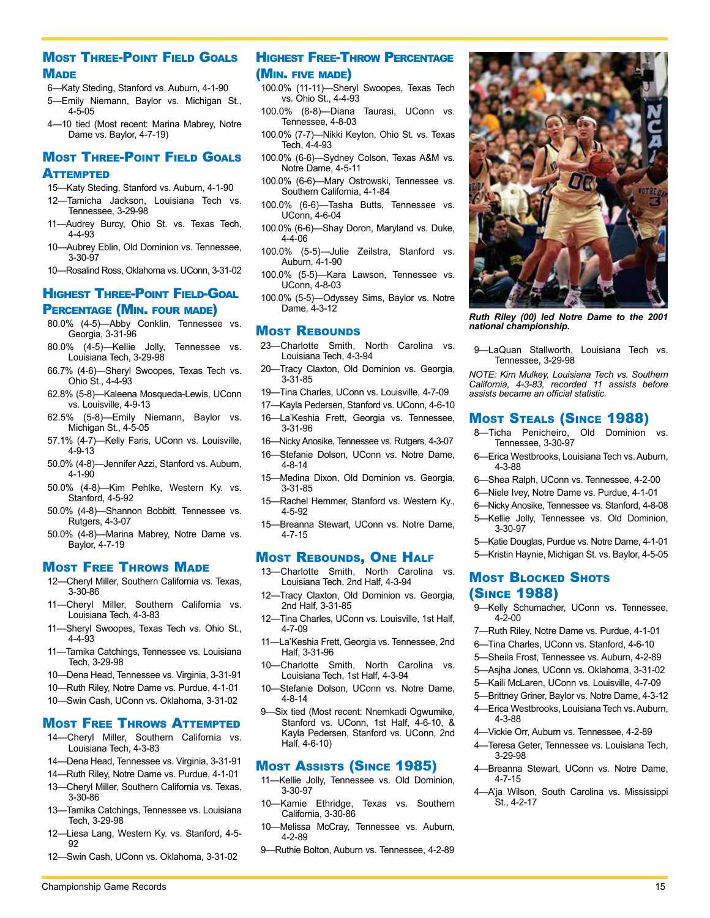## Most Three-Point Field Goals Made

6—Katy Steding, Stanford vs. Auburn, 4-1-90
5—Emily Niemann, Baylor vs. Michigan St., 4-5-05
4—10 tied (Most recent: Marina Mabrey, Notre Dame vs. Baylor, 4-7-19)

## Most Three-Point Field Goals Attempted

15—Katy Steding, Stanford vs. Auburn, 4-1-90
12—Tamicha Jackson, Louisiana Tech vs. Tennessee, 3-29-98
11—Audrey Burcy, Ohio St. vs. Texas Tech, 4-4-93
10—Aubrey Eblin, Old Dominion vs. Tennessee, 3-30-97
10—Rosalind Ross, Oklahoma vs. UConn, 3-31-02

## Highest Three-Point Field-Goal Percentage (Min. four made)

80.0% (4-5)—Abby Conklin, Tennessee vs. Georgia, 3-31-96
80.0% (4-5)—Kellie Jolly, Tennessee vs. Louisiana Tech, 3-29-98
66.7% (4-6)—Sheryl Swoopes, Texas Tech vs. Ohio St., 4-4-93
62.8% (5-8)—Kaleena Mosqueda-Lewis, UConn vs. Louisville, 4-9-13
62.5% (5-8)—Emily Niemann, Baylor vs. Michigan St., 4-5-05
57.1% (4-7)—Kelly Faris, UConn vs. Louisville, 4-9-13
50.0% (4-8)—Jennifer Azzi, Stanford vs. Auburn, 4-1-90
50.0% (4-8)—Kim Pehlke, Western Ky. vs. Stanford, 4-5-92
50.0% (4-8)—Shannon Bobbitt, Tennessee vs. Rutgers, 4-3-07
50.0% (4-8)—Marina Mabrey, Notre Dame vs. Baylor, 4-7-19

## Most Free Throws Made

12—Cheryl Miller, Southern California vs. Texas, 3-30-86
11—Cheryl Miller, Southern California vs. Louisiana Tech, 4-3-83
11—Sheryl Swoopes, Texas Tech vs. Ohio St., 4-4-93
11—Tamika Catchings, Tennessee vs. Louisiana Tech, 3-29-98
10—Dena Head, Tennessee vs. Virginia, 3-31-91
10—Ruth Riley, Notre Dame vs. Purdue, 4-1-01
10—Swin Cash, UConn vs. Oklahoma, 3-31-02

## Most Free Throws Attempted

14—Cheryl Miller, Southern California vs. Louisiana Tech, 4-3-83
14—Dena Head, Tennessee vs. Virginia, 3-31-91
14—Ruth Riley, Notre Dame vs. Purdue, 4-1-01
13—Cheryl Miller, Southern California vs. Texas, 3-30-86
13—Tamika Catchings, Tennessee vs. Louisiana Tech, 3-29-98
12—Liesa Lang, Western Ky. vs. Stanford, 4-5-92
12—Swin Cash, UConn vs. Oklahoma, 3-31-02

## Highest Free-Throw Percentage (Min. five made)

100.0% (11-11)—Sheryl Swoopes, Texas Tech vs. Ohio St., 4-4-93
100.0% (8-8)—Diana Taurasi, UConn vs. Tennessee, 4-8-03
100.0% (7-7)—Nikki Keyton, Ohio St. vs. Texas Tech, 4-4-93
100.0% (6-6)—Sydney Colson, Texas A&M vs. Notre Dame, 4-5-11
100.0% (6-6)—Mary Ostrowski, Tennessee vs. Southern California, 4-1-84
100.0% (6-6)—Tasha Butts, Tennessee vs. UConn, 4-6-04
100.0% (6-6)—Shay Doron, Maryland vs. Duke, 4-4-06
100.0% (5-5)—Julie Zeilstra, Stanford vs. Auburn, 4-1-90
100.0% (5-5)—Kara Lawson, Tennessee vs. UConn, 4-8-03
100.0% (5-5)—Odyssey Sims, Baylor vs. Notre Dame, 4-3-12

## Most Rebounds

23—Charlotte Smith, North Carolina vs. Louisiana Tech, 4-3-94
20—Tracy Claxton, Old Dominion vs. Georgia, 3-31-85
19—Tina Charles, UConn vs. Louisville, 4-7-09
17—Kayla Pedersen, Stanford vs. UConn, 4-6-10
16—La'Keshia Frett, Georgia vs. Tennessee, 3-31-96
16—Nicky Anosike, Tennessee vs. Rutgers, 4-3-07
16—Stefanie Dolson, UConn vs. Notre Dame, 4-8-14
15—Medina Dixon, Old Dominion vs. Georgia, 3-31-85
15—Rachel Hemmer, Stanford vs. Western Ky., 4-5-92
15—Breanna Stewart, UConn vs. Notre Dame, 4-7-15

## Most Rebounds, One Half

13—Charlotte Smith, North Carolina vs. Louisiana Tech, 2nd Half, 4-3-94
12—Tracy Claxton, Old Dominion vs. Georgia, 2nd Half, 3-31-85
12—Tina Charles, UConn vs. Louisville, 1st Half, 4-7-09
11—La'Keshia Frett, Georgia vs. Tennessee, 2nd Half, 3-31-96
10—Charlotte Smith, North Carolina vs. Louisiana Tech, 1st Half, 4-3-94
10—Stefanie Dolson, UConn vs. Notre Dame, 4-8-14
9—Six tied (Most recent: Nnemkadi Ogwumike, Stanford vs. UConn, 1st Half, 4-6-10, & Kayla Pedersen, Stanford vs. UConn, 2nd Half, 4-6-10)

## Most Assists (Since 1985)

11—Kellie Jolly, Tennessee vs. Old Dominion, 3-30-97
10—Kamie Ethridge, Texas vs. Southern California, 3-30-86
10—Melissa McCray, Tennessee vs. Auburn, 4-2-89
9—Ruthie Bolton, Auburn vs. Tennessee, 4-2-89

*Ruth Riley (00) led Notre Dame to the 2001 national championship.*

9—LaQuan Stallworth, Louisiana Tech vs. Tennessee, 3-29-98

*NOTE: Kim Mulkey, Louisiana Tech vs. Southern California, 4-3-83, recorded 11 assists before assists became an official statistic.*

## Most Steals (Since 1988)

8—Ticha Penicheiro, Old Dominion vs. Tennessee, 3-30-97
6—Erica Westbrooks, Louisiana Tech vs. Auburn, 4-3-88
6—Shea Ralph, UConn vs. Tennessee, 4-2-00
6—Niele Ivey, Notre Dame vs. Purdue, 4-1-01
6—Nicky Anosike, Tennessee vs. Stanford, 4-8-08
5—Kellie Jolly, Tennessee vs. Old Dominion, 3-30-97
5—Katie Douglas, Purdue vs. Notre Dame, 4-1-01
5—Kristin Haynie, Michigan St. vs. Baylor, 4-5-05

## Most Blocked Shots (Since 1988)

9—Kelly Schumacher, UConn vs. Tennessee, 4-2-00
7—Ruth Riley, Notre Dame vs. Purdue, 4-1-01
6—Tina Charles, UConn vs. Stanford, 4-6-10
5—Sheila Frost, Tennessee vs. Auburn, 4-2-89
5—Asjha Jones, UConn vs. Oklahoma, 3-31-02
5—Kaili McLaren, UConn vs. Louisville, 4-7-09
5—Brittney Griner, Baylor vs. Notre Dame, 4-3-12
4—Erica Westbrooks, Louisiana Tech vs. Auburn, 4-3-88
4—Vickie Orr, Auburn vs. Tennessee, 4-2-89
4—Teresa Geter, Tennessee vs. Louisiana Tech, 3-29-98
4—Breanna Stewart, UConn vs. Notre Dame, 4-7-15
4—A'ja Wilson, South Carolina vs. Mississippi St., 4-2-17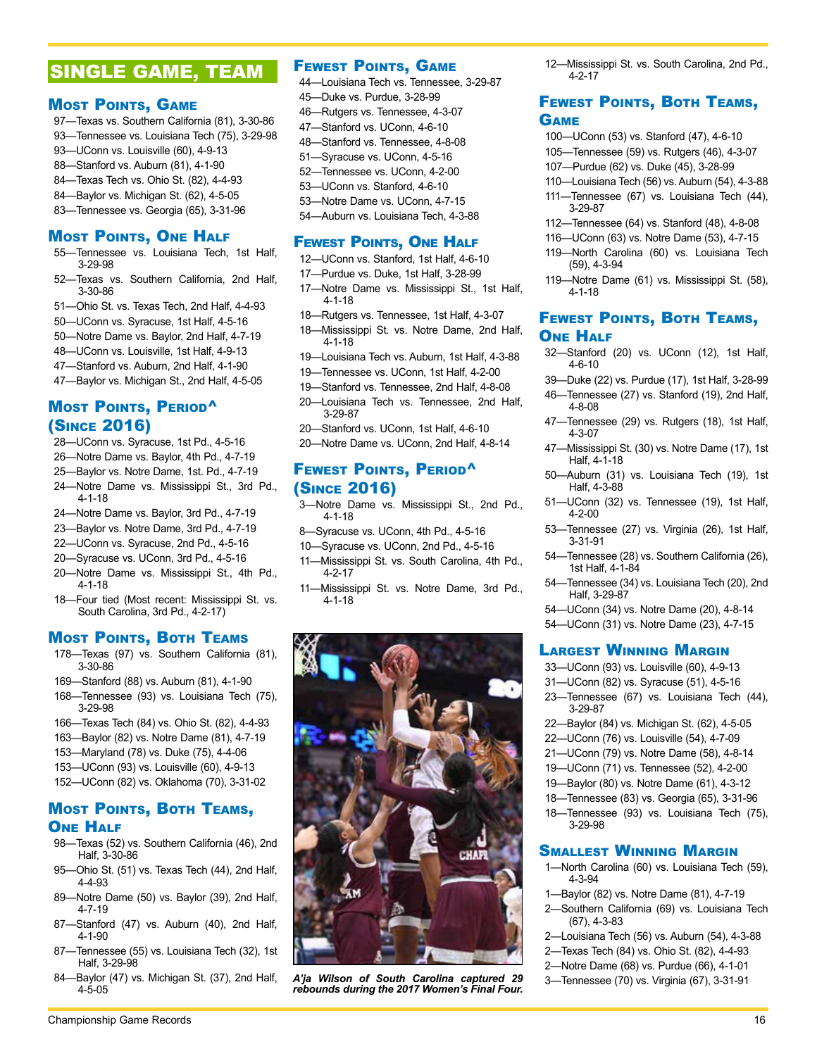# SINGLE GAME, TEAM

## Most Points, Game

97—Texas vs. Southern California (81), 3-30-86
93—Tennessee vs. Louisiana Tech (75), 3-29-98
93—UConn vs. Louisville (60), 4-9-13
88—Stanford vs. Auburn (81), 4-1-90
84—Texas Tech vs. Ohio St. (82), 4-4-93
84—Baylor vs. Michigan St. (62), 4-5-05
83—Tennessee vs. Georgia (65), 3-31-96

## Most Points, One Half

55—Tennessee vs. Louisiana Tech, 1st Half, 3-29-98
52—Texas vs. Southern California, 2nd Half, 3-30-86
51—Ohio St. vs. Texas Tech, 2nd Half, 4-4-93
50—UConn vs. Syracuse, 1st Half, 4-5-16
50—Notre Dame vs. Baylor, 2nd Half, 4-7-19
48—UConn vs. Louisville, 1st Half, 4-9-13
47—Stanford vs. Auburn, 2nd Half, 4-1-90
47—Baylor vs. Michigan St., 2nd Half, 4-5-05

## Most Points, Period^ (Since 2016)

28—UConn vs. Syracuse, 1st Pd., 4-5-16
26—Notre Dame vs. Baylor, 4th Pd., 4-7-19
25—Baylor vs. Notre Dame, 1st. Pd., 4-7-19
24—Notre Dame vs. Mississippi St., 3rd Pd., 4-1-18
24—Notre Dame vs. Baylor, 3rd Pd., 4-7-19
23—Baylor vs. Notre Dame, 3rd Pd., 4-7-19
22—UConn vs. Syracuse, 2nd Pd., 4-5-16
20—Syracuse vs. UConn, 3rd Pd., 4-5-16
20—Notre Dame vs. Mississippi St., 4th Pd., 4-1-18
18—Four tied (Most recent: Mississippi St. vs. South Carolina, 3rd Pd., 4-2-17)

## Most Points, Both Teams

178—Texas (97) vs. Southern California (81), 3-30-86
169—Stanford (88) vs. Auburn (81), 4-1-90
168—Tennessee (93) vs. Louisiana Tech (75), 3-29-98
166—Texas Tech (84) vs. Ohio St. (82), 4-4-93
163—Baylor (82) vs. Notre Dame (81), 4-7-19
153—Maryland (78) vs. Duke (75), 4-4-06
153—UConn (93) vs. Louisville (60), 4-9-13
152—UConn (82) vs. Oklahoma (70), 3-31-02

## Most Points, Both Teams, One Half

98—Texas (52) vs. Southern California (46), 2nd Half, 3-30-86
95—Ohio St. (51) vs. Texas Tech (44), 2nd Half, 4-4-93
89—Notre Dame (50) vs. Baylor (39), 2nd Half, 4-7-19
87—Stanford (47) vs. Auburn (40), 2nd Half, 4-1-90
87—Tennessee (55) vs. Louisiana Tech (32), 1st Half, 3-29-98
84—Baylor (47) vs. Michigan St. (37), 2nd Half, 4-5-05

## Fewest Points, Game

44—Louisiana Tech vs. Tennessee, 3-29-87
45—Duke vs. Purdue, 3-28-99
46—Rutgers vs. Tennessee, 4-3-07
47—Stanford vs. UConn, 4-6-10
48—Stanford vs. Tennessee, 4-8-08
51—Syracuse vs. UConn, 4-5-16
52—Tennessee vs. UConn, 4-2-00
53—UConn vs. Stanford, 4-6-10
53—Notre Dame vs. UConn, 4-7-15
54—Auburn vs. Louisiana Tech, 4-3-88

## Fewest Points, One Half

12—UConn vs. Stanford, 1st Half, 4-6-10
17—Purdue vs. Duke, 1st Half, 3-28-99
17—Notre Dame vs. Mississippi St., 1st Half, 4-1-18
18—Rutgers vs. Tennessee, 1st Half, 4-3-07
18—Mississippi St. vs. Notre Dame, 2nd Half, 4-1-18
19—Louisiana Tech vs. Auburn, 1st Half, 4-3-88
19—Tennessee vs. UConn, 1st Half, 4-2-00
19—Stanford vs. Tennessee, 2nd Half, 4-8-08
20—Louisiana Tech vs. Tennessee, 2nd Half, 3-29-87
20—Stanford vs. UConn, 1st Half, 4-6-10
20—Notre Dame vs. UConn, 2nd Half, 4-8-14

## Fewest Points, Period^ (Since 2016)

3—Notre Dame vs. Mississippi St., 2nd Pd., 4-1-18
8—Syracuse vs. UConn, 4th Pd., 4-5-16
10—Syracuse vs. UConn, 2nd Pd., 4-5-16
11—Mississippi St. vs. South Carolina, 4th Pd., 4-2-17
11—Mississippi St. vs. Notre Dame, 3rd Pd., 4-1-18
12—Mississippi St. vs. South Carolina, 2nd Pd., 4-2-17

*A'ja Wilson of South Carolina captured 29 rebounds during the 2017 Women's Final Four.*

## Fewest Points, Both Teams, Game

100—UConn (53) vs. Stanford (47), 4-6-10
105—Tennessee (59) vs. Rutgers (46), 4-3-07
107—Purdue (62) vs. Duke (45), 3-28-99
110—Louisiana Tech (56) vs. Auburn (54), 4-3-88
111—Tennessee (67) vs. Louisiana Tech (44), 3-29-87
112—Tennessee (64) vs. Stanford (48), 4-8-08
116—UConn (63) vs. Notre Dame (53), 4-7-15
119—North Carolina (60) vs. Louisiana Tech (59), 4-3-94
119—Notre Dame (61) vs. Mississippi St. (58), 4-1-18

## Fewest Points, Both Teams, One Half

32—Stanford (20) vs. UConn (12), 1st Half, 4-6-10
39—Duke (22) vs. Purdue (17), 1st Half, 3-28-99
46—Tennessee (27) vs. Stanford (19), 2nd Half, 4-8-08
47—Tennessee (29) vs. Rutgers (18), 1st Half, 4-3-07
47—Mississippi St. (30) vs. Notre Dame (17), 1st Half, 4-1-18
50—Auburn (31) vs. Louisiana Tech (19), 1st Half, 4-3-88
51—UConn (32) vs. Tennessee (19), 1st Half, 4-2-00
53—Tennessee (27) vs. Virginia (26), 1st Half, 3-31-91
54—Tennessee (28) vs. Southern California (26), 1st Half, 4-1-84
54—Tennessee (34) vs. Louisiana Tech (20), 2nd Half, 3-29-87
54—UConn (34) vs. Notre Dame (20), 4-8-14
54—UConn (31) vs. Notre Dame (23), 4-7-15

## Largest Winning Margin

33—UConn (93) vs. Louisville (60), 4-9-13
31—UConn (82) vs. Syracuse (51), 4-5-16
23—Tennessee (67) vs. Louisiana Tech (44), 3-29-87
22—Baylor (84) vs. Michigan St. (62), 4-5-05
22—UConn (76) vs. Louisville (54), 4-7-09
21—UConn (79) vs. Notre Dame (58), 4-8-14
19—UConn (71) vs. Tennessee (52), 4-2-00
19—Baylor (80) vs. Notre Dame (61), 4-3-12
18—Tennessee (83) vs. Georgia (65), 3-31-96
18—Tennessee (93) vs. Louisiana Tech (75), 3-29-98

## Smallest Winning Margin

1—North Carolina (60) vs. Louisiana Tech (59), 4-3-94
1—Baylor (82) vs. Notre Dame (81), 4-7-19
2—Southern California (69) vs. Louisiana Tech (67), 4-3-83
2—Louisiana Tech (56) vs. Auburn (54), 4-3-88
2—Texas Tech (84) vs. Ohio St. (82), 4-4-93
2—Notre Dame (68) vs. Purdue (66), 4-1-01
3—Tennessee (70) vs. Virginia (67), 3-31-91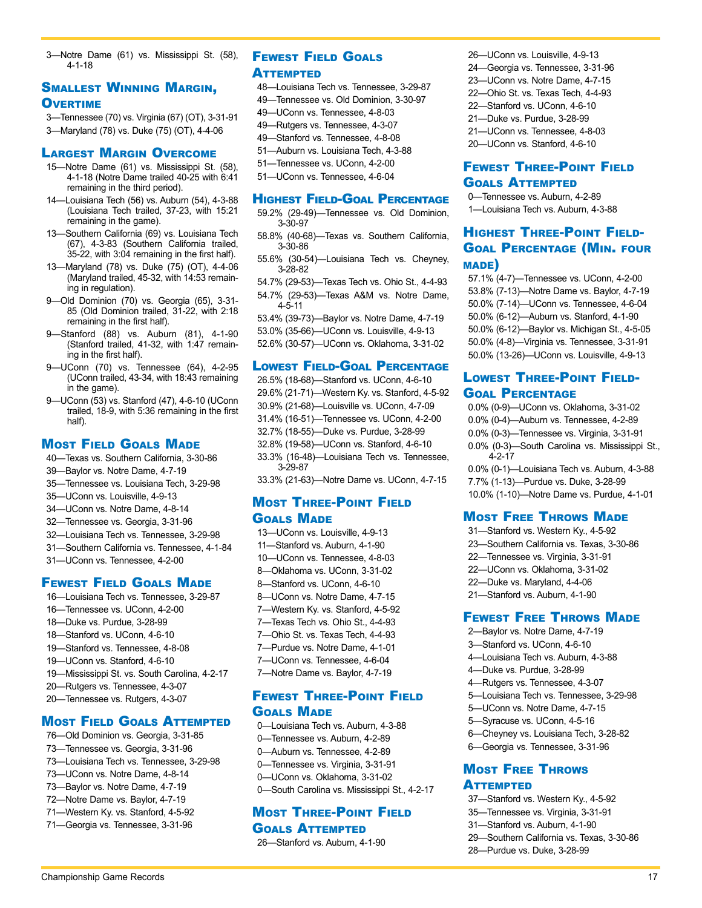3—Notre Dame (61) vs. Mississippi St. (58), 4-1-18

## Smallest Winning Margin, Overtime

3—Tennessee (70) vs. Virginia (67) (OT), 3-31-91
3—Maryland (78) vs. Duke (75) (OT), 4-4-06

## Largest Margin Overcome

15—Notre Dame (61) vs. Mississippi St. (58), 4-1-18 (Notre Dame trailed 40-25 with 6:41 remaining in the third period).
14—Louisiana Tech (56) vs. Auburn (54), 4-3-88 (Louisiana Tech trailed, 37-23, with 15:21 remaining in the game).
13—Southern California (69) vs. Louisiana Tech (67), 4-3-83 (Southern California trailed, 35-22, with 3:04 remaining in the first half).
13—Maryland (78) vs. Duke (75) (OT), 4-4-06 (Maryland trailed, 45-32, with 14:53 remaining in regulation).
9—Old Dominion (70) vs. Georgia (65), 3-31-85 (Old Dominion trailed, 31-22, with 2:18 remaining in the first half).
9—Stanford (88) vs. Auburn (81), 4-1-90 (Stanford trailed, 41-32, with 1:47 remaining in the first half).
9—UConn (70) vs. Tennessee (64), 4-2-95 (UConn trailed, 43-34, with 18:43 remaining in the game).
9—UConn (53) vs. Stanford (47), 4-6-10 (UConn trailed, 18-9, with 5:36 remaining in the first half).

## Most Field Goals Made

40—Texas vs. Southern California, 3-30-86
39—Baylor vs. Notre Dame, 4-7-19
35—Tennessee vs. Louisiana Tech, 3-29-98
35—UConn vs. Louisville, 4-9-13
34—UConn vs. Notre Dame, 4-8-14
32—Tennessee vs. Georgia, 3-31-96
32—Louisiana Tech vs. Tennessee, 3-29-98
31—Southern California vs. Tennessee, 4-1-84
31—UConn vs. Tennessee, 4-2-00

## Fewest Field Goals Made

16—Louisiana Tech vs. Tennessee, 3-29-87
16—Tennessee vs. UConn, 4-2-00
18—Duke vs. Purdue, 3-28-99
18—Stanford vs. UConn, 4-6-10
19—Stanford vs. Tennessee, 4-8-08
19—UConn vs. Stanford, 4-6-10
19—Mississippi St. vs. South Carolina, 4-2-17
20—Rutgers vs. Tennessee, 4-3-07
20—Tennessee vs. Rutgers, 4-3-07

## Most Field Goals Attempted

76—Old Dominion vs. Georgia, 3-31-85
73—Tennessee vs. Georgia, 3-31-96
73—Louisiana Tech vs. Tennessee, 3-29-98
73—UConn vs. Notre Dame, 4-8-14
73—Baylor vs. Notre Dame, 4-7-19
72—Notre Dame vs. Baylor, 4-7-19
71—Western Ky. vs. Stanford, 4-5-92
71—Georgia vs. Tennessee, 3-31-96

## Fewest Field Goals Attempted

48—Louisiana Tech vs. Tennessee, 3-29-87
49—Tennessee vs. Old Dominion, 3-30-97
49—UConn vs. Tennessee, 4-8-03
49—Rutgers vs. Tennessee, 4-3-07
49—Stanford vs. Tennessee, 4-8-08
51—Auburn vs. Louisiana Tech, 4-3-88
51—Tennessee vs. UConn, 4-2-00
51—UConn vs. Tennessee, 4-6-04

## Highest Field-Goal Percentage

59.2% (29-49)—Tennessee vs. Old Dominion, 3-30-97
58.8% (40-68)—Texas vs. Southern California, 3-30-86
55.6% (30-54)—Louisiana Tech vs. Cheyney, 3-28-82
54.7% (29-53)—Texas Tech vs. Ohio St., 4-4-93
54.7% (29-53)—Texas A&M vs. Notre Dame, 4-5-11
53.4% (39-73)—Baylor vs. Notre Dame, 4-7-19
53.0% (35-66)—UConn vs. Louisville, 4-9-13
52.6% (30-57)—UConn vs. Oklahoma, 3-31-02

## Lowest Field-Goal Percentage

26.5% (18-68)—Stanford vs. UConn, 4-6-10
29.6% (21-71)—Western Ky. vs. Stanford, 4-5-92
30.9% (21-68)—Louisville vs. UConn, 4-7-09
31.4% (16-51)—Tennessee vs. UConn, 4-2-00
32.7% (18-55)—Duke vs. Purdue, 3-28-99
32.8% (19-58)—UConn vs. Stanford, 4-6-10
33.3% (16-48)—Louisiana Tech vs. Tennessee, 3-29-87
33.3% (21-63)—Notre Dame vs. UConn, 4-7-15

## Most Three-Point Field Goals Made

13—UConn vs. Louisville, 4-9-13
11—Stanford vs. Auburn, 4-1-90
10—UConn vs. Tennessee, 4-8-03
8—Oklahoma vs. UConn, 3-31-02
8—Stanford vs. UConn, 4-6-10
8—UConn vs. Notre Dame, 4-7-15
7—Western Ky. vs. Stanford, 4-5-92
7—Texas Tech vs. Ohio St., 4-4-93
7—Ohio St. vs. Texas Tech, 4-4-93
7—Purdue vs. Notre Dame, 4-1-01
7—UConn vs. Tennessee, 4-6-04
7—Notre Dame vs. Baylor, 4-7-19

## Fewest Three-Point Field Goals Made

0—Louisiana Tech vs. Auburn, 4-3-88
0—Tennessee vs. Auburn, 4-2-89
0—Auburn vs. Tennessee, 4-2-89
0—Tennessee vs. Virginia, 3-31-91
0—UConn vs. Oklahoma, 3-31-02
0—South Carolina vs. Mississippi St., 4-2-17

## Most Three-Point Field Goals Attempted

26—Stanford vs. Auburn, 4-1-90
26—UConn vs. Louisville, 4-9-13
24—Georgia vs. Tennessee, 3-31-96
23—UConn vs. Notre Dame, 4-7-15
22—Ohio St. vs. Texas Tech, 4-4-93
22—Stanford vs. UConn, 4-6-10
21—Duke vs. Purdue, 3-28-99
21—UConn vs. Tennessee, 4-8-03
20—UConn vs. Stanford, 4-6-10

## Fewest Three-Point Field Goals Attempted

0—Tennessee vs. Auburn, 4-2-89
1—Louisiana Tech vs. Auburn, 4-3-88

## Highest Three-Point Field-Goal Percentage (Min. four made)

57.1% (4-7)—Tennessee vs. UConn, 4-2-00
53.8% (7-13)—Notre Dame vs. Baylor, 4-7-19
50.0% (7-14)—UConn vs. Tennessee, 4-6-04
50.0% (6-12)—Auburn vs. Stanford, 4-1-90
50.0% (6-12)—Baylor vs. Michigan St., 4-5-05
50.0% (4-8)—Virginia vs. Tennessee, 3-31-91
50.0% (13-26)—UConn vs. Louisville, 4-9-13

## Lowest Three-Point Field-Goal Percentage

0.0% (0-9)—UConn vs. Oklahoma, 3-31-02
0.0% (0-4)—Auburn vs. Tennessee, 4-2-89
0.0% (0-3)—Tennessee vs. Virginia, 3-31-91
0.0% (0-3)—South Carolina vs. Mississippi St., 4-2-17
0.0% (0-1)—Louisiana Tech vs. Auburn, 4-3-88
7.7% (1-13)—Purdue vs. Duke, 3-28-99
10.0% (1-10)—Notre Dame vs. Purdue, 4-1-01

## Most Free Throws Made

31—Stanford vs. Western Ky., 4-5-92
23—Southern California vs. Texas, 3-30-86
22—Tennessee vs. Virginia, 3-31-91
22—UConn vs. Oklahoma, 3-31-02
22—Duke vs. Maryland, 4-4-06
21—Stanford vs. Auburn, 4-1-90

## Fewest Free Throws Made

2—Baylor vs. Notre Dame, 4-7-19
3—Stanford vs. UConn, 4-6-10
4—Louisiana Tech vs. Auburn, 4-3-88
4—Duke vs. Purdue, 3-28-99
4—Rutgers vs. Tennessee, 4-3-07
5—Louisiana Tech vs. Tennessee, 3-29-98
5—UConn vs. Notre Dame, 4-7-15
5—Syracuse vs. UConn, 4-5-16
6—Cheyney vs. Louisiana Tech, 3-28-82
6—Georgia vs. Tennessee, 3-31-96

## Most Free Throws Attempted

37—Stanford vs. Western Ky., 4-5-92
35—Tennessee vs. Virginia, 3-31-91
31—Stanford vs. Auburn, 4-1-90
29—Southern California vs. Texas, 3-30-86
28—Purdue vs. Duke, 3-28-99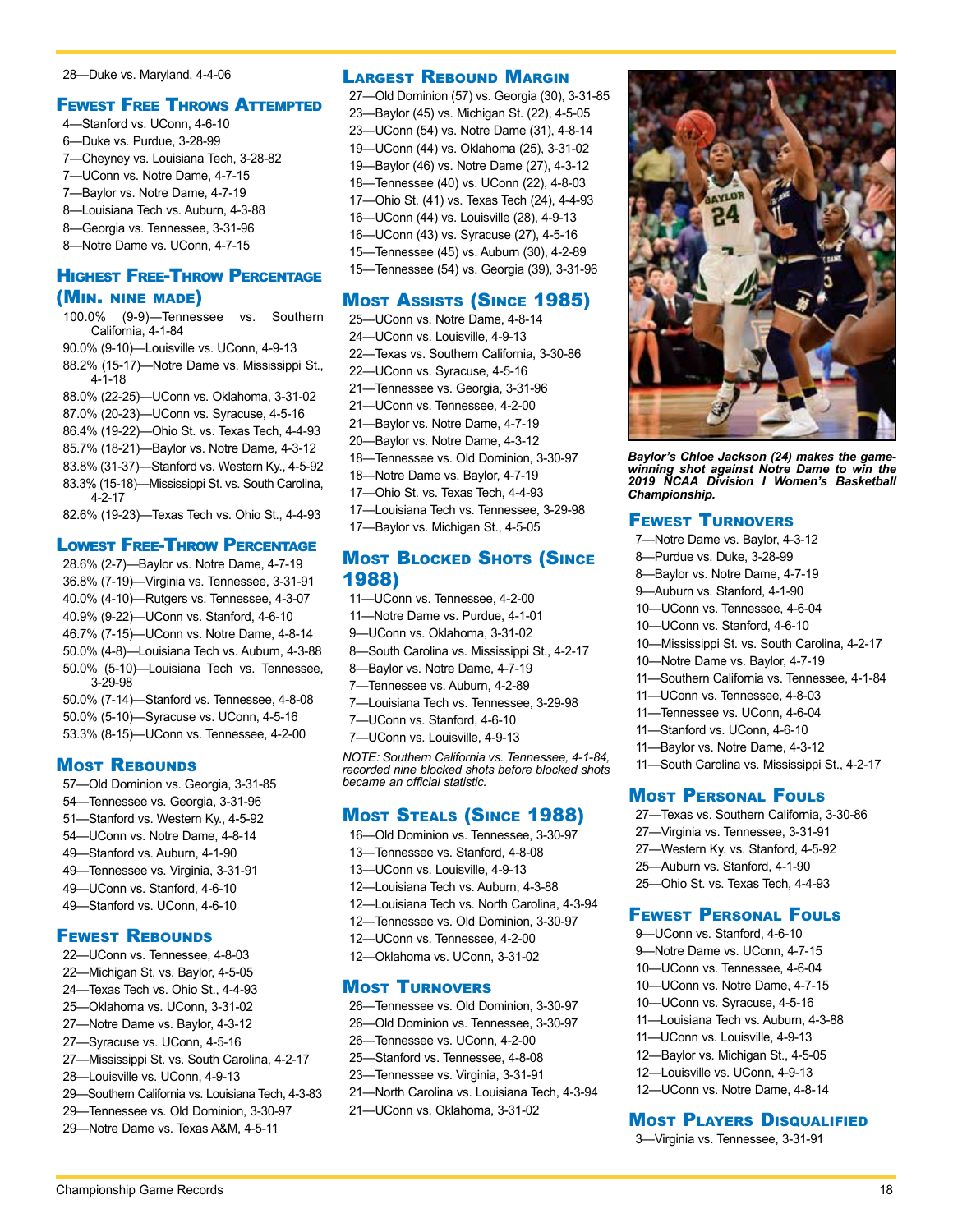28—Duke vs. Maryland, 4-4-06

### Fewest Free Throws Attempted

4—Stanford vs. UConn, 4-6-10
6—Duke vs. Purdue, 3-28-99
7—Cheyney vs. Louisiana Tech, 3-28-82
7—UConn vs. Notre Dame, 4-7-15
7—Baylor vs. Notre Dame, 4-7-19
8—Louisiana Tech vs. Auburn, 4-3-88
8—Georgia vs. Tennessee, 3-31-96
8—Notre Dame vs. UConn, 4-7-15

### Highest Free-Throw Percentage (Min. nine made)

100.0% (9-9)—Tennessee vs. Southern California, 4-1-84
90.0% (9-10)—Louisville vs. UConn, 4-9-13
88.2% (15-17)—Notre Dame vs. Mississippi St., 4-1-18
88.0% (22-25)—UConn vs. Oklahoma, 3-31-02
87.0% (20-23)—UConn vs. Syracuse, 4-5-16
86.4% (19-22)—Ohio St. vs. Texas Tech, 4-4-93
85.7% (18-21)—Baylor vs. Notre Dame, 4-3-12
83.8% (31-37)—Stanford vs. Western Ky., 4-5-92
83.3% (15-18)—Mississippi St. vs. South Carolina, 4-2-17
82.6% (19-23)—Texas Tech vs. Ohio St., 4-4-93

### Lowest Free-Throw Percentage

28.6% (2-7)—Baylor vs. Notre Dame, 4-7-19
36.8% (7-19)—Virginia vs. Tennessee, 3-31-91
40.0% (4-10)—Rutgers vs. Tennessee, 4-3-07
40.9% (9-22)—UConn vs. Stanford, 4-6-10
46.7% (7-15)—UConn vs. Notre Dame, 4-8-14
50.0% (4-8)—Louisiana Tech vs. Auburn, 4-3-88
50.0% (5-10)—Louisiana Tech vs. Tennessee, 3-29-98
50.0% (7-14)—Stanford vs. Tennessee, 4-8-08
50.0% (5-10)—Syracuse vs. UConn, 4-5-16
53.3% (8-15)—UConn vs. Tennessee, 4-2-00

### Most Rebounds

57—Old Dominion vs. Georgia, 3-31-85
54—Tennessee vs. Georgia, 3-31-96
51—Stanford vs. Western Ky., 4-5-92
54—UConn vs. Notre Dame, 4-8-14
49—Stanford vs. Auburn, 4-1-90
49—Tennessee vs. Virginia, 3-31-91
49—UConn vs. Stanford, 4-6-10
49—Stanford vs. UConn, 4-6-10

### Fewest Rebounds

22—UConn vs. Tennessee, 4-8-03
22—Michigan St. vs. Baylor, 4-5-05
24—Texas Tech vs. Ohio St., 4-4-93
25—Oklahoma vs. UConn, 3-31-02
27—Notre Dame vs. Baylor, 4-3-12
27—Syracuse vs. UConn, 4-5-16
27—Mississippi St. vs. South Carolina, 4-2-17
28—Louisville vs. UConn, 4-9-13
29—Southern California vs. Louisiana Tech, 4-3-83
29—Tennessee vs. Old Dominion, 3-30-97
29—Notre Dame vs. Texas A&M, 4-5-11

### Largest Rebound Margin

27—Old Dominion (57) vs. Georgia (30), 3-31-85
23—Baylor (45) vs. Michigan St. (22), 4-5-05
23—UConn (54) vs. Notre Dame (31), 4-8-14
19—UConn (44) vs. Oklahoma (25), 3-31-02
19—Baylor (46) vs. Notre Dame (27), 4-3-12
18—Tennessee (40) vs. UConn (22), 4-8-03
17—Ohio St. (41) vs. Texas Tech (24), 4-4-93
16—UConn (44) vs. Louisville (28), 4-9-13
16—UConn (43) vs. Syracuse (27), 4-5-16
15—Tennessee (45) vs. Auburn (30), 4-2-89
15—Tennessee (54) vs. Georgia (39), 3-31-96

### Most Assists (Since 1985)

25—UConn vs. Notre Dame, 4-8-14
24—UConn vs. Louisville, 4-9-13
22—Texas vs. Southern California, 3-30-86
22—UConn vs. Syracuse, 4-5-16
21—Tennessee vs. Georgia, 3-31-96
21—UConn vs. Tennessee, 4-2-00
21—Baylor vs. Notre Dame, 4-7-19
20—Baylor vs. Notre Dame, 4-3-12
18—Tennessee vs. Old Dominion, 3-30-97
18—Notre Dame vs. Baylor, 4-7-19
17—Ohio St. vs. Texas Tech, 4-4-93
17—Louisiana Tech vs. Tennessee, 3-29-98
17—Baylor vs. Michigan St., 4-5-05

### Most Blocked Shots (Since 1988)

11—UConn vs. Tennessee, 4-2-00
11—Notre Dame vs. Purdue, 4-1-01
9—UConn vs. Oklahoma, 3-31-02
8—South Carolina vs. Mississippi St., 4-2-17
8—Baylor vs. Notre Dame, 4-7-19
7—Tennessee vs. Auburn, 4-2-89
7—Louisiana Tech vs. Tennessee, 3-29-98
7—UConn vs. Stanford, 4-6-10
7—UConn vs. Louisville, 4-9-13

*NOTE: Southern California vs. Tennessee, 4-1-84, recorded nine blocked shots before blocked shots became an official statistic.*

### Most Steals (Since 1988)

16—Old Dominion vs. Tennessee, 3-30-97
13—Tennessee vs. Stanford, 4-8-08
13—UConn vs. Louisville, 4-9-13
12—Louisiana Tech vs. Auburn, 4-3-88
12—Louisiana Tech vs. North Carolina, 4-3-94
12—Tennessee vs. Old Dominion, 3-30-97
12—UConn vs. Tennessee, 4-2-00
12—Oklahoma vs. UConn, 3-31-02

### Most Turnovers

26—Tennessee vs. Old Dominion, 3-30-97
26—Old Dominion vs. Tennessee, 3-30-97
26—Tennessee vs. UConn, 4-2-00
25—Stanford vs. Tennessee, 4-8-08
23—Tennessee vs. Virginia, 3-31-91
21—North Carolina vs. Louisiana Tech, 4-3-94
21—UConn vs. Oklahoma, 3-31-02

***Baylor's Chloe Jackson (24) makes the game-winning shot against Notre Dame to win the 2019 NCAA Division I Women's Basketball Championship.***

### Fewest Turnovers

7—Notre Dame vs. Baylor, 4-3-12
8—Purdue vs. Duke, 3-28-99
8—Baylor vs. Notre Dame, 4-7-19
9—Auburn vs. Stanford, 4-1-90
10—UConn vs. Tennessee, 4-6-04
10—UConn vs. Stanford, 4-6-10
10—Mississippi St. vs. South Carolina, 4-2-17
10—Notre Dame vs. Baylor, 4-7-19
11—Southern California vs. Tennessee, 4-1-84
11—UConn vs. Tennessee, 4-8-03
11—Tennessee vs. UConn, 4-6-04
11—Stanford vs. UConn, 4-6-10
11—Baylor vs. Notre Dame, 4-3-12
11—South Carolina vs. Mississippi St., 4-2-17

### Most Personal Fouls

27—Texas vs. Southern California, 3-30-86
27—Virginia vs. Tennessee, 3-31-91
27—Western Ky. vs. Stanford, 4-5-92
25—Auburn vs. Stanford, 4-1-90
25—Ohio St. vs. Texas Tech, 4-4-93

### Fewest Personal Fouls

9—UConn vs. Stanford, 4-6-10
9—Notre Dame vs. UConn, 4-7-15
10—UConn vs. Tennessee, 4-6-04
10—UConn vs. Notre Dame, 4-7-15
10—UConn vs. Syracuse, 4-5-16
11—Louisiana Tech vs. Auburn, 4-3-88
11—UConn vs. Louisville, 4-9-13
12—Baylor vs. Michigan St., 4-5-05
12—Louisville vs. UConn, 4-9-13
12—UConn vs. Notre Dame, 4-8-14

### Most Players Disqualified

3—Virginia vs. Tennessee, 3-31-91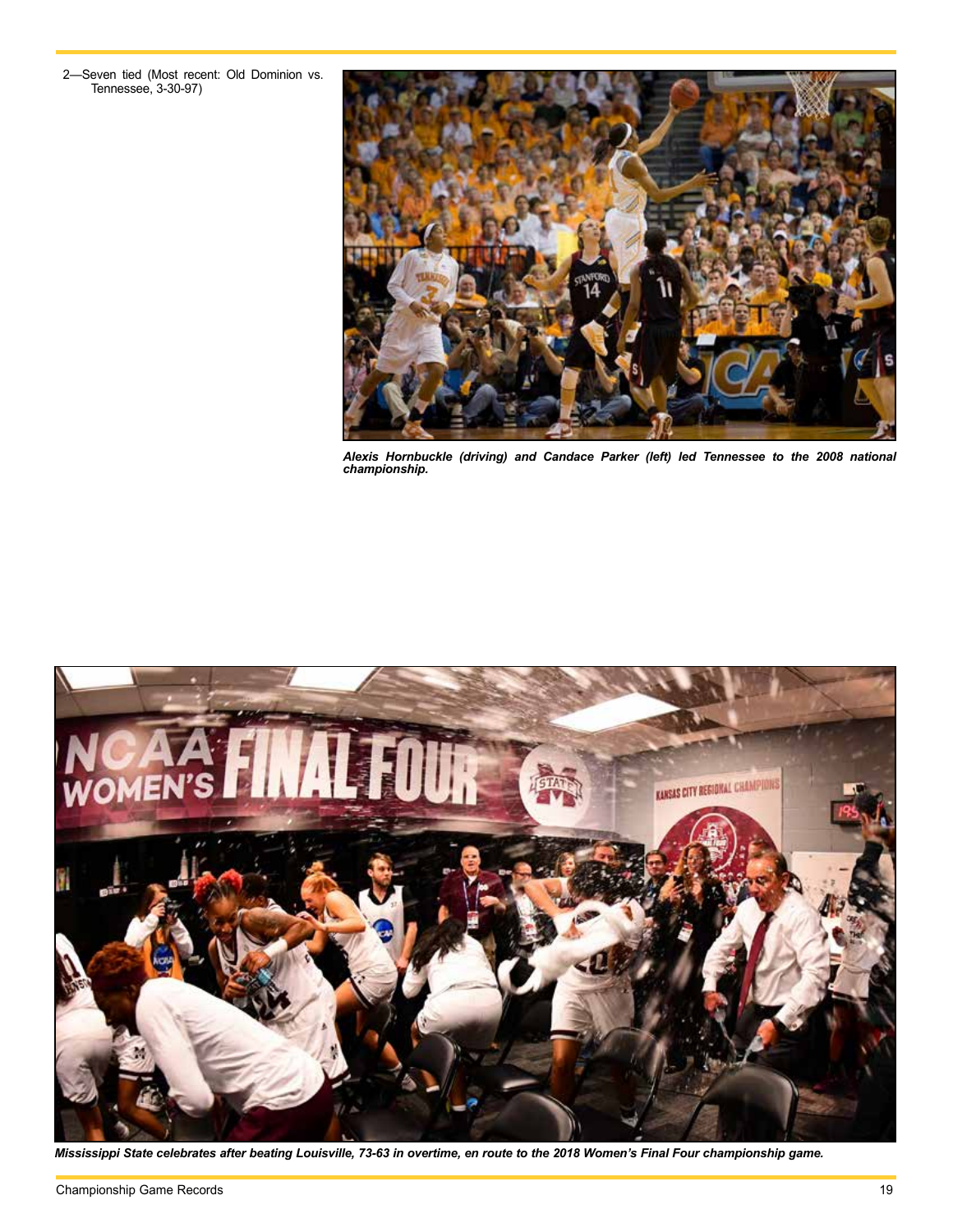2—Seven tied (Most recent: Old Dominion vs. Tennessee, 3-30-97)

***Alexis Hornbuckle (driving) and Candace Parker (left) led Tennessee to the 2008 national championship.***

***Mississippi State celebrates after beating Louisville, 73-63 in overtime, en route to the 2018 Women's Final Four championship game.***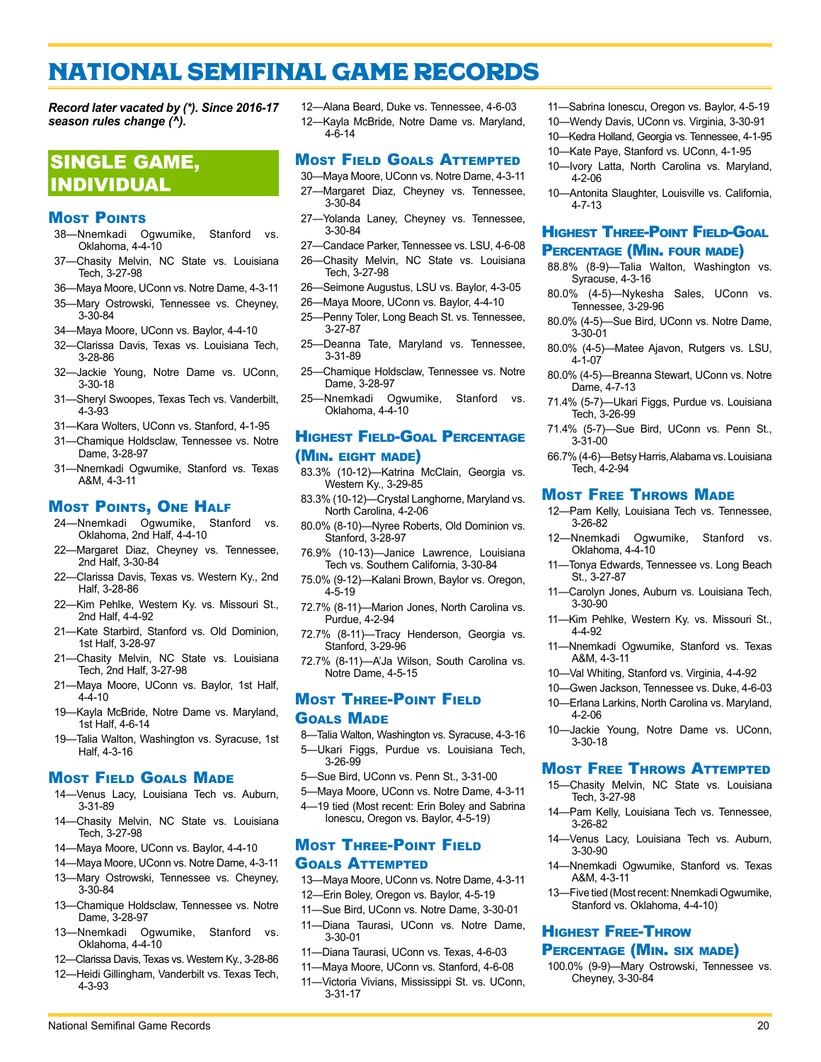# NATIONAL SEMIFINAL GAME RECORDS

***Record later vacated by (\*). Since 2016-17 season rules change (^).***

## SINGLE GAME, INDIVIDUAL

### Most Points

- 38—Nnemkadi Ogwumike, Stanford vs. Oklahoma, 4-4-10
- 37—Chasity Melvin, NC State vs. Louisiana Tech, 3-27-98
- 36—Maya Moore, UConn vs. Notre Dame, 4-3-11
- 35—Mary Ostrowski, Tennessee vs. Cheyney, 3-30-84
- 34—Maya Moore, UConn vs. Baylor, 4-4-10
- 32—Clarissa Davis, Texas vs. Louisiana Tech, 3-28-86
- 32—Jackie Young, Notre Dame vs. UConn, 3-30-18
- 31—Sheryl Swoopes, Texas Tech vs. Vanderbilt, 4-3-93
- 31—Kara Wolters, UConn vs. Stanford, 4-1-95
- 31—Chamique Holdsclaw, Tennessee vs. Notre Dame, 3-28-97
- 31—Nnemkadi Ogwumike, Stanford vs. Texas A&M, 4-3-11

### Most Points, One Half

- 24—Nnemkadi Ogwumike, Stanford vs. Oklahoma, 2nd Half, 4-4-10
- 22—Margaret Diaz, Cheyney vs. Tennessee, 2nd Half, 3-30-84
- 22—Clarissa Davis, Texas vs. Western Ky., 2nd Half, 3-28-86
- 22—Kim Pehlke, Western Ky. vs. Missouri St., 2nd Half, 4-4-92
- 21—Kate Starbird, Stanford vs. Old Dominion, 1st Half, 3-28-97
- 21—Chasity Melvin, NC State vs. Louisiana Tech, 2nd Half, 3-27-98
- 21—Maya Moore, UConn vs. Baylor, 1st Half, 4-4-10
- 19—Kayla McBride, Notre Dame vs. Maryland, 1st Half, 4-6-14
- 19—Talia Walton, Washington vs. Syracuse, 1st Half, 4-3-16

### Most Field Goals Made

- 14—Venus Lacy, Louisiana Tech vs. Auburn, 3-31-89
- 14—Chasity Melvin, NC State vs. Louisiana Tech, 3-27-98
- 14—Maya Moore, UConn vs. Baylor, 4-4-10
- 14—Maya Moore, UConn vs. Notre Dame, 4-3-11
- 13—Mary Ostrowski, Tennessee vs. Cheyney, 3-30-84
- 13—Chamique Holdsclaw, Tennessee vs. Notre Dame, 3-28-97
- 13—Nnemkadi Ogwumike, Stanford vs. Oklahoma, 4-4-10
- 12—Clarissa Davis, Texas vs. Western Ky., 3-28-86
- 12—Heidi Gillingham, Vanderbilt vs. Texas Tech, 4-3-93
- 12—Alana Beard, Duke vs. Tennessee, 4-6-03
- 12—Kayla McBride, Notre Dame vs. Maryland, 4-6-14

### Most Field Goals Attempted

- 30—Maya Moore, UConn vs. Notre Dame, 4-3-11
- 27—Margaret Diaz, Cheyney vs. Tennessee, 3-30-84
- 27—Yolanda Laney, Cheyney vs. Tennessee, 3-30-84
- 27—Candace Parker, Tennessee vs. LSU, 4-6-08
- 26—Chasity Melvin, NC State vs. Louisiana Tech, 3-27-98
- 26—Seimone Augustus, LSU vs. Baylor, 4-3-05
- 26—Maya Moore, UConn vs. Baylor, 4-4-10
- 25—Penny Toler, Long Beach St. vs. Tennessee, 3-27-87
- 25—Deanna Tate, Maryland vs. Tennessee, 3-31-89
- 25—Chamique Holdsclaw, Tennessee vs. Notre Dame, 3-28-97
- 25—Nnemkadi Ogwumike, Stanford vs. Oklahoma, 4-4-10

### Highest Field-Goal Percentage (Min. eight made)

- 83.3% (10-12)—Katrina McClain, Georgia vs. Western Ky., 3-29-85
- 83.3% (10-12)—Crystal Langhorne, Maryland vs. North Carolina, 4-2-06
- 80.0% (8-10)—Nyree Roberts, Old Dominion vs. Stanford, 3-28-97
- 76.9% (10-13)—Janice Lawrence, Louisiana Tech vs. Southern California, 3-30-84
- 75.0% (9-12)—Kalani Brown, Baylor vs. Oregon, 4-5-19
- 72.7% (8-11)—Marion Jones, North Carolina vs. Purdue, 4-2-94
- 72.7% (8-11)—Tracy Henderson, Georgia vs. Stanford, 3-29-96
- 72.7% (8-11)—A'Ja Wilson, South Carolina vs. Notre Dame, 4-5-15

### Most Three-Point Field Goals Made

- 8—Talia Walton, Washington vs. Syracuse, 4-3-16
- 5—Ukari Figgs, Purdue vs. Louisiana Tech, 3-26-99
- 5—Sue Bird, UConn vs. Penn St., 3-31-00
- 5—Maya Moore, UConn vs. Notre Dame, 4-3-11
- 4—19 tied (Most recent: Erin Boley and Sabrina Ionescu, Oregon vs. Baylor, 4-5-19)

### Most Three-Point Field Goals Attempted

- 13—Maya Moore, UConn vs. Notre Dame, 4-3-11
- 12—Erin Boley, Oregon vs. Baylor, 4-5-19
- 11—Sue Bird, UConn vs. Notre Dame, 3-30-01
- 11—Diana Taurasi, UConn vs. Notre Dame, 3-30-01
- 11—Diana Taurasi, UConn vs. Texas, 4-6-03
- 11—Maya Moore, UConn vs. Stanford, 4-6-08
- 11—Victoria Vivians, Mississippi St. vs. UConn, 3-31-17
- 11—Sabrina Ionescu, Oregon vs. Baylor, 4-5-19
- 10—Wendy Davis, UConn vs. Virginia, 3-30-91
- 10—Kedra Holland, Georgia vs. Tennessee, 4-1-95
- 10—Kate Paye, Stanford vs. UConn, 4-1-95
- 10—Ivory Latta, North Carolina vs. Maryland, 4-2-06
- 10—Antonita Slaughter, Louisville vs. California, 4-7-13

### Highest Three-Point Field-Goal Percentage (Min. four made)

- 88.8% (8-9)—Talia Walton, Washington vs. Syracuse, 4-3-16
- 80.0% (4-5)—Nykesha Sales, UConn vs. Tennessee, 3-29-96
- 80.0% (4-5)—Sue Bird, UConn vs. Notre Dame, 3-30-01
- 80.0% (4-5)—Matee Ajavon, Rutgers vs. LSU, 4-1-07
- 80.0% (4-5)—Breanna Stewart, UConn vs. Notre Dame, 4-7-13
- 71.4% (5-7)—Ukari Figgs, Purdue vs. Louisiana Tech, 3-26-99
- 71.4% (5-7)—Sue Bird, UConn vs. Penn St., 3-31-00
- 66.7% (4-6)—Betsy Harris, Alabama vs. Louisiana Tech, 4-2-94

### Most Free Throws Made

- 12—Pam Kelly, Louisiana Tech vs. Tennessee, 3-26-82
- 12—Nnemkadi Ogwumike, Stanford vs. Oklahoma, 4-4-10
- 11—Tonya Edwards, Tennessee vs. Long Beach St., 3-27-87
- 11—Carolyn Jones, Auburn vs. Louisiana Tech, 3-30-90
- 11—Kim Pehlke, Western Ky. vs. Missouri St., 4-4-92
- 11—Nnemkadi Ogwumike, Stanford vs. Texas A&M, 4-3-11
- 10—Val Whiting, Stanford vs. Virginia, 4-4-92
- 10—Gwen Jackson, Tennessee vs. Duke, 4-6-03
- 10—Erlana Larkins, North Carolina vs. Maryland, 4-2-06
- 10—Jackie Young, Notre Dame vs. UConn, 3-30-18

### Most Free Throws Attempted

- 15—Chasity Melvin, NC State vs. Louisiana Tech, 3-27-98
- 14—Pam Kelly, Louisiana Tech vs. Tennessee, 3-26-82
- 14—Venus Lacy, Louisiana Tech vs. Auburn, 3-30-90
- 14—Nnemkadi Ogwumike, Stanford vs. Texas A&M, 4-3-11
- 13—Five tied (Most recent: Nnemkadi Ogwumike, Stanford vs. Oklahoma, 4-4-10)

### Highest Free-Throw Percentage (Min. six made)

- 100.0% (9-9)—Mary Ostrowski, Tennessee vs. Cheyney, 3-30-84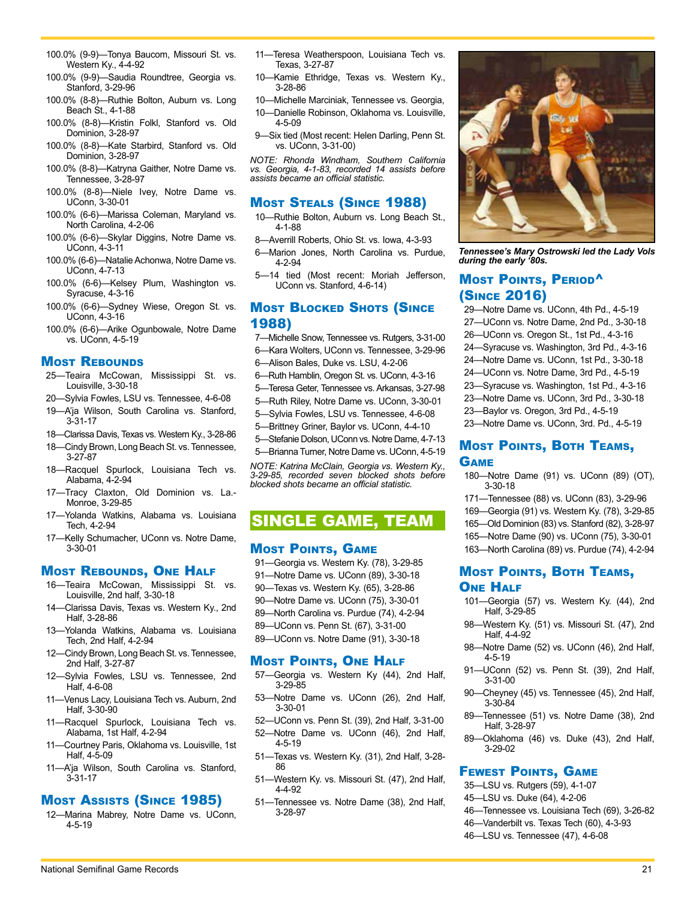- 100.0% (9-9)—Tonya Baucom, Missouri St. vs. Western Ky., 4-4-92
- 100.0% (9-9)—Saudia Roundtree, Georgia vs. Stanford, 3-29-96
- 100.0% (8-8)—Ruthie Bolton, Auburn vs. Long Beach St., 4-1-88
- 100.0% (8-8)—Kristin Folkl, Stanford vs. Old Dominion, 3-28-97
- 100.0% (8-8)—Kate Starbird, Stanford vs. Old Dominion, 3-28-97
- 100.0% (8-8)—Katryna Gaither, Notre Dame vs. Tennessee, 3-28-97
- 100.0% (8-8)—Niele Ivey, Notre Dame vs. UConn, 3-30-01
- 100.0% (6-6)—Marissa Coleman, Maryland vs. North Carolina, 4-2-06
- 100.0% (6-6)—Skylar Diggins, Notre Dame vs. UConn, 4-3-11
- 100.0% (6-6)—Natalie Achonwa, Notre Dame vs. UConn, 4-7-13
- 100.0% (6-6)—Kelsey Plum, Washington vs. Syracuse, 4-3-16
- 100.0% (6-6)—Sydney Wiese, Oregon St. vs. UConn, 4-3-16
- 100.0% (6-6)—Arike Ogunbowale, Notre Dame vs. UConn, 4-5-19

## Most Rebounds

- 25—Teaira McCowan, Mississippi St. vs. Louisville, 3-30-18
- 20—Sylvia Fowles, LSU vs. Tennessee, 4-6-08
- 19—A'ja Wilson, South Carolina vs. Stanford, 3-31-17
- 18—Clarissa Davis, Texas vs. Western Ky., 3-28-86
- 18—Cindy Brown, Long Beach St. vs. Tennessee, 3-27-87
- 18—Racquel Spurlock, Louisiana Tech vs. Alabama, 4-2-94
- 17—Tracy Claxton, Old Dominion vs. La.-Monroe, 3-29-85
- 17—Yolanda Watkins, Alabama vs. Louisiana Tech, 4-2-94
- 17—Kelly Schumacher, UConn vs. Notre Dame, 3-30-01

## Most Rebounds, One Half

- 16—Teaira McCowan, Mississippi St. vs. Louisville, 2nd half, 3-30-18
- 14—Clarissa Davis, Texas vs. Western Ky., 2nd Half, 3-28-86
- 13—Yolanda Watkins, Alabama vs. Louisiana Tech, 2nd Half, 4-2-94
- 12—Cindy Brown, Long Beach St. vs. Tennessee, 2nd Half, 3-27-87
- 12—Sylvia Fowles, LSU vs. Tennessee, 2nd Half, 4-6-08
- 11—Venus Lacy, Louisiana Tech vs. Auburn, 2nd Half, 3-30-90
- 11—Racquel Spurlock, Louisiana Tech vs. Alabama, 1st Half, 4-2-94
- 11—Courtney Paris, Oklahoma vs. Louisville, 1st Half, 4-5-09
- 11—A'ja Wilson, South Carolina vs. Stanford, 3-31-17

## Most Assists (Since 1985)

- 12—Marina Mabrey, Notre Dame vs. UConn, 4-5-19
- 11—Teresa Weatherspoon, Louisiana Tech vs. Texas, 3-27-87
- 10—Kamie Ethridge, Texas vs. Western Ky., 3-28-86
- 10—Michelle Marciniak, Tennessee vs. Georgia,
- 10—Danielle Robinson, Oklahoma vs. Louisville, 4-5-09
- 9—Six tied (Most recent: Helen Darling, Penn St. vs. UConn, 3-31-00)

*NOTE: Rhonda Windham, Southern California vs. Georgia, 4-1-83, recorded 14 assists before assists became an official statistic.*

## Most Steals (Since 1988)

- 10—Ruthie Bolton, Auburn vs. Long Beach St., 4-1-88
- 8—Averrill Roberts, Ohio St. vs. Iowa, 4-3-93
- 6—Marion Jones, North Carolina vs. Purdue, 4-2-94
- 5—14 tied (Most recent: Moriah Jefferson, UConn vs. Stanford, 4-6-14)

## Most Blocked Shots (Since 1988)

- 7—Michelle Snow, Tennessee vs. Rutgers, 3-31-00
- 6—Kara Wolters, UConn vs. Tennessee, 3-29-96
- 6—Alison Bales, Duke vs. LSU, 4-2-06
- 6—Ruth Hamblin, Oregon St. vs. UConn, 4-3-16
- 5—Teresa Geter, Tennessee vs. Arkansas, 3-27-98
- 5—Ruth Riley, Notre Dame vs. UConn, 3-30-01
- 5—Sylvia Fowles, LSU vs. Tennessee, 4-6-08
- 5—Brittney Griner, Baylor vs. UConn, 4-4-10
- 5—Stefanie Dolson, UConn vs. Notre Dame, 4-7-13
- 5—Brianna Turner, Notre Dame vs. UConn, 4-5-19

*NOTE: Katrina McClain, Georgia vs. Western Ky., 3-29-85, recorded seven blocked shots before blocked shots became an official statistic.*

# SINGLE GAME, TEAM

## Most Points, Game

- 91—Georgia vs. Western Ky. (78), 3-29-85
- 91—Notre Dame vs. UConn (89), 3-30-18
- 90—Texas vs. Western Ky. (65), 3-28-86
- 90—Notre Dame vs. UConn (75), 3-30-01
- 89—North Carolina vs. Purdue (74), 4-2-94
- 89—UConn vs. Penn St. (67), 3-31-00
- 89—UConn vs. Notre Dame (91), 3-30-18

## Most Points, One Half

- 57—Georgia vs. Western Ky (44), 2nd Half, 3-29-85
- 53—Notre Dame vs. UConn (26), 2nd Half, 3-30-01
- 52—UConn vs. Penn St. (39), 2nd Half, 3-31-00
- 52—Notre Dame vs. UConn (46), 2nd Half, 4-5-19
- 51—Texas vs. Western Ky. (31), 2nd Half, 3-28-86
- 51—Western Ky. vs. Missouri St. (47), 2nd Half, 4-4-92
- 51—Tennessee vs. Notre Dame (38), 2nd Half, 3-28-97

*Tennessee's Mary Ostrowski led the Lady Vols during the early '80s.*

## Most Points, Period^ (Since 2016)

- 29—Notre Dame vs. UConn, 4th Pd., 4-5-19
- 27—UConn vs. Notre Dame, 2nd Pd., 3-30-18
- 26—UConn vs. Oregon St., 1st Pd., 4-3-16
- 24—Syracuse vs. Washington, 3rd Pd., 4-3-16
- 24—Notre Dame vs. UConn, 1st Pd., 3-30-18
- 24—UConn vs. Notre Dame, 3rd Pd., 4-5-19
- 23—Syracuse vs. Washington, 1st Pd., 4-3-16
- 23—Notre Dame vs. UConn, 3rd Pd., 3-30-18
- 23—Baylor vs. Oregon, 3rd Pd., 4-5-19
- 23—Notre Dame vs. UConn, 3rd. Pd., 4-5-19

## Most Points, Both Teams, Game

- 180—Notre Dame (91) vs. UConn (89) (OT), 3-30-18
- 171—Tennessee (88) vs. UConn (83), 3-29-96
- 169—Georgia (91) vs. Western Ky. (78), 3-29-85
- 165—Old Dominion (83) vs. Stanford (82), 3-28-97
- 165—Notre Dame (90) vs. UConn (75), 3-30-01
- 163—North Carolina (89) vs. Purdue (74), 4-2-94

## Most Points, Both Teams, One Half

- 101—Georgia (57) vs. Western Ky. (44), 2nd Half, 3-29-85
- 98—Western Ky. (51) vs. Missouri St. (47), 2nd Half, 4-4-92
- 98—Notre Dame (52) vs. UConn (46), 2nd Half, 4-5-19
- 91—UConn (52) vs. Penn St. (39), 2nd Half, 3-31-00
- 90—Cheyney (45) vs. Tennessee (45), 2nd Half, 3-30-84
- 89—Tennessee (51) vs. Notre Dame (38), 2nd Half, 3-28-97
- 89—Oklahoma (46) vs. Duke (43), 2nd Half, 3-29-02

## Fewest Points, Game

- 35—LSU vs. Rutgers (59), 4-1-07
- 45—LSU vs. Duke (64), 4-2-06
- 46—Tennessee vs. Louisiana Tech (69), 3-26-82
- 46—Vanderbilt vs. Texas Tech (60), 4-3-93
- 46—LSU vs. Tennessee (47), 4-6-08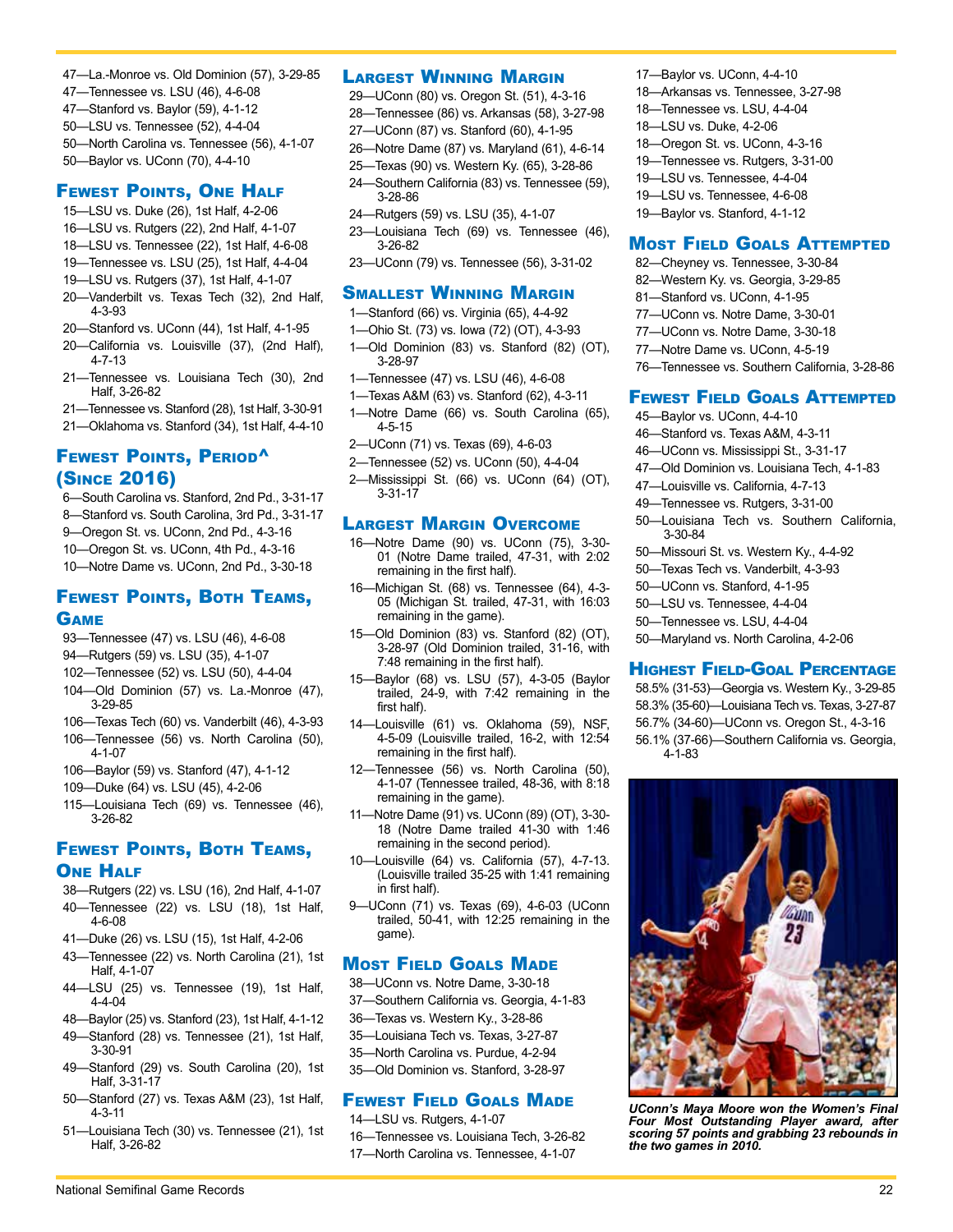47—La.-Monroe vs. Old Dominion (57), 3-29-85
47—Tennessee vs. LSU (46), 4-6-08
47—Stanford vs. Baylor (59), 4-1-12
50—LSU vs. Tennessee (52), 4-4-04
50—North Carolina vs. Tennessee (56), 4-1-07
50—Baylor vs. UConn (70), 4-4-10

## Fewest Points, One Half

15—LSU vs. Duke (26), 1st Half, 4-2-06
16—LSU vs. Rutgers (22), 2nd Half, 4-1-07
18—LSU vs. Tennessee (22), 1st Half, 4-6-08
19—Tennessee vs. LSU (25), 1st Half, 4-4-04
19—LSU vs. Rutgers (37), 1st Half, 4-1-07
20—Vanderbilt vs. Texas Tech (32), 2nd Half, 4-3-93
20—Stanford vs. UConn (44), 1st Half, 4-1-95
20—California vs. Louisville (37), (2nd Half), 4-7-13
21—Tennessee vs. Louisiana Tech (30), 2nd Half, 3-26-82
21—Tennessee vs. Stanford (28), 1st Half, 3-30-91
21—Oklahoma vs. Stanford (34), 1st Half, 4-4-10

## Fewest Points, Period^ (Since 2016)

6—South Carolina vs. Stanford, 2nd Pd., 3-31-17
8—Stanford vs. South Carolina, 3rd Pd., 3-31-17
9—Oregon St. vs. UConn, 2nd Pd., 4-3-16
10—Oregon St. vs. UConn, 4th Pd., 4-3-16
10—Notre Dame vs. UConn, 2nd Pd., 3-30-18

## Fewest Points, Both Teams, Game

93—Tennessee (47) vs. LSU (46), 4-6-08
94—Rutgers (59) vs. LSU (35), 4-1-07
102—Tennessee (52) vs. LSU (50), 4-4-04
104—Old Dominion (57) vs. La.-Monroe (47), 3-29-85
106—Texas Tech (60) vs. Vanderbilt (46), 4-3-93
106—Tennessee (56) vs. North Carolina (50), 4-1-07
106—Baylor (59) vs. Stanford (47), 4-1-12
109—Duke (64) vs. LSU (45), 4-2-06
115—Louisiana Tech (69) vs. Tennessee (46), 3-26-82

## Fewest Points, Both Teams, One Half

38—Rutgers (22) vs. LSU (16), 2nd Half, 4-1-07
40—Tennessee (22) vs. LSU (18), 1st Half, 4-6-08
41—Duke (26) vs. LSU (15), 1st Half, 4-2-06
43—Tennessee (22) vs. North Carolina (21), 1st Half, 4-1-07
44—LSU (25) vs. Tennessee (19), 1st Half, 4-4-04
48—Baylor (25) vs. Stanford (23), 1st Half, 4-1-12
49—Stanford (28) vs. Tennessee (21), 1st Half, 3-30-91
49—Stanford (29) vs. South Carolina (20), 1st Half, 3-31-17
50—Stanford (27) vs. Texas A&M (23), 1st Half, 4-3-11
51—Louisiana Tech (30) vs. Tennessee (21), 1st Half, 3-26-82

## Largest Winning Margin

29—UConn (80) vs. Oregon St. (51), 4-3-16
28—Tennessee (86) vs. Arkansas (58), 3-27-98
27—UConn (87) vs. Stanford (60), 4-1-95
26—Notre Dame (87) vs. Maryland (61), 4-6-14
25—Texas (90) vs. Western Ky. (65), 3-28-86
24—Southern California (83) vs. Tennessee (59), 3-28-86
24—Rutgers (59) vs. LSU (35), 4-1-07
23—Louisiana Tech (69) vs. Tennessee (46), 3-26-82
23—UConn (79) vs. Tennessee (56), 3-31-02

## Smallest Winning Margin

1—Stanford (66) vs. Virginia (65), 4-4-92
1—Ohio St. (73) vs. Iowa (72) (OT), 4-3-93
1—Old Dominion (83) vs. Stanford (82) (OT), 3-28-97
1—Tennessee (47) vs. LSU (46), 4-6-08
1—Texas A&M (63) vs. Stanford (62), 4-3-11
1—Notre Dame (66) vs. South Carolina (65), 4-5-15
2—UConn (71) vs. Texas (69), 4-6-03
2—Tennessee (52) vs. UConn (50), 4-4-04
2—Mississippi St. (66) vs. UConn (64) (OT), 3-31-17

## Largest Margin Overcome

16—Notre Dame (90) vs. UConn (75), 3-30-01 (Notre Dame trailed, 47-31, with 2:02 remaining in the first half).
16—Michigan St. (68) vs. Tennessee (64), 4-3-05 (Michigan St. trailed, 47-31, with 16:03 remaining in the game).
15—Old Dominion (83) vs. Stanford (82) (OT), 3-28-97 (Old Dominion trailed, 31-16, with 7:48 remaining in the first half).
15—Baylor (68) vs. LSU (57), 4-3-05 (Baylor trailed, 24-9, with 7:42 remaining in the first half).
14—Louisville (61) vs. Oklahoma (59), NSF, 4-5-09 (Louisville trailed, 16-2, with 12:54 remaining in the first half).
12—Tennessee (56) vs. North Carolina (50), 4-1-07 (Tennessee trailed, 48-36, with 8:18 remaining in the game).
11—Notre Dame (91) vs. UConn (89) (OT), 3-30-18 (Notre Dame trailed 41-30 with 1:46 remaining in the second period).
10—Louisville (64) vs. California (57), 4-7-13. (Louisville trailed 35-25 with 1:41 remaining in first half).
9—UConn (71) vs. Texas (69), 4-6-03 (UConn trailed, 50-41, with 12:25 remaining in the game).

## Most Field Goals Made

38—UConn vs. Notre Dame, 3-30-18
37—Southern California vs. Georgia, 4-1-83
36—Texas vs. Western Ky., 3-28-86
35—Louisiana Tech vs. Texas, 3-27-87
35—North Carolina vs. Purdue, 4-2-94
35—Old Dominion vs. Stanford, 3-28-97

## Fewest Field Goals Made

14—LSU vs. Rutgers, 4-1-07
16—Tennessee vs. Louisiana Tech, 3-26-82
17—North Carolina vs. Tennessee, 4-1-07
17—Baylor vs. UConn, 4-4-10
18—Arkansas vs. Tennessee, 3-27-98
18—Tennessee vs. LSU, 4-4-04
18—LSU vs. Duke, 4-2-06
18—Oregon St. vs. UConn, 4-3-16
19—Tennessee vs. Rutgers, 3-31-00
19—LSU vs. Tennessee, 4-4-04
19—LSU vs. Tennessee, 4-6-08
19—Baylor vs. Stanford, 4-1-12

## Most Field Goals Attempted

82—Cheyney vs. Tennessee, 3-30-84
82—Western Ky. vs. Georgia, 3-29-85
81—Stanford vs. UConn, 4-1-95
77—UConn vs. Notre Dame, 3-30-01
77—UConn vs. Notre Dame, 3-30-18
77—Notre Dame vs. UConn, 4-5-19
76—Tennessee vs. Southern California, 3-28-86

## Fewest Field Goals Attempted

45—Baylor vs. UConn, 4-4-10
46—Stanford vs. Texas A&M, 4-3-11
46—UConn vs. Mississippi St., 3-31-17
47—Old Dominion vs. Louisiana Tech, 4-1-83
47—Louisville vs. California, 4-7-13
49—Tennessee vs. Rutgers, 3-31-00
50—Louisiana Tech vs. Southern California, 3-30-84
50—Missouri St. vs. Western Ky., 4-4-92
50—Texas Tech vs. Vanderbilt, 4-3-93
50—UConn vs. Stanford, 4-1-95
50—LSU vs. Tennessee, 4-4-04
50—Tennessee vs. LSU, 4-4-04
50—Maryland vs. North Carolina, 4-2-06

## Highest Field-Goal Percentage

58.5% (31-53)—Georgia vs. Western Ky., 3-29-85
58.3% (35-60)—Louisiana Tech vs. Texas, 3-27-87
56.7% (34-60)—UConn vs. Oregon St., 4-3-16
56.1% (37-66)—Southern California vs. Georgia, 4-1-83

*UConn's Maya Moore won the Women's Final Four Most Outstanding Player award, after scoring 57 points and grabbing 23 rebounds in the two games in 2010.*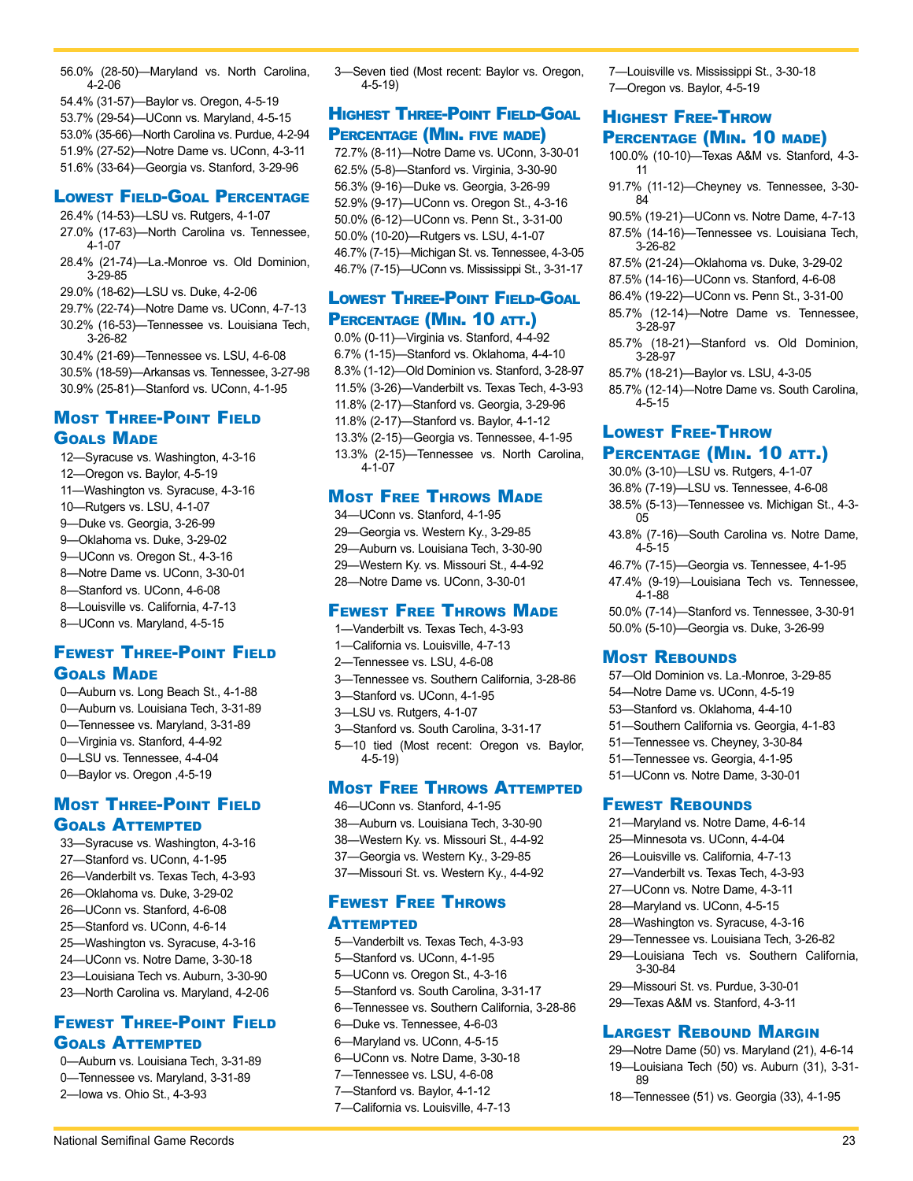56.0% (28-50)—Maryland vs. North Carolina, 4-2-06
54.4% (31-57)—Baylor vs. Oregon, 4-5-19
53.7% (29-54)—UConn vs. Maryland, 4-5-15
53.0% (35-66)—North Carolina vs. Purdue, 4-2-94
51.9% (27-52)—Notre Dame vs. UConn, 4-3-11
51.6% (33-64)—Georgia vs. Stanford, 3-29-96

## Lowest Field-Goal Percentage

26.4% (14-53)—LSU vs. Rutgers, 4-1-07
27.0% (17-63)—North Carolina vs. Tennessee, 4-1-07
28.4% (21-74)—La.-Monroe vs. Old Dominion, 3-29-85
29.0% (18-62)—LSU vs. Duke, 4-2-06
29.7% (22-74)—Notre Dame vs. UConn, 4-7-13
30.2% (16-53)—Tennessee vs. Louisiana Tech, 3-26-82
30.4% (21-69)—Tennessee vs. LSU, 4-6-08
30.5% (18-59)—Arkansas vs. Tennessee, 3-27-98
30.9% (25-81)—Stanford vs. UConn, 4-1-95

## Most Three-Point Field Goals Made

12—Syracuse vs. Washington, 4-3-16
12—Oregon vs. Baylor, 4-5-19
11—Washington vs. Syracuse, 4-3-16
10—Rutgers vs. LSU, 4-1-07
9—Duke vs. Georgia, 3-26-99
9—Oklahoma vs. Duke, 3-29-02
9—UConn vs. Oregon St., 4-3-16
8—Notre Dame vs. UConn, 3-30-01
8—Stanford vs. UConn, 4-6-08
8—Louisville vs. California, 4-7-13
8—UConn vs. Maryland, 4-5-15

## Fewest Three-Point Field Goals Made

0—Auburn vs. Long Beach St., 4-1-88
0—Auburn vs. Louisiana Tech, 3-31-89
0—Tennessee vs. Maryland, 3-31-89
0—Virginia vs. Stanford, 4-4-92
0—LSU vs. Tennessee, 4-4-04
0—Baylor vs. Oregon ,4-5-19

## Most Three-Point Field Goals Attempted

33—Syracuse vs. Washington, 4-3-16
27—Stanford vs. UConn, 4-1-95
26—Vanderbilt vs. Texas Tech, 4-3-93
26—Oklahoma vs. Duke, 3-29-02
26—UConn vs. Stanford, 4-6-08
25—Stanford vs. UConn, 4-6-14
25—Washington vs. Syracuse, 4-3-16
24—UConn vs. Notre Dame, 3-30-18
23—Louisiana Tech vs. Auburn, 3-30-90
23—North Carolina vs. Maryland, 4-2-06

## Fewest Three-Point Field Goals Attempted

0—Auburn vs. Louisiana Tech, 3-31-89
0—Tennessee vs. Maryland, 3-31-89
2—Iowa vs. Ohio St., 4-3-93
3—Seven tied (Most recent: Baylor vs. Oregon, 4-5-19)

## Highest Three-Point Field-Goal Percentage (Min. five made)

72.7% (8-11)—Notre Dame vs. UConn, 3-30-01
62.5% (5-8)—Stanford vs. Virginia, 3-30-90
56.3% (9-16)—Duke vs. Georgia, 3-26-99
52.9% (9-17)—UConn vs. Oregon St., 4-3-16
50.0% (6-12)—UConn vs. Penn St., 3-31-00
50.0% (10-20)—Rutgers vs. LSU, 4-1-07
46.7% (7-15)—Michigan St. vs. Tennessee, 4-3-05
46.7% (7-15)—UConn vs. Mississippi St., 3-31-17

## Lowest Three-Point Field-Goal Percentage (Min. 10 att.)

0.0% (0-11)—Virginia vs. Stanford, 4-4-92
6.7% (1-15)—Stanford vs. Oklahoma, 4-4-10
8.3% (1-12)—Old Dominion vs. Stanford, 3-28-97
11.5% (3-26)—Vanderbilt vs. Texas Tech, 4-3-93
11.8% (2-17)—Stanford vs. Georgia, 3-29-96
11.8% (2-17)—Stanford vs. Baylor, 4-1-12
13.3% (2-15)—Georgia vs. Tennessee, 4-1-95
13.3% (2-15)—Tennessee vs. North Carolina, 4-1-07

## Most Free Throws Made

34—UConn vs. Stanford, 4-1-95
29—Georgia vs. Western Ky., 3-29-85
29—Auburn vs. Louisiana Tech, 3-30-90
29—Western Ky. vs. Missouri St., 4-4-92
28—Notre Dame vs. UConn, 3-30-01

## Fewest Free Throws Made

1—Vanderbilt vs. Texas Tech, 4-3-93
1—California vs. Louisville, 4-7-13
2—Tennessee vs. LSU, 4-6-08
3—Tennessee vs. Southern California, 3-28-86
3—Stanford vs. UConn, 4-1-95
3—LSU vs. Rutgers, 4-1-07
3—Stanford vs. South Carolina, 3-31-17
5—10 tied (Most recent: Oregon vs. Baylor, 4-5-19)

## Most Free Throws Attempted

46—UConn vs. Stanford, 4-1-95
38—Auburn vs. Louisiana Tech, 3-30-90
38—Western Ky. vs. Missouri St., 4-4-92
37—Georgia vs. Western Ky., 3-29-85
37—Missouri St. vs. Western Ky., 4-4-92

## Fewest Free Throws Attempted

5—Vanderbilt vs. Texas Tech, 4-3-93
5—Stanford vs. UConn, 4-1-95
5—UConn vs. Oregon St., 4-3-16
5—Stanford vs. South Carolina, 3-31-17
6—Tennessee vs. Southern California, 3-28-86
6—Duke vs. Tennessee, 4-6-03
6—Maryland vs. UConn, 4-5-15
6—UConn vs. Notre Dame, 3-30-18
7—Tennessee vs. LSU, 4-6-08
7—Stanford vs. Baylor, 4-1-12
7—California vs. Louisville, 4-7-13
7—Louisville vs. Mississippi St., 3-30-18
7—Oregon vs. Baylor, 4-5-19

## Highest Free-Throw Percentage (Min. 10 made)

100.0% (10-10)—Texas A&M vs. Stanford, 4-3-11
91.7% (11-12)—Cheyney vs. Tennessee, 3-30-84
90.5% (19-21)—UConn vs. Notre Dame, 4-7-13
87.5% (14-16)—Tennessee vs. Louisiana Tech, 3-26-82
87.5% (21-24)—Oklahoma vs. Duke, 3-29-02
87.5% (14-16)—UConn vs. Stanford, 4-6-08
86.4% (19-22)—UConn vs. Penn St., 3-31-00
85.7% (12-14)—Notre Dame vs. Tennessee, 3-28-97
85.7% (18-21)—Stanford vs. Old Dominion, 3-28-97
85.7% (18-21)—Baylor vs. LSU, 4-3-05
85.7% (12-14)—Notre Dame vs. South Carolina, 4-5-15

## Lowest Free-Throw Percentage (Min. 10 att.)

30.0% (3-10)—LSU vs. Rutgers, 4-1-07
36.8% (7-19)—LSU vs. Tennessee, 4-6-08
38.5% (5-13)—Tennessee vs. Michigan St., 4-3-05
43.8% (7-16)—South Carolina vs. Notre Dame, 4-5-15
46.7% (7-15)—Georgia vs. Tennessee, 4-1-95
47.4% (9-19)—Louisiana Tech vs. Tennessee, 4-1-88
50.0% (7-14)—Stanford vs. Tennessee, 3-30-91
50.0% (5-10)—Georgia vs. Duke, 3-26-99

## Most Rebounds

57—Old Dominion vs. La.-Monroe, 3-29-85
54—Notre Dame vs. UConn, 4-5-19
53—Stanford vs. Oklahoma, 4-4-10
51—Southern California vs. Georgia, 4-1-83
51—Tennessee vs. Cheyney, 3-30-84
51—Tennessee vs. Georgia, 4-1-95
51—UConn vs. Notre Dame, 3-30-01

## Fewest Rebounds

21—Maryland vs. Notre Dame, 4-6-14
25—Minnesota vs. UConn, 4-4-04
26—Louisville vs. California, 4-7-13
27—Vanderbilt vs. Texas Tech, 4-3-93
27—UConn vs. Notre Dame, 4-3-11
28—Maryland vs. UConn, 4-5-15
28—Washington vs. Syracuse, 4-3-16
29—Tennessee vs. Louisiana Tech, 3-26-82
29—Louisiana Tech vs. Southern California, 3-30-84
29—Missouri St. vs. Purdue, 3-30-01
29—Texas A&M vs. Stanford, 4-3-11

## Largest Rebound Margin

29—Notre Dame (50) vs. Maryland (21), 4-6-14
19—Louisiana Tech (50) vs. Auburn (31), 3-31-89
18—Tennessee (51) vs. Georgia (33), 4-1-95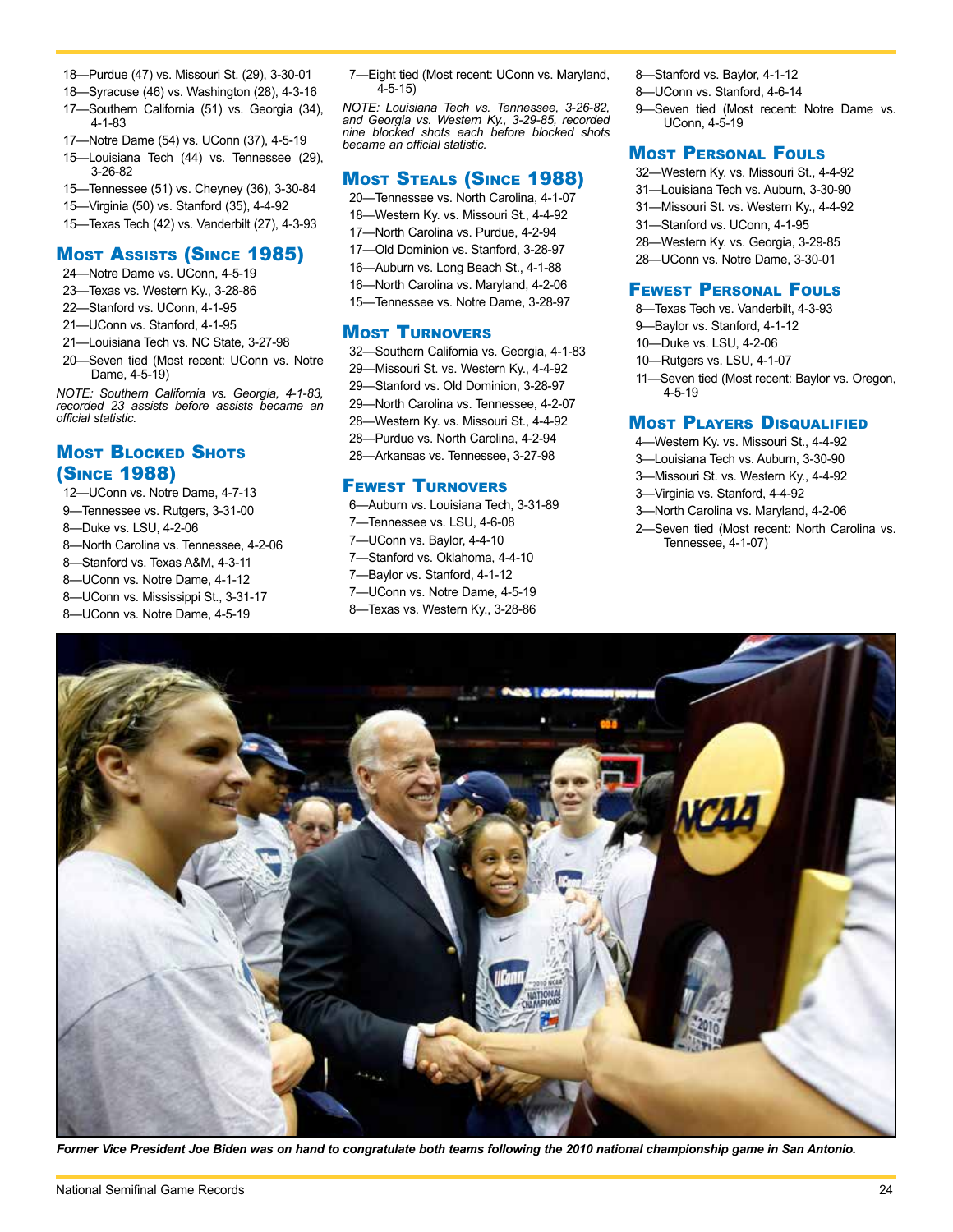18—Purdue (47) vs. Missouri St. (29), 3-30-01
18—Syracuse (46) vs. Washington (28), 4-3-16
17—Southern California (51) vs. Georgia (34), 4-1-83
17—Notre Dame (54) vs. UConn (37), 4-5-19
15—Louisiana Tech (44) vs. Tennessee (29), 3-26-82
15—Tennessee (51) vs. Cheyney (36), 3-30-84
15—Virginia (50) vs. Stanford (35), 4-4-92
15—Texas Tech (42) vs. Vanderbilt (27), 4-3-93

## Most Assists (Since 1985)

24—Notre Dame vs. UConn, 4-5-19
23—Texas vs. Western Ky., 3-28-86
22—Stanford vs. UConn, 4-1-95
21—UConn vs. Stanford, 4-1-95
21—Louisiana Tech vs. NC State, 3-27-98
20—Seven tied (Most recent: UConn vs. Notre Dame, 4-5-19)

*NOTE: Southern California vs. Georgia, 4-1-83, recorded 23 assists before assists became an official statistic.*

## Most Blocked Shots (Since 1988)

12—UConn vs. Notre Dame, 4-7-13
9—Tennessee vs. Rutgers, 3-31-00
8—Duke vs. LSU, 4-2-06
8—North Carolina vs. Tennessee, 4-2-06
8—Stanford vs. Texas A&M, 4-3-11
8—UConn vs. Notre Dame, 4-1-12
8—UConn vs. Mississippi St., 3-31-17
8—UConn vs. Notre Dame, 4-5-19
7—Eight tied (Most recent: UConn vs. Maryland, 4-5-15)

*NOTE: Louisiana Tech vs. Tennessee, 3-26-82, and Georgia vs. Western Ky., 3-29-85, recorded nine blocked shots each before blocked shots became an official statistic.*

## Most Steals (Since 1988)

20—Tennessee vs. North Carolina, 4-1-07
18—Western Ky. vs. Missouri St., 4-4-92
17—North Carolina vs. Purdue, 4-2-94
17—Old Dominion vs. Stanford, 3-28-97
16—Auburn vs. Long Beach St., 4-1-88
16—North Carolina vs. Maryland, 4-2-06
15—Tennessee vs. Notre Dame, 3-28-97

## Most Turnovers

32—Southern California vs. Georgia, 4-1-83
29—Missouri St. vs. Western Ky., 4-4-92
29—Stanford vs. Old Dominion, 3-28-97
29—North Carolina vs. Tennessee, 4-2-07
28—Western Ky. vs. Missouri St., 4-4-92
28—Purdue vs. North Carolina, 4-2-94
28—Arkansas vs. Tennessee, 3-27-98

## Fewest Turnovers

6—Auburn vs. Louisiana Tech, 3-31-89
7—Tennessee vs. LSU, 4-6-08
7—UConn vs. Baylor, 4-4-10
7—Stanford vs. Oklahoma, 4-4-10
7—Baylor vs. Stanford, 4-1-12
7—UConn vs. Notre Dame, 4-5-19
8—Texas vs. Western Ky., 3-28-86
8—Stanford vs. Baylor, 4-1-12
8—UConn vs. Stanford, 4-6-14
9—Seven tied (Most recent: Notre Dame vs. UConn, 4-5-19

## Most Personal Fouls

32—Western Ky. vs. Missouri St., 4-4-92
31—Louisiana Tech vs. Auburn, 3-30-90
31—Missouri St. vs. Western Ky., 4-4-92
31—Stanford vs. UConn, 4-1-95
28—Western Ky. vs. Georgia, 3-29-85
28—UConn vs. Notre Dame, 3-30-01

## Fewest Personal Fouls

8—Texas Tech vs. Vanderbilt, 4-3-93
9—Baylor vs. Stanford, 4-1-12
10—Duke vs. LSU, 4-2-06
10—Rutgers vs. LSU, 4-1-07
11—Seven tied (Most recent: Baylor vs. Oregon, 4-5-19

## Most Players Disqualified

4—Western Ky. vs. Missouri St., 4-4-92
3—Louisiana Tech vs. Auburn, 3-30-90
3—Missouri St. vs. Western Ky., 4-4-92
3—Virginia vs. Stanford, 4-4-92
3—North Carolina vs. Maryland, 4-2-06
2—Seven tied (Most recent: North Carolina vs. Tennessee, 4-1-07)

***Former Vice President Joe Biden was on hand to congratulate both teams following the 2010 national championship game in San Antonio.***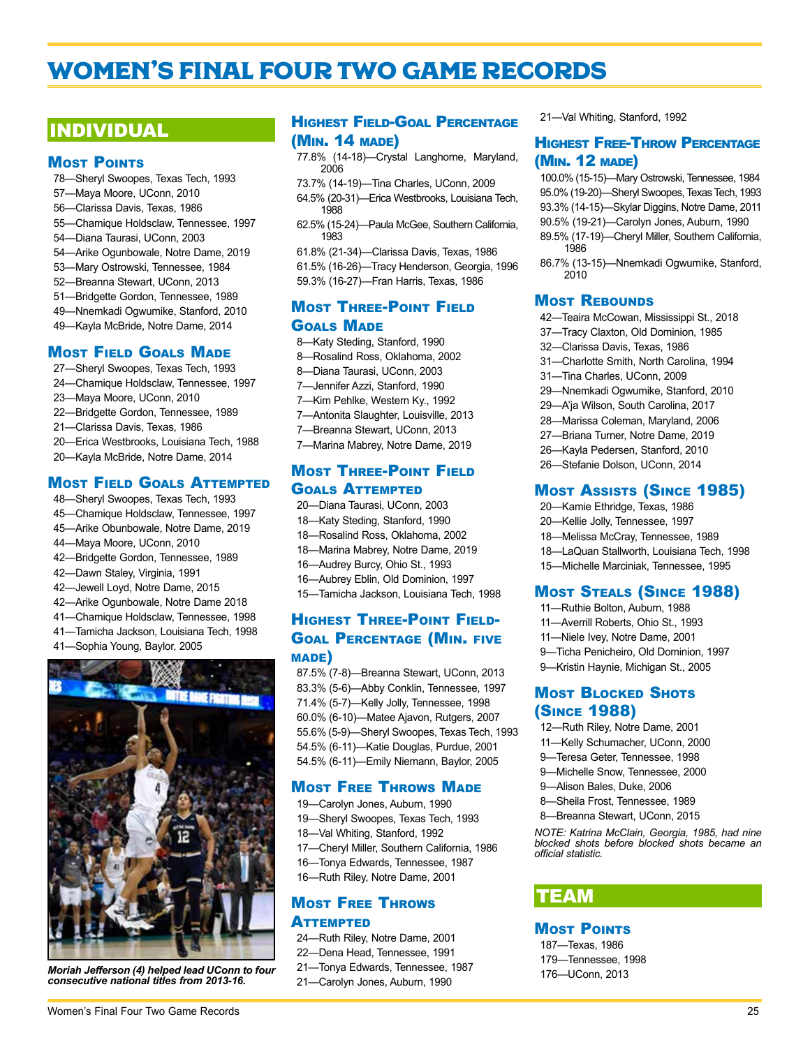# WOMEN'S FINAL FOUR TWO GAME RECORDS

## INDIVIDUAL

### Most Points

78—Sheryl Swoopes, Texas Tech, 1993
57—Maya Moore, UConn, 2010
56—Clarissa Davis, Texas, 1986
55—Chamique Holdsclaw, Tennessee, 1997
54—Diana Taurasi, UConn, 2003
54—Arike Ogunbowale, Notre Dame, 2019
53—Mary Ostrowski, Tennessee, 1984
52—Breanna Stewart, UConn, 2013
51—Bridgette Gordon, Tennessee, 1989
49—Nnemkadi Ogwumike, Stanford, 2010
49—Kayla McBride, Notre Dame, 2014

### Most Field Goals Made

27—Sheryl Swoopes, Texas Tech, 1993
24—Chamique Holdsclaw, Tennessee, 1997
23—Maya Moore, UConn, 2010
22—Bridgette Gordon, Tennessee, 1989
21—Clarissa Davis, Texas, 1986
20—Erica Westbrooks, Louisiana Tech, 1988
20—Kayla McBride, Notre Dame, 2014

### Most Field Goals Attempted

48—Sheryl Swoopes, Texas Tech, 1993
45—Chamique Holdsclaw, Tennessee, 1997
45—Arike Obunbowale, Notre Dame, 2019
44—Maya Moore, UConn, 2010
42—Bridgette Gordon, Tennessee, 1989
42—Dawn Staley, Virginia, 1991
42—Jewell Loyd, Notre Dame, 2015
42—Arike Ogunbowale, Notre Dame 2018
41—Chamique Holdsclaw, Tennessee, 1998
41—Tamicha Jackson, Louisiana Tech, 1998
41—Sophia Young, Baylor, 2005

*Moriah Jefferson (4) helped lead UConn to four consecutive national titles from 2013-16.*

### Highest Field-Goal Percentage (Min. 14 made)

77.8% (14-18)—Crystal Langhorne, Maryland, 2006
73.7% (14-19)—Tina Charles, UConn, 2009
64.5% (20-31)—Erica Westbrooks, Louisiana Tech, 1988
62.5% (15-24)—Paula McGee, Southern California, 1983
61.8% (21-34)—Clarissa Davis, Texas, 1986
61.5% (16-26)—Tracy Henderson, Georgia, 1996
59.3% (16-27)—Fran Harris, Texas, 1986

### Most Three-Point Field Goals Made

8—Katy Steding, Stanford, 1990
8—Rosalind Ross, Oklahoma, 2002
8—Diana Taurasi, UConn, 2003
7—Jennifer Azzi, Stanford, 1990
7—Kim Pehlke, Western Ky., 1992
7—Antonita Slaughter, Louisville, 2013
7—Breanna Stewart, UConn, 2013
7—Marina Mabrey, Notre Dame, 2019

### Most Three-Point Field Goals Attempted

20—Diana Taurasi, UConn, 2003
18—Katy Steding, Stanford, 1990
18—Rosalind Ross, Oklahoma, 2002
18—Marina Mabrey, Notre Dame, 2019
16—Audrey Burcy, Ohio St., 1993
16—Aubrey Eblin, Old Dominion, 1997
15—Tamicha Jackson, Louisiana Tech, 1998

### Highest Three-Point Field-Goal Percentage (Min. five made)

87.5% (7-8)—Breanna Stewart, UConn, 2013
83.3% (5-6)—Abby Conklin, Tennessee, 1997
71.4% (5-7)—Kelly Jolly, Tennessee, 1998
60.0% (6-10)—Matee Ajavon, Rutgers, 2007
55.6% (5-9)—Sheryl Swoopes, Texas Tech, 1993
54.5% (6-11)—Katie Douglas, Purdue, 2001
54.5% (6-11)—Emily Niemann, Baylor, 2005

### Most Free Throws Made

19—Carolyn Jones, Auburn, 1990
19—Sheryl Swoopes, Texas Tech, 1993
18—Val Whiting, Stanford, 1992
17—Cheryl Miller, Southern California, 1986
16—Tonya Edwards, Tennessee, 1987
16—Ruth Riley, Notre Dame, 2001

### Most Free Throws Attempted

24—Ruth Riley, Notre Dame, 2001
22—Dena Head, Tennessee, 1991
21—Tonya Edwards, Tennessee, 1987
21—Carolyn Jones, Auburn, 1990
21—Val Whiting, Stanford, 1992

### Highest Free-Throw Percentage (Min. 12 made)

100.0% (15-15)—Mary Ostrowski, Tennessee, 1984
95.0% (19-20)—Sheryl Swoopes, Texas Tech, 1993
93.3% (14-15)—Skylar Diggins, Notre Dame, 2011
90.5% (19-21)—Carolyn Jones, Auburn, 1990
89.5% (17-19)—Cheryl Miller, Southern California, 1986
86.7% (13-15)—Nnemkadi Ogwumike, Stanford, 2010

### Most Rebounds

42—Teaira McCowan, Mississippi St., 2018
37—Tracy Claxton, Old Dominion, 1985
32—Clarissa Davis, Texas, 1986
31—Charlotte Smith, North Carolina, 1994
31—Tina Charles, UConn, 2009
29—Nnemkadi Ogwumike, Stanford, 2010
29—A'ja Wilson, South Carolina, 2017
28—Marissa Coleman, Maryland, 2006
27—Briana Turner, Notre Dame, 2019
26—Kayla Pedersen, Stanford, 2010
26—Stefanie Dolson, UConn, 2014

### Most Assists (Since 1985)

20—Kamie Ethridge, Texas, 1986
20—Kellie Jolly, Tennessee, 1997
18—Melissa McCray, Tennessee, 1989
18—LaQuan Stallworth, Louisiana Tech, 1998
15—Michelle Marciniak, Tennessee, 1995

### Most Steals (Since 1988)

11—Ruthie Bolton, Auburn, 1988
11—Averill Roberts, Ohio St., 1993
11—Niele Ivey, Notre Dame, 2001
9—Ticha Penicheiro, Old Dominion, 1997
9—Kristin Haynie, Michigan St., 2005

### Most Blocked Shots (Since 1988)

12—Ruth Riley, Notre Dame, 2001
11—Kelly Schumacher, UConn, 2000
9—Teresa Geter, Tennessee, 1998
9—Michelle Snow, Tennessee, 2000
9—Alison Bales, Duke, 2006
8—Sheila Frost, Tennessee, 1989
8—Breanna Stewart, UConn, 2015

*NOTE: Katrina McClain, Georgia, 1985, had nine blocked shots before blocked shots became an official statistic.*

## TEAM

### Most Points

187—Texas, 1986
179—Tennessee, 1998
176—UConn, 2013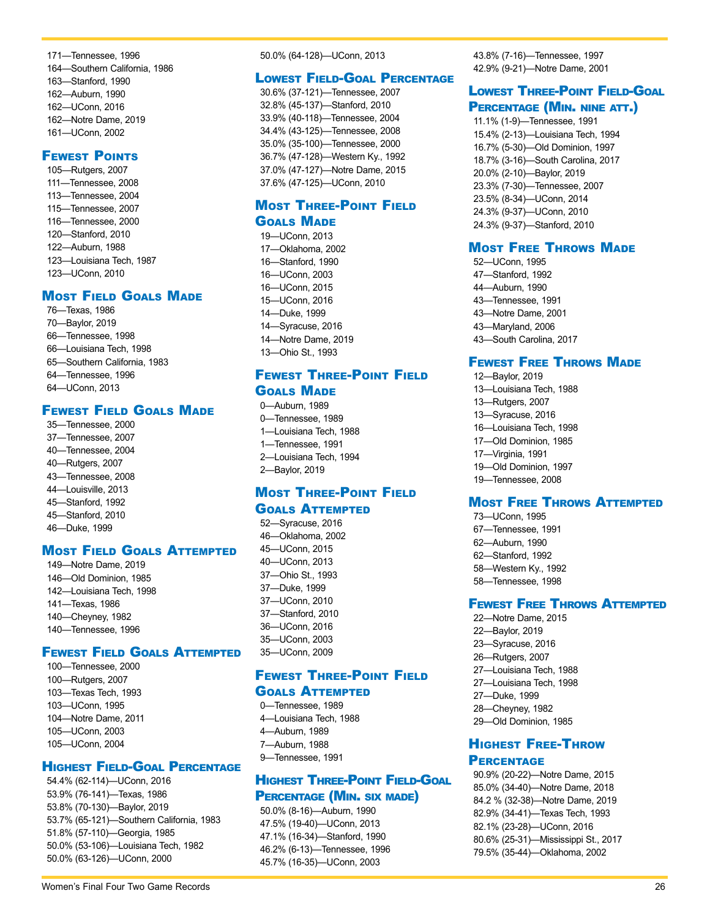171—Tennessee, 1996
164—Southern California, 1986
163—Stanford, 1990
162—Auburn, 1990
162—UConn, 2016
162—Notre Dame, 2019
161—UConn, 2002

## Fewest Points

105—Rutgers, 2007
111—Tennessee, 2008
113—Tennessee, 2004
115—Tennessee, 2007
116—Tennessee, 2000
120—Stanford, 2010
122—Auburn, 1988
123—Louisiana Tech, 1987
123—UConn, 2010

## Most Field Goals Made

76—Texas, 1986
70—Baylor, 2019
66—Tennessee, 1998
66—Louisiana Tech, 1998
65—Southern California, 1983
64—Tennessee, 1996
64—UConn, 2013

## Fewest Field Goals Made

35—Tennessee, 2000
37—Tennessee, 2007
40—Tennessee, 2004
40—Rutgers, 2007
43—Tennessee, 2008
44—Louisville, 2013
45—Stanford, 1992
45—Stanford, 2010
46—Duke, 1999

## Most Field Goals Attempted

149—Notre Dame, 2019
146—Old Dominion, 1985
142—Louisiana Tech, 1998
141—Texas, 1986
140—Cheyney, 1982
140—Tennessee, 1996

## Fewest Field Goals Attempted

100—Tennessee, 2000
100—Rutgers, 2007
103—Texas Tech, 1993
103—UConn, 1995
104—Notre Dame, 2011
105—UConn, 2003
105—UConn, 2004

## Highest Field-Goal Percentage

54.4% (62-114)—UConn, 2016
53.9% (76-141)—Texas, 1986
53.8% (70-130)—Baylor, 2019
53.7% (65-121)—Southern California, 1983
51.8% (57-110)—Georgia, 1985
50.0% (53-106)—Louisiana Tech, 1982
50.0% (63-126)—UConn, 2000
50.0% (64-128)—UConn, 2013

## Lowest Field-Goal Percentage

30.6% (37-121)—Tennessee, 2007
32.8% (45-137)—Stanford, 2010
33.9% (40-118)—Tennessee, 2004
34.4% (43-125)—Tennessee, 2008
35.0% (35-100)—Tennessee, 2000
36.7% (47-128)—Western Ky., 1992
37.0% (47-127)—Notre Dame, 2015
37.6% (47-125)—UConn, 2010

## Most Three-Point Field Goals Made

19—UConn, 2013
17—Oklahoma, 2002
16—Stanford, 1990
16—UConn, 2003
16—UConn, 2015
15—UConn, 2016
14—Duke, 1999
14—Syracuse, 2016
14—Notre Dame, 2019
13—Ohio St., 1993

## Fewest Three-Point Field Goals Made

0—Auburn, 1989
0—Tennessee, 1989
1—Louisiana Tech, 1988
1—Tennessee, 1991
2—Louisiana Tech, 1994
2—Baylor, 2019

## Most Three-Point Field Goals Attempted

52—Syracuse, 2016
46—Oklahoma, 2002
45—UConn, 2015
40—UConn, 2013
37—Ohio St., 1993
37—Duke, 1999
37—UConn, 2010
37—Stanford, 2010
36—UConn, 2016
35—UConn, 2003
35—UConn, 2009

## Fewest Three-Point Field Goals Attempted

0—Tennessee, 1989
4—Louisiana Tech, 1988
4—Auburn, 1989
7—Auburn, 1988
9—Tennessee, 1991

## Highest Three-Point Field-Goal Percentage (Min. six made)

50.0% (8-16)—Auburn, 1990
47.5% (19-40)—UConn, 2013
47.1% (16-34)—Stanford, 1990
46.2% (6-13)—Tennessee, 1996
45.7% (16-35)—UConn, 2003
43.8% (7-16)—Tennessee, 1997
42.9% (9-21)—Notre Dame, 2001

## Lowest Three-Point Field-Goal Percentage (Min. nine att.)

11.1% (1-9)—Tennessee, 1991
15.4% (2-13)—Louisiana Tech, 1994
16.7% (5-30)—Old Dominion, 1997
18.7% (3-16)—South Carolina, 2017
20.0% (2-10)—Baylor, 2019
23.3% (7-30)—Tennessee, 2007
23.5% (8-34)—UConn, 2014
24.3% (9-37)—UConn, 2010
24.3% (9-37)—Stanford, 2010

## Most Free Throws Made

52—UConn, 1995
47—Stanford, 1992
44—Auburn, 1990
43—Tennessee, 1991
43—Notre Dame, 2001
43—Maryland, 2006
43—South Carolina, 2017

## Fewest Free Throws Made

12—Baylor, 2019
13—Louisiana Tech, 1988
13—Rutgers, 2007
13—Syracuse, 2016
16—Louisiana Tech, 1998
17—Old Dominion, 1985
17—Virginia, 1991
19—Old Dominion, 1997
19—Tennessee, 2008

## Most Free Throws Attempted

73—UConn, 1995
67—Tennessee, 1991
62—Auburn, 1990
62—Stanford, 1992
58—Western Ky., 1992
58—Tennessee, 1998

## Fewest Free Throws Attempted

22—Notre Dame, 2015
22—Baylor, 2019
23—Syracuse, 2016
26—Rutgers, 2007
27—Louisiana Tech, 1988
27—Louisiana Tech, 1998
27—Duke, 1999
28—Cheyney, 1982
29—Old Dominion, 1985

## Highest Free-Throw Percentage

90.9% (20-22)—Notre Dame, 2015
85.0% (34-40)—Notre Dame, 2018
84.2 % (32-38)—Notre Dame, 2019
82.9% (34-41)—Texas Tech, 1993
82.1% (23-28)—UConn, 2016
80.6% (25-31)—Mississippi St., 2017
79.5% (35-44)—Oklahoma, 2002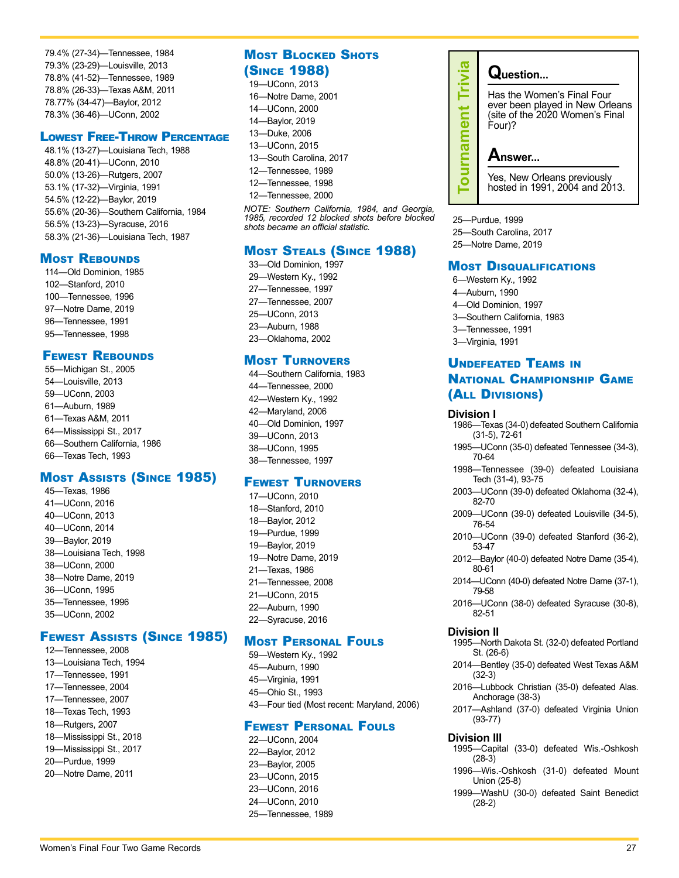79.4% (27-34)—Tennessee, 1984
79.3% (23-29)—Louisville, 2013
78.8% (41-52)—Tennessee, 1989
78.8% (26-33)—Texas A&M, 2011
78.77% (34-47)—Baylor, 2012
78.3% (36-46)—UConn, 2002

## Lowest Free-Throw Percentage

48.1% (13-27)—Louisiana Tech, 1988
48.8% (20-41)—UConn, 2010
50.0% (13-26)—Rutgers, 2007
53.1% (17-32)—Virginia, 1991
54.5% (12-22)—Baylor, 2019
55.6% (20-36)—Southern California, 1984
56.5% (13-23)—Syracuse, 2016
58.3% (21-36)—Louisiana Tech, 1987

## Most Rebounds

114—Old Dominion, 1985
102—Stanford, 2010
100—Tennessee, 1996
97—Notre Dame, 2019
96—Tennessee, 1991
95—Tennessee, 1998

## Fewest Rebounds

55—Michigan St., 2005
54—Louisville, 2013
59—UConn, 2003
61—Auburn, 1989
61—Texas A&M, 2011
64—Mississippi St., 2017
66—Southern California, 1986
66—Texas Tech, 1993

## Most Assists (Since 1985)

45—Texas, 1986
41—UConn, 2016
40—UConn, 2013
40—UConn, 2014
39—Baylor, 2019
38—Louisiana Tech, 1998
38—UConn, 2000
38—Notre Dame, 2019
36—UConn, 1995
35—Tennessee, 1996
35—UConn, 2002

## Fewest Assists (Since 1985)

12—Tennessee, 2008
13—Louisiana Tech, 1994
17—Tennessee, 1991
17—Tennessee, 2004
17—Tennessee, 2007
18—Texas Tech, 1993
18—Rutgers, 2007
18—Mississippi St., 2018
19—Mississippi St., 2017
20—Purdue, 1999
20—Notre Dame, 2011

## Most Blocked Shots (Since 1988)

19—UConn, 2013
16—Notre Dame, 2001
14—UConn, 2000
14—Baylor, 2019
13—Duke, 2006
13—UConn, 2015
13—South Carolina, 2017
12—Tennessee, 1989
12—Tennessee, 1998
12—Tennessee, 2000

*NOTE: Southern California, 1984, and Georgia, 1985, recorded 12 blocked shots before blocked shots became an official statistic.*

## Most Steals (Since 1988)

33—Old Dominion, 1997
29—Western Ky., 1992
27—Tennessee, 1997
27—Tennessee, 2007
25—UConn, 2013
23—Auburn, 1988
23—Oklahoma, 2002

## Most Turnovers

44—Southern California, 1983
44—Tennessee, 2000
42—Western Ky., 1992
42—Maryland, 2006
40—Old Dominion, 1997
39—UConn, 2013
38—UConn, 1995
38—Tennessee, 1997

## Fewest Turnovers

17—UConn, 2010
18—Stanford, 2010
18—Baylor, 2012
19—Purdue, 1999
19—Baylor, 2019
19—Notre Dame, 2019
21—Texas, 1986
21—Tennessee, 2008
21—UConn, 2015
22—Auburn, 1990
22—Syracuse, 2016

## Most Personal Fouls

59—Western Ky., 1992
45—Auburn, 1990
45—Virginia, 1991
45—Ohio St., 1993
43—Four tied (Most recent: Maryland, 2006)

## Fewest Personal Fouls

22—UConn, 2004
22—Baylor, 2012
23—Baylor, 2005
23—UConn, 2015
23—UConn, 2016
24—UConn, 2010
25—Tennessee, 1989
25—Purdue, 1999
25—South Carolina, 2017
25—Notre Dame, 2019

> **Tournament Trivia**
>
> **Question...**
>
> Has the Women's Final Four ever been played in New Orleans (site of the 2020 Women's Final Four)?
>
> **Answer...**
>
> Yes, New Orleans previously hosted in 1991, 2004 and 2013.

## Most Disqualifications

6—Western Ky., 1992
4—Auburn, 1990
4—Old Dominion, 1997
3—Southern California, 1983
3—Tennessee, 1991
3—Virginia, 1991

## Undefeated Teams in National Championship Game (All Divisions)

### Division I

1986—Texas (34-0) defeated Southern California (31-5), 72-61
1995—UConn (35-0) defeated Tennessee (34-3), 70-64
1998—Tennessee (39-0) defeated Louisiana Tech (31-4), 93-75
2003—UConn (39-0) defeated Oklahoma (32-4), 82-70
2009—UConn (39-0) defeated Louisville (34-5), 76-54
2010—UConn (39-0) defeated Stanford (36-2), 53-47
2012—Baylor (40-0) defeated Notre Dame (35-4), 80-61
2014—UConn (40-0) defeated Notre Dame (37-1), 79-58
2016—UConn (38-0) defeated Syracuse (30-8), 82-51

### Division II

1995—North Dakota St. (32-0) defeated Portland St. (26-6)
2014—Bentley (35-0) defeated West Texas A&M (32-3)
2016—Lubbock Christian (35-0) defeated Alas. Anchorage (38-3)
2017—Ashland (37-0) defeated Virginia Union (93-77)

### Division III

1995—Capital (33-0) defeated Wis.-Oshkosh (28-3)
1996—Wis.-Oshkosh (31-0) defeated Mount Union (25-8)
1999—WashU (30-0) defeated Saint Benedict (28-2)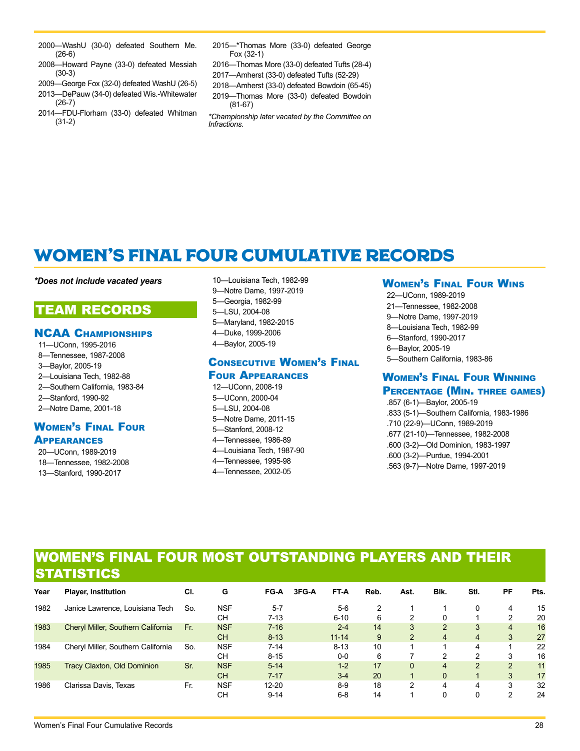2000—WashU (30-0) defeated Southern Me. (26-6)
2008—Howard Payne (33-0) defeated Messiah (30-3)
2009—George Fox (32-0) defeated WashU (26-5)
2013—DePauw (34-0) defeated Wis.-Whitewater (26-7)
2014—FDU-Florham (33-0) defeated Whitman (31-2)
2015—*Thomas More (33-0) defeated George Fox (32-1)
2016—Thomas More (33-0) defeated Tufts (28-4)
2017—Amherst (33-0) defeated Tufts (52-29)
2018—Amherst (33-0) defeated Bowdoin (65-45)
2019—Thomas More (33-0) defeated Bowdoin (81-67)

*Championship later vacated by the Committee on Infractions.*

# WOMEN'S FINAL FOUR CUMULATIVE RECORDS

***Does not include vacated years***

## TEAM RECORDS

### NCAA Championships

11—UConn, 1995-2016
8—Tennessee, 1987-2008
3—Baylor, 2005-19
2—Louisiana Tech, 1982-88
2—Southern California, 1983-84
2—Stanford, 1990-92
2—Notre Dame, 2001-18

### Women's Final Four Appearances

20—UConn, 1989-2019
18—Tennessee, 1982-2008
13—Stanford, 1990-2017
10—Louisiana Tech, 1982-99
9—Notre Dame, 1997-2019
5—Georgia, 1982-99
5—LSU, 2004-08
5—Maryland, 1982-2015
4—Duke, 1999-2006
4—Baylor, 2005-19

### Consecutive Women's Final Four Appearances

12—UConn, 2008-19
5—UConn, 2000-04
5—LSU, 2004-08
5—Notre Dame, 2011-15
5—Stanford, 2008-12
4—Tennessee, 1986-89
4—Louisiana Tech, 1987-90
4—Tennessee, 1995-98
4—Tennessee, 2002-05

### Women's Final Four Wins

22—UConn, 1989-2019
21—Tennessee, 1982-2008
9—Notre Dame, 1997-2019
8—Louisiana Tech, 1982-99
6—Stanford, 1990-2017
6—Baylor, 2005-19
5—Southern California, 1983-86

### Women's Final Four Winning Percentage (Min. three games)

.857 (6-1)—Baylor, 2005-19
.833 (5-1)—Southern California, 1983-1986
.710 (22-9)—UConn, 1989-2019
.677 (21-10)—Tennessee, 1982-2008
.600 (3-2)—Old Dominion, 1983-1997
.600 (3-2)—Purdue, 1994-2001
.563 (9-7)—Notre Dame, 1997-2019

## WOMEN'S FINAL FOUR MOST OUTSTANDING PLAYERS AND THEIR STATISTICS

| Year | Player, Institution | Cl. | G | FG-A | 3FG-A | FT-A | Reb. | Ast. | Blk. | Stl. | PF | Pts. |
|---|---|---|---|---|---|---|---|---|---|---|---|---|
| 1982 | Janice Lawrence, Louisiana Tech | So. | NSF | 5-7 | | 5-6 | 2 | 1 | 1 | 0 | 4 | 15 |
| | | | CH | 7-13 | | 6-10 | 6 | 2 | 0 | 1 | 2 | 20 |
| 1983 | Cheryl Miller, Southern California | Fr. | NSF | 7-16 | | 2-4 | 14 | 3 | 2 | 3 | 4 | 16 |
| | | | CH | 8-13 | | 11-14 | 9 | 2 | 4 | 4 | 3 | 27 |
| 1984 | Cheryl Miller, Southern California | So. | NSF | 7-14 | | 8-13 | 10 | 1 | 1 | 4 | 1 | 22 |
| | | | CH | 8-15 | | 0-0 | 6 | 7 | 2 | 2 | 3 | 16 |
| 1985 | Tracy Claxton, Old Dominion | Sr. | NSF | 5-14 | | 1-2 | 17 | 0 | 4 | 2 | 2 | 11 |
| | | | CH | 7-17 | | 3-4 | 20 | 1 | 0 | 1 | 3 | 17 |
| 1986 | Clarissa Davis, Texas | Fr. | NSF | 12-20 | | 8-9 | 18 | 2 | 4 | 4 | 3 | 32 |
| | | | CH | 9-14 | | 6-8 | 14 | 1 | 0 | 0 | 2 | 24 |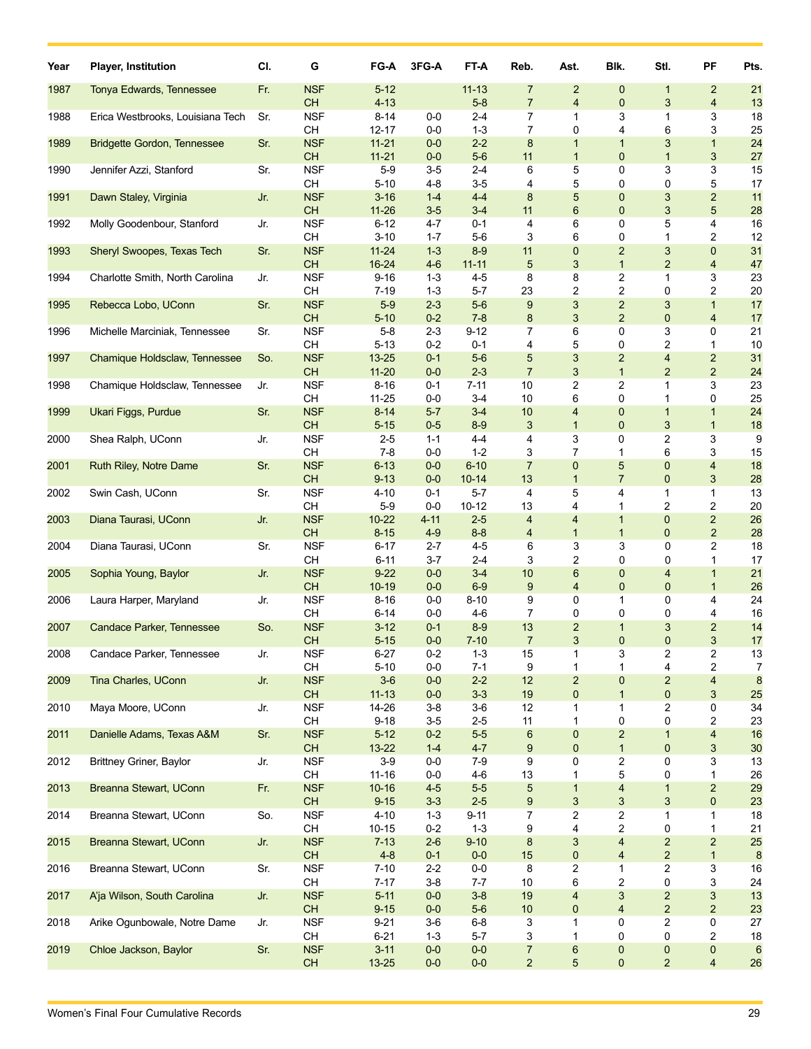| Year | Player, Institution | Cl. | G | FG-A | 3FG-A | FT-A | Reb. | Ast. | Blk. | Stl. | PF | Pts. |
|---|---|---|---|---|---|---|---|---|---|---|---|---|
| 1987 | Tonya Edwards, Tennessee | Fr. | NSF | 5-12 | | 11-13 | 7 | 2 | 0 | 1 | 2 | 21 |
| | | | CH | 4-13 | | 5-8 | 7 | 4 | 0 | 3 | 4 | 13 |
| 1988 | Erica Westbrooks, Louisiana Tech | Sr. | NSF | 8-14 | 0-0 | 2-4 | 7 | 1 | 3 | 1 | 3 | 18 |
| | | | CH | 12-17 | 0-0 | 1-3 | 7 | 0 | 4 | 6 | 3 | 25 |
| 1989 | Bridgette Gordon, Tennessee | Sr. | NSF | 11-21 | 0-0 | 2-2 | 8 | 1 | 1 | 3 | 1 | 24 |
| | | | CH | 11-21 | 0-0 | 5-6 | 11 | 1 | 0 | 1 | 3 | 27 |
| 1990 | Jennifer Azzi, Stanford | Sr. | NSF | 5-9 | 3-5 | 2-4 | 6 | 5 | 0 | 3 | 3 | 15 |
| | | | CH | 5-10 | 4-8 | 3-5 | 4 | 5 | 0 | 0 | 5 | 17 |
| 1991 | Dawn Staley, Virginia | Jr. | NSF | 3-16 | 1-4 | 4-4 | 8 | 5 | 0 | 3 | 2 | 11 |
| | | | CH | 11-26 | 3-5 | 3-4 | 11 | 6 | 0 | 3 | 5 | 28 |
| 1992 | Molly Goodenbour, Stanford | Jr. | NSF | 6-12 | 4-7 | 0-1 | 4 | 6 | 0 | 5 | 4 | 16 |
| | | | CH | 3-10 | 1-7 | 5-6 | 3 | 6 | 0 | 1 | 2 | 12 |
| 1993 | Sheryl Swoopes, Texas Tech | Sr. | NSF | 11-24 | 1-3 | 8-9 | 11 | 0 | 2 | 3 | 0 | 31 |
| | | | CH | 16-24 | 4-6 | 11-11 | 5 | 3 | 1 | 2 | 4 | 47 |
| 1994 | Charlotte Smith, North Carolina | Jr. | NSF | 9-16 | 1-3 | 4-5 | 8 | 8 | 2 | 1 | 3 | 23 |
| | | | CH | 7-19 | 1-3 | 5-7 | 23 | 2 | 2 | 0 | 2 | 20 |
| 1995 | Rebecca Lobo, UConn | Sr. | NSF | 5-9 | 2-3 | 5-6 | 9 | 3 | 2 | 3 | 1 | 17 |
| | | | CH | 5-10 | 0-2 | 7-8 | 8 | 3 | 2 | 0 | 4 | 17 |
| 1996 | Michelle Marciniak, Tennessee | Sr. | NSF | 5-8 | 2-3 | 9-12 | 7 | 6 | 0 | 3 | 0 | 21 |
| | | | CH | 5-13 | 0-2 | 0-1 | 4 | 5 | 0 | 2 | 1 | 10 |
| 1997 | Chamique Holdsclaw, Tennessee | So. | NSF | 13-25 | 0-1 | 5-6 | 5 | 3 | 2 | 4 | 2 | 31 |
| | | | CH | 11-20 | 0-0 | 2-3 | 7 | 3 | 1 | 2 | 2 | 24 |
| 1998 | Chamique Holdsclaw, Tennessee | Jr. | NSF | 8-16 | 0-1 | 7-11 | 10 | 2 | 2 | 1 | 3 | 23 |
| | | | CH | 11-25 | 0-0 | 3-4 | 10 | 6 | 0 | 1 | 0 | 25 |
| 1999 | Ukari Figgs, Purdue | Sr. | NSF | 8-14 | 5-7 | 3-4 | 10 | 4 | 0 | 1 | 1 | 24 |
| | | | CH | 5-15 | 0-5 | 8-9 | 3 | 1 | 0 | 3 | 1 | 18 |
| 2000 | Shea Ralph, UConn | Jr. | NSF | 2-5 | 1-1 | 4-4 | 4 | 3 | 0 | 2 | 3 | 9 |
| | | | CH | 7-8 | 0-0 | 1-2 | 3 | 7 | 1 | 6 | 3 | 15 |
| 2001 | Ruth Riley, Notre Dame | Sr. | NSF | 6-13 | 0-0 | 6-10 | 7 | 0 | 5 | 0 | 4 | 18 |
| | | | CH | 9-13 | 0-0 | 10-14 | 13 | 1 | 7 | 0 | 3 | 28 |
| 2002 | Swin Cash, UConn | Sr. | NSF | 4-10 | 0-1 | 5-7 | 4 | 5 | 4 | 1 | 1 | 13 |
| | | | CH | 5-9 | 0-0 | 10-12 | 13 | 4 | 1 | 2 | 2 | 20 |
| 2003 | Diana Taurasi, UConn | Jr. | NSF | 10-22 | 4-11 | 2-5 | 4 | 4 | 1 | 0 | 2 | 26 |
| | | | CH | 8-15 | 4-9 | 8-8 | 4 | 1 | 1 | 0 | 2 | 28 |
| 2004 | Diana Taurasi, UConn | Sr. | NSF | 6-17 | 2-7 | 4-5 | 6 | 3 | 3 | 0 | 2 | 18 |
| | | | CH | 6-11 | 3-7 | 2-4 | 3 | 2 | 0 | 0 | 1 | 17 |
| 2005 | Sophia Young, Baylor | Jr. | NSF | 9-22 | 0-0 | 3-4 | 10 | 6 | 0 | 4 | 1 | 21 |
| | | | CH | 10-19 | 0-0 | 6-9 | 9 | 4 | 0 | 0 | 1 | 26 |
| 2006 | Laura Harper, Maryland | Jr. | NSF | 8-16 | 0-0 | 8-10 | 9 | 0 | 1 | 0 | 4 | 24 |
| | | | CH | 6-14 | 0-0 | 4-6 | 7 | 0 | 0 | 0 | 4 | 16 |
| 2007 | Candace Parker, Tennessee | So. | NSF | 3-12 | 0-1 | 8-9 | 13 | 2 | 1 | 3 | 2 | 14 |
| | | | CH | 5-15 | 0-0 | 7-10 | 7 | 3 | 0 | 0 | 3 | 17 |
| 2008 | Candace Parker, Tennessee | Jr. | NSF | 6-27 | 0-2 | 1-3 | 15 | 1 | 3 | 2 | 2 | 13 |
| | | | CH | 5-10 | 0-0 | 7-1 | 9 | 1 | 1 | 4 | 2 | 7 |
| 2009 | Tina Charles, UConn | Jr. | NSF | 3-6 | 0-0 | 2-2 | 12 | 2 | 0 | 2 | 4 | 8 |
| | | | CH | 11-13 | 0-0 | 3-3 | 19 | 0 | 1 | 0 | 3 | 25 |
| 2010 | Maya Moore, UConn | Jr. | NSF | 14-26 | 3-8 | 3-6 | 12 | 1 | 1 | 2 | 0 | 34 |
| | | | CH | 9-18 | 3-5 | 2-5 | 11 | 1 | 0 | 0 | 2 | 23 |
| 2011 | Danielle Adams, Texas A&M | Sr. | NSF | 5-12 | 0-2 | 5-5 | 6 | 0 | 2 | 1 | 4 | 16 |
| | | | CH | 13-22 | 1-4 | 4-7 | 9 | 0 | 1 | 0 | 3 | 30 |
| 2012 | Brittney Griner, Baylor | Jr. | NSF | 3-9 | 0-0 | 7-9 | 9 | 0 | 2 | 0 | 3 | 13 |
| | | | CH | 11-16 | 0-0 | 4-6 | 13 | 1 | 5 | 0 | 1 | 26 |
| 2013 | Breanna Stewart, UConn | Fr. | NSF | 10-16 | 4-5 | 5-5 | 5 | 1 | 4 | 1 | 2 | 29 |
| | | | CH | 9-15 | 3-3 | 2-5 | 9 | 3 | 3 | 3 | 0 | 23 |
| 2014 | Breanna Stewart, UConn | So. | NSF | 4-10 | 1-3 | 9-11 | 7 | 2 | 2 | 1 | 1 | 18 |
| | | | CH | 10-15 | 0-2 | 1-3 | 9 | 4 | 2 | 0 | 1 | 21 |
| 2015 | Breanna Stewart, UConn | Jr. | NSF | 7-13 | 2-6 | 9-10 | 8 | 3 | 4 | 2 | 2 | 25 |
| | | | CH | 4-8 | 0-1 | 0-0 | 15 | 0 | 4 | 2 | 1 | 8 |
| 2016 | Breanna Stewart, UConn | Sr. | NSF | 7-10 | 2-2 | 0-0 | 8 | 2 | 1 | 2 | 3 | 16 |
| | | | CH | 7-17 | 3-8 | 7-7 | 10 | 6 | 2 | 0 | 3 | 24 |
| 2017 | A'ja Wilson, South Carolina | Jr. | NSF | 5-11 | 0-0 | 3-8 | 19 | 4 | 3 | 2 | 3 | 13 |
| | | | CH | 9-15 | 0-0 | 5-6 | 10 | 0 | 4 | 2 | 2 | 23 |
| 2018 | Arike Ogunbowale, Notre Dame | Jr. | NSF | 9-21 | 3-6 | 6-8 | 3 | 1 | 0 | 2 | 0 | 27 |
| | | | CH | 6-21 | 1-3 | 5-7 | 3 | 1 | 0 | 0 | 2 | 18 |
| 2019 | Chloe Jackson, Baylor | Sr. | NSF | 3-11 | 0-0 | 0-0 | 7 | 6 | 0 | 0 | 0 | 6 |
| | | | CH | 13-25 | 0-0 | 0-0 | 2 | 5 | 0 | 2 | 4 | 26 |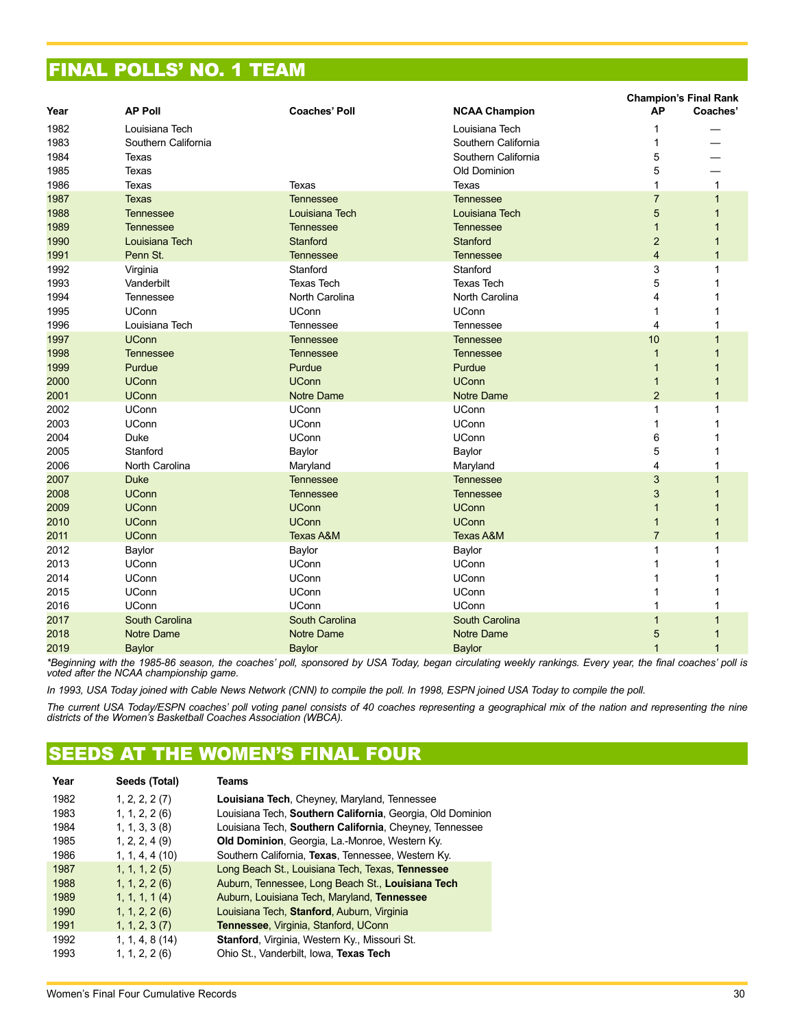# FINAL POLLS' NO. 1 TEAM

| Year | AP Poll | Coaches' Poll | NCAA Champion | Champion's Final Rank AP | Champion's Final Rank Coaches' |
|---|---|---|---|---|---|
| 1982 | Louisiana Tech | | Louisiana Tech | 1 | — |
| 1983 | Southern California | | Southern California | 1 | — |
| 1984 | Texas | | Southern California | 5 | — |
| 1985 | Texas | | Old Dominion | 5 | — |
| 1986 | Texas | Texas | Texas | 1 | 1 |
| 1987 | Texas | Tennessee | Tennessee | 7 | 1 |
| 1988 | Tennessee | Louisiana Tech | Louisiana Tech | 5 | 1 |
| 1989 | Tennessee | Tennessee | Tennessee | 1 | 1 |
| 1990 | Louisiana Tech | Stanford | Stanford | 2 | 1 |
| 1991 | Penn St. | Tennessee | Tennessee | 4 | 1 |
| 1992 | Virginia | Stanford | Stanford | 3 | 1 |
| 1993 | Vanderbilt | Texas Tech | Texas Tech | 5 | 1 |
| 1994 | Tennessee | North Carolina | North Carolina | 4 | 1 |
| 1995 | UConn | UConn | UConn | 1 | 1 |
| 1996 | Louisiana Tech | Tennessee | Tennessee | 4 | 1 |
| 1997 | UConn | Tennessee | Tennessee | 10 | 1 |
| 1998 | Tennessee | Tennessee | Tennessee | 1 | 1 |
| 1999 | Purdue | Purdue | Purdue | 1 | 1 |
| 2000 | UConn | UConn | UConn | 1 | 1 |
| 2001 | UConn | Notre Dame | Notre Dame | 2 | 1 |
| 2002 | UConn | UConn | UConn | 1 | 1 |
| 2003 | UConn | UConn | UConn | 1 | 1 |
| 2004 | Duke | UConn | UConn | 6 | 1 |
| 2005 | Stanford | Baylor | Baylor | 5 | 1 |
| 2006 | North Carolina | Maryland | Maryland | 4 | 1 |
| 2007 | Duke | Tennessee | Tennessee | 3 | 1 |
| 2008 | UConn | Tennessee | Tennessee | 3 | 1 |
| 2009 | UConn | UConn | UConn | 1 | 1 |
| 2010 | UConn | UConn | UConn | 1 | 1 |
| 2011 | UConn | Texas A&M | Texas A&M | 7 | 1 |
| 2012 | Baylor | Baylor | Baylor | 1 | 1 |
| 2013 | UConn | UConn | UConn | 1 | 1 |
| 2014 | UConn | UConn | UConn | 1 | 1 |
| 2015 | UConn | UConn | UConn | 1 | 1 |
| 2016 | UConn | UConn | UConn | 1 | 1 |
| 2017 | South Carolina | South Carolina | South Carolina | 1 | 1 |
| 2018 | Notre Dame | Notre Dame | Notre Dame | 5 | 1 |
| 2019 | Baylor | Baylor | Baylor | 1 | 1 |

*\*Beginning with the 1985-86 season, the coaches' poll, sponsored by USA Today, began circulating weekly rankings. Every year, the final coaches' poll is voted after the NCAA championship game.*

*In 1993, USA Today joined with Cable News Network (CNN) to compile the poll. In 1998, ESPN joined USA Today to compile the poll.*

*The current USA Today/ESPN coaches' poll voting panel consists of 40 coaches representing a geographical mix of the nation and representing the nine districts of the Women's Basketball Coaches Association (WBCA).*

# SEEDS AT THE WOMEN'S FINAL FOUR

| Year | Seeds (Total) | Teams |
|---|---|---|
| 1982 | 1, 2, 2, 2 (7) | **Louisiana Tech**, Cheyney, Maryland, Tennessee |
| 1983 | 1, 1, 2, 2 (6) | Louisiana Tech, **Southern California**, Georgia, Old Dominion |
| 1984 | 1, 1, 3, 3 (8) | Louisiana Tech, **Southern California**, Cheyney, Tennessee |
| 1985 | 1, 2, 2, 4 (9) | **Old Dominion**, Georgia, La.-Monroe, Western Ky. |
| 1986 | 1, 1, 4, 4 (10) | Southern California, **Texas**, Tennessee, Western Ky. |
| 1987 | 1, 1, 1, 2 (5) | Long Beach St., Louisiana Tech, Texas, **Tennessee** |
| 1988 | 1, 1, 2, 2 (6) | Auburn, Tennessee, Long Beach St., **Louisiana Tech** |
| 1989 | 1, 1, 1, 1 (4) | Auburn, Louisiana Tech, Maryland, **Tennessee** |
| 1990 | 1, 1, 2, 2 (6) | Louisiana Tech, **Stanford**, Auburn, Virginia |
| 1991 | 1, 1, 2, 3 (7) | **Tennessee**, Virginia, Stanford, UConn |
| 1992 | 1, 1, 4, 8 (14) | **Stanford**, Virginia, Western Ky., Missouri St. |
| 1993 | 1, 1, 2, 2 (6) | Ohio St., Vanderbilt, Iowa, **Texas Tech** |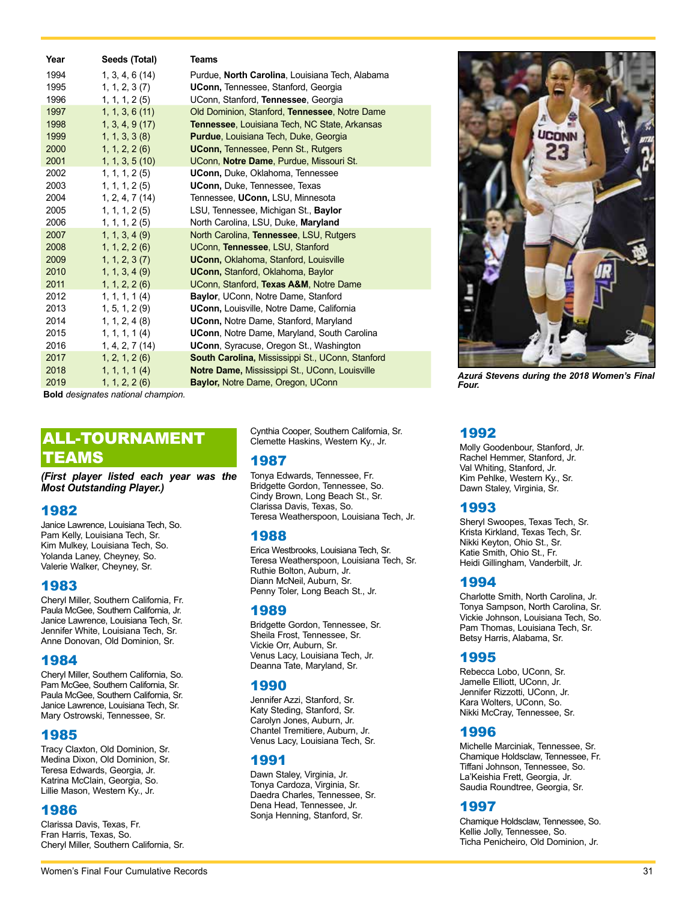| Year | Seeds (Total) | Teams |
|---|---|---|
| 1994 | 1, 3, 4, 6 (14) | Purdue, **North Carolina**, Louisiana Tech, Alabama |
| 1995 | 1, 1, 2, 3 (7) | **UConn,** Tennessee, Stanford, Georgia |
| 1996 | 1, 1, 1, 2 (5) | UConn, Stanford, **Tennessee**, Georgia |
| 1997 | 1, 1, 3, 6 (11) | Old Dominion, Stanford, **Tennessee**, Notre Dame |
| 1998 | 1, 3, 4, 9 (17) | **Tennessee**, Louisiana Tech, NC State, Arkansas |
| 1999 | 1, 1, 3, 3 (8) | **Purdue**, Louisiana Tech, Duke, Georgia |
| 2000 | 1, 1, 2, 2 (6) | **UConn,** Tennessee, Penn St., Rutgers |
| 2001 | 1, 1, 3, 5 (10) | UConn, **Notre Dame**, Purdue, Missouri St. |
| 2002 | 1, 1, 1, 2 (5) | **UConn,** Duke, Oklahoma, Tennessee |
| 2003 | 1, 1, 1, 2 (5) | **UConn,** Duke, Tennessee, Texas |
| 2004 | 1, 2, 4, 7 (14) | Tennessee, **UConn,** LSU, Minnesota |
| 2005 | 1, 1, 1, 2 (5) | LSU, Tennessee, Michigan St., **Baylor** |
| 2006 | 1, 1, 1, 2 (5) | North Carolina, LSU, Duke, **Maryland** |
| 2007 | 1, 1, 3, 4 (9) | North Carolina, **Tennessee**, LSU, Rutgers |
| 2008 | 1, 1, 2, 2 (6) | UConn, **Tennessee**, LSU, Stanford |
| 2009 | 1, 1, 2, 3 (7) | **UConn,** Oklahoma, Stanford, Louisville |
| 2010 | 1, 1, 3, 4 (9) | **UConn,** Stanford, Oklahoma, Baylor |
| 2011 | 1, 1, 2, 2 (6) | UConn, Stanford, **Texas A&M**, Notre Dame |
| 2012 | 1, 1, 1, 1 (4) | **Baylor**, UConn, Notre Dame, Stanford |
| 2013 | 1, 5, 1, 2 (9) | **UConn,** Louisville, Notre Dame, California |
| 2014 | 1, 1, 2, 4 (8) | **UConn,** Notre Dame, Stanford, Maryland |
| 2015 | 1, 1, 1, 1 (4) | **UConn**, Notre Dame, Maryland, South Carolina |
| 2016 | 1, 4, 2, 7 (14) | **UConn**, Syracuse, Oregon St., Washington |
| 2017 | 1, 2, 1, 2 (6) | **South Carolina,** Mississippi St., UConn, Stanford |
| 2018 | 1, 1, 1, 1 (4) | **Notre Dame,** Mississippi St., UConn, Louisville |
| 2019 | 1, 1, 2, 2 (6) | **Baylor,** Notre Dame, Oregon, UConn |

**Bold** *designates national champion.*

*Azurá Stevens during the 2018 Women's Final Four.*

## ALL-TOURNAMENT TEAMS

*(First player listed each year was the Most Outstanding Player.)*

### 1982

Janice Lawrence, Louisiana Tech, So.
Pam Kelly, Louisiana Tech, Sr.
Kim Mulkey, Louisiana Tech, So.
Yolanda Laney, Cheyney, So.
Valerie Walker, Cheyney, Sr.

### 1983

Cheryl Miller, Southern California, Fr.
Paula McGee, Southern California, Jr.
Janice Lawrence, Louisiana Tech, Sr.
Jennifer White, Louisiana Tech, Sr.
Anne Donovan, Old Dominion, Sr.

### 1984

Cheryl Miller, Southern California, So.
Pam McGee, Southern California, Sr.
Paula McGee, Southern California, Sr.
Janice Lawrence, Louisiana Tech, Sr.
Mary Ostrowski, Tennessee, Sr.

### 1985

Tracy Claxton, Old Dominion, Sr.
Medina Dixon, Old Dominion, Sr.
Teresa Edwards, Georgia, Jr.
Katrina McClain, Georgia, So.
Lillie Mason, Western Ky., Jr.

### 1986

Clarissa Davis, Texas, Fr.
Fran Harris, Texas, So.
Cheryl Miller, Southern California, Sr.
Cynthia Cooper, Southern California, Sr.
Clemette Haskins, Western Ky., Jr.

### 1987

Tonya Edwards, Tennessee, Fr.
Bridgette Gordon, Tennessee, So.
Cindy Brown, Long Beach St., Sr.
Clarissa Davis, Texas, So.
Teresa Weatherspoon, Louisiana Tech, Jr.

### 1988

Erica Westbrooks, Louisiana Tech, Sr.
Teresa Weatherspoon, Louisiana Tech, Sr.
Ruthie Bolton, Auburn, Jr.
Diann McNeil, Auburn, Sr.
Penny Toler, Long Beach St., Jr.

### 1989

Bridgette Gordon, Tennessee, Sr.
Sheila Frost, Tennessee, Sr.
Vickie Orr, Auburn, Sr.
Venus Lacy, Louisiana Tech, Jr.
Deanna Tate, Maryland, Sr.

### 1990

Jennifer Azzi, Stanford, Sr.
Katy Steding, Stanford, Sr.
Carolyn Jones, Auburn, Jr.
Chantel Tremitiere, Auburn, Jr.
Venus Lacy, Louisiana Tech, Sr.

### 1991

Dawn Staley, Virginia, Jr.
Tonya Cardoza, Virginia, Sr.
Daedra Charles, Tennessee, Sr.
Dena Head, Tennessee, Jr.
Sonja Henning, Stanford, Sr.

### 1992

Molly Goodenbour, Stanford, Jr.
Rachel Hemmer, Stanford, Jr.
Val Whiting, Stanford, Jr.
Kim Pehlke, Western Ky., Sr.
Dawn Staley, Virginia, Sr.

### 1993

Sheryl Swoopes, Texas Tech, Sr.
Krista Kirkland, Texas Tech, Sr.
Nikki Keyton, Ohio St., Sr.
Katie Smith, Ohio St., Fr.
Heidi Gillingham, Vanderbilt, Jr.

### 1994

Charlotte Smith, North Carolina, Jr.
Tonya Sampson, North Carolina, Sr.
Vickie Johnson, Louisiana Tech, So.
Pam Thomas, Louisiana Tech, Sr.
Betsy Harris, Alabama, Sr.

### 1995

Rebecca Lobo, UConn, Sr.
Jamelle Elliott, UConn, Jr.
Jennifer Rizzotti, UConn, Jr.
Kara Wolters, UConn, So.
Nikki McCray, Tennessee, Sr.

### 1996

Michelle Marciniak, Tennessee, Sr.
Chamique Holdsclaw, Tennessee, Fr.
Tiffani Johnson, Tennessee, So.
La'Keishia Frett, Georgia, Jr.
Saudia Roundtree, Georgia, Sr.

### 1997

Chamique Holdsclaw, Tennessee, So.
Kellie Jolly, Tennessee, So.
Ticha Penicheiro, Old Dominion, Jr.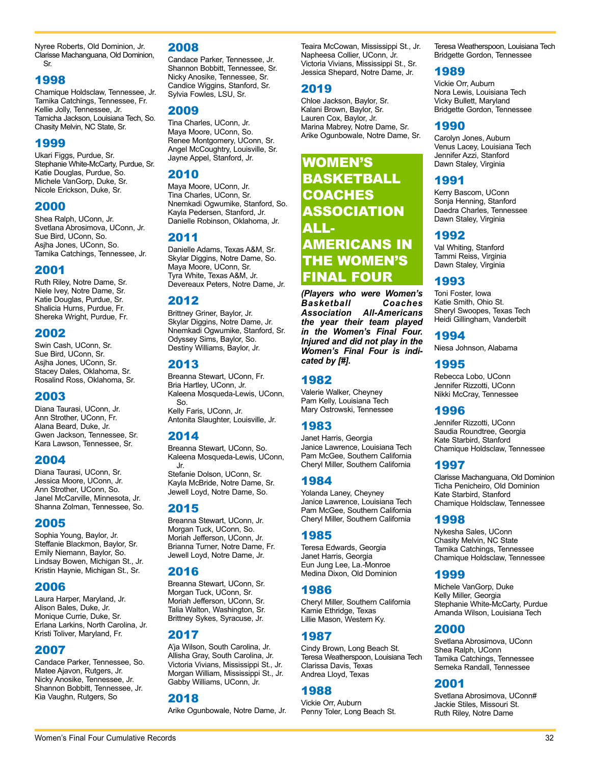Nyree Roberts, Old Dominion, Jr.
Clarisse Machanguana, Old Dominion, Sr.

## 1998

Chamique Holdsclaw, Tennessee, Jr.
Tamika Catchings, Tennessee, Fr.
Kellie Jolly, Tennessee, Jr.
Tamicha Jackson, Louisiana Tech, So.
Chasity Melvin, NC State, Sr.

## 1999

Ukari Figgs, Purdue, Sr.
Stephanie White-McCarty, Purdue, Sr.
Katie Douglas, Purdue, So.
Michele VanGorp, Duke, Sr.
Nicole Erickson, Duke, Sr.

## 2000

Shea Ralph, UConn, Jr.
Svetlana Abrosimova, UConn, Jr.
Sue Bird, UConn, So.
Asjha Jones, UConn, So.
Tamika Catchings, Tennessee, Jr.

## 2001

Ruth Riley, Notre Dame, Sr.
Niele Ivey, Notre Dame, Sr.
Katie Douglas, Purdue, Sr.
Shalicia Hurns, Purdue, Fr.
Shereka Wright, Purdue, Fr.

## 2002

Swin Cash, UConn, Sr.
Sue Bird, UConn, Sr.
Asjha Jones, UConn, Sr.
Stacey Dales, Oklahoma, Sr.
Rosalind Ross, Oklahoma, Sr.

## 2003

Diana Taurasi, UConn, Jr.
Ann Strother, UConn, Fr.
Alana Beard, Duke, Jr.
Gwen Jackson, Tennessee, Sr.
Kara Lawson, Tennessee, Sr.

## 2004

Diana Taurasi, UConn, Sr.
Jessica Moore, UConn, Jr.
Ann Strother, UConn, So.
Janel McCarville, Minnesota, Jr.
Shanna Zolman, Tennessee, So.

## 2005

Sophia Young, Baylor, Jr.
Steffanie Blackmon, Baylor, Sr.
Emily Niemann, Baylor, So.
Lindsay Bowen, Michigan St., Jr.
Kristin Haynie, Michigan St., Sr.

## 2006

Laura Harper, Maryland, Jr.
Alison Bales, Duke, Jr.
Monique Currie, Duke, Sr.
Erlana Larkins, North Carolina, Jr.
Kristi Toliver, Maryland, Fr.

## 2007

Candace Parker, Tennessee, So.
Matee Ajavon, Rutgers, Jr.
Nicky Anosike, Tennessee, Jr.
Shannon Bobbitt, Tennessee, Jr.
Kia Vaughn, Rutgers, So

## 2008

Candace Parker, Tennessee, Jr.
Shannon Bobbitt, Tennessee, Sr.
Nicky Anosike, Tennessee, Sr.
Candice Wiggins, Stanford, Sr.
Sylvia Fowles, LSU, Sr.

## 2009

Tina Charles, UConn, Jr.
Maya Moore, UConn, So.
Renee Montgomery, UConn, Sr.
Angel McCoughtry, Louisville, Sr.
Jayne Appel, Stanford, Jr.

## 2010

Maya Moore, UConn, Jr.
Tina Charles, UConn, Sr.
Nnemkadi Ogwumike, Stanford, So.
Kayla Pedersen, Stanford, Jr.
Danielle Robinson, Oklahoma, Jr.

## 2011

Danielle Adams, Texas A&M, Sr.
Skylar Diggins, Notre Dame, So.
Maya Moore, UConn, Sr.
Tyra White, Texas A&M, Jr.
Devereaux Peters, Notre Dame, Jr.

## 2012

Brittney Griner, Baylor, Jr.
Skylar Diggins, Notre Dame, Jr.
Nnemkadi Ogwumike, Stanford, Sr.
Odyssey Sims, Baylor, So.
Destiny Williams, Baylor, Jr.

## 2013

Breanna Stewart, UConn, Fr.
Bria Hartley, UConn, Jr.
Kaleena Mosqueda-Lewis, UConn, So.
Kelly Faris, UConn, Jr.
Antonita Slaughter, Louisville, Jr.

## 2014

Breanna Stewart, UConn, So.
Kaleena Mosqueda-Lewis, UConn, Jr.
Stefanie Dolson, UConn, Sr.
Kayla McBride, Notre Dame, Sr.
Jewell Loyd, Notre Dame, So.

## 2015

Breanna Stewart, UConn, Jr.
Morgan Tuck, UConn, So.
Moriah Jefferson, UConn, Jr.
Brianna Turner, Notre Dame, Fr.
Jewell Loyd, Notre Dame, Jr.

## 2016

Breanna Stewart, UConn, Sr.
Morgan Tuck, UConn, Sr.
Moriah Jefferson, UConn, Sr.
Talia Walton, Washington, Sr.
Brittney Sykes, Syracuse, Jr.

## 2017

A'ja Wilson, South Carolina, Jr.
Allisha Gray, South Carolina, Jr.
Victoria Vivians, Mississippi St., Jr.
Morgan William, Mississippi St., Jr.
Gabby Williams, UConn, Jr.

## 2018

Arike Ogunbowale, Notre Dame, Jr.
Teaira McCowan, Mississippi St., Jr.
Napheesa Collier, UConn, Jr.
Victoria Vivians, Mississippi St., Sr.
Jessica Shepard, Notre Dame, Jr.

## 2019

Chloe Jackson, Baylor, Sr.
Kalani Brown, Baylor, Sr.
Lauren Cox, Baylor, Jr.
Marina Mabrey, Notre Dame, Sr.
Arike Ogunbowale, Notre Dame, Sr.

# WOMEN'S BASKETBALL COACHES ASSOCIATION ALL-AMERICANS IN THE WOMEN'S FINAL FOUR

***(Players who were Women's Basketball Coaches Association All-Americans the year their team played in the Women's Final Four. Injured and did not play in the Women's Final Four is indicated by [#].***

## 1982

Valerie Walker, Cheyney
Pam Kelly, Louisiana Tech
Mary Ostrowski, Tennessee

## 1983

Janet Harris, Georgia
Janice Lawrence, Louisiana Tech
Pam McGee, Southern California
Cheryl Miller, Southern California

## 1984

Yolanda Laney, Cheyney
Janice Lawrence, Louisiana Tech
Pam McGee, Southern California
Cheryl Miller, Southern California

## 1985

Teresa Edwards, Georgia
Janet Harris, Georgia
Eun Jung Lee, La.-Monroe
Medina Dixon, Old Dominion

## 1986

Cheryl Miller, Southern California
Kamie Ethridge, Texas
Lillie Mason, Western Ky.

## 1987

Cindy Brown, Long Beach St.
Teresa Weatherspoon, Louisiana Tech
Clarissa Davis, Texas
Andrea Lloyd, Texas

## 1988

Vickie Orr, Auburn
Penny Toler, Long Beach St.
Teresa Weatherspoon, Louisiana Tech
Bridgette Gordon, Tennessee

## 1989

Vickie Orr, Auburn
Nora Lewis, Louisiana Tech
Vicky Bullett, Maryland
Bridgette Gordon, Tennessee

## 1990

Carolyn Jones, Auburn
Venus Lacey, Louisiana Tech
Jennifer Azzi, Stanford
Dawn Staley, Virginia

## 1991

Kerry Bascom, UConn
Sonja Henning, Stanford
Daedra Charles, Tennessee
Dawn Staley, Virginia

## 1992

Val Whiting, Stanford
Tammi Reiss, Virginia
Dawn Staley, Virginia

## 1993

Toni Foster, Iowa
Katie Smith, Ohio St.
Sheryl Swoopes, Texas Tech
Heidi Gillingham, Vanderbilt

## 1994

Niesa Johnson, Alabama

## 1995

Rebecca Lobo, UConn
Jennifer Rizzotti, UConn
Nikki McCray, Tennessee

## 1996

Jennifer Rizzotti, UConn
Saudia Roundtree, Georgia
Kate Starbird, Stanford
Chamique Holdsclaw, Tennessee

## 1997

Clarisse Machanguana, Old Dominion
Ticha Penicheiro, Old Dominion
Kate Starbird, Stanford
Chamique Holdsclaw, Tennessee

## 1998

Nykesha Sales, UConn
Chasity Melvin, NC State
Tamika Catchings, Tennessee
Chamique Holdsclaw, Tennessee

## 1999

Michele VanGorp, Duke
Kelly Miller, Georgia
Stephanie White-McCarty, Purdue
Amanda Wilson, Louisiana Tech

## 2000

Svetlana Abrosimova, UConn
Shea Ralph, UConn
Tamika Catchings, Tennessee
Semeka Randall, Tennessee

## 2001

Svetlana Abrosimova, UConn#
Jackie Stiles, Missouri St.
Ruth Riley, Notre Dame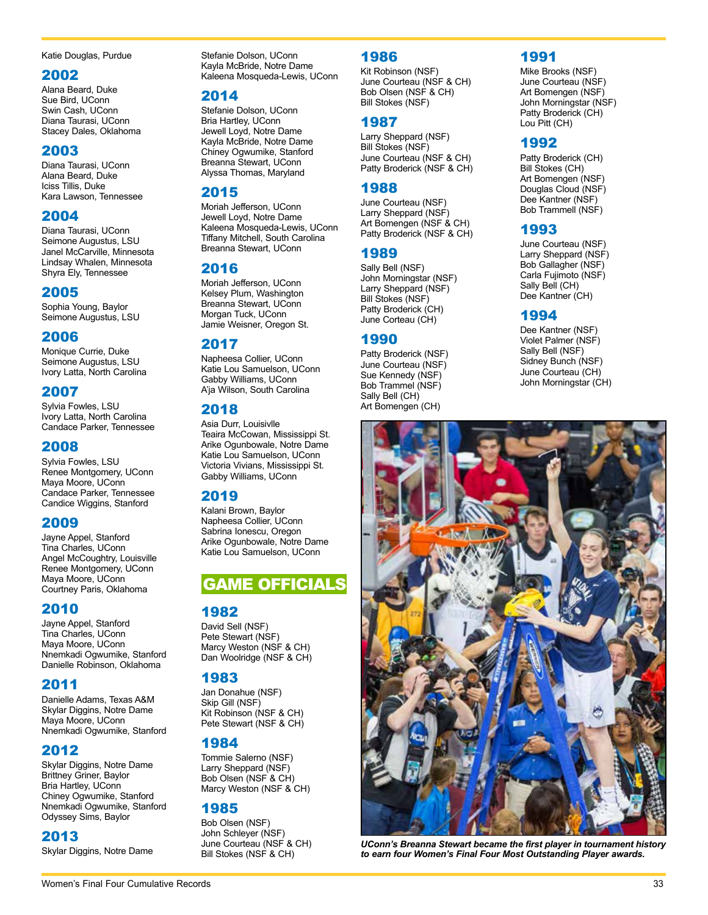Katie Douglas, Purdue

## 2002

Alana Beard, Duke
Sue Bird, UConn
Swin Cash, UConn
Diana Taurasi, UConn
Stacey Dales, Oklahoma

## 2003

Diana Taurasi, UConn
Alana Beard, Duke
Iciss Tillis, Duke
Kara Lawson, Tennessee

## 2004

Diana Taurasi, UConn
Seimone Augustus, LSU
Janel McCarville, Minnesota
Lindsay Whalen, Minnesota
Shyra Ely, Tennessee

## 2005

Sophia Young, Baylor
Seimone Augustus, LSU

## 2006

Monique Currie, Duke
Seimone Augustus, LSU
Ivory Latta, North Carolina

## 2007

Sylvia Fowles, LSU
Ivory Latta, North Carolina
Candace Parker, Tennessee

## 2008

Sylvia Fowles, LSU
Renee Montgomery, UConn
Maya Moore, UConn
Candace Parker, Tennessee
Candice Wiggins, Stanford

## 2009

Jayne Appel, Stanford
Tina Charles, UConn
Angel McCoughtry, Louisville
Renee Montgomery, UConn
Maya Moore, UConn
Courtney Paris, Oklahoma

## 2010

Jayne Appel, Stanford
Tina Charles, UConn
Maya Moore, UConn
Nnemkadi Ogwumike, Stanford
Danielle Robinson, Oklahoma

## 2011

Danielle Adams, Texas A&M
Skylar Diggins, Notre Dame
Maya Moore, UConn
Nnemkadi Ogwumike, Stanford

## 2012

Skylar Diggins, Notre Dame
Brittney Griner, Baylor
Bria Hartley, UConn
Chiney Ogwumike, Stanford
Nnemkadi Ogwumike, Stanford
Odyssey Sims, Baylor

## 2013

Skylar Diggins, Notre Dame
Stefanie Dolson, UConn
Kayla McBride, Notre Dame
Kaleena Mosqueda-Lewis, UConn

## 2014

Stefanie Dolson, UConn
Bria Hartley, UConn
Jewell Loyd, Notre Dame
Kayla McBride, Notre Dame
Chiney Ogwumike, Stanford
Breanna Stewart, UConn
Alyssa Thomas, Maryland

## 2015

Moriah Jefferson, UConn
Jewell Loyd, Notre Dame
Kaleena Mosqueda-Lewis, UConn
Tiffany Mitchell, South Carolina
Breanna Stewart, UConn

## 2016

Moriah Jefferson, UConn
Kelsey Plum, Washington
Breanna Stewart, UConn
Morgan Tuck, UConn
Jamie Weisner, Oregon St.

## 2017

Napheesa Collier, UConn
Katie Lou Samuelson, UConn
Gabby Williams, UConn
A'ja Wilson, South Carolina

## 2018

Asia Durr, Louisivlle
Teaira McCowan, Mississippi St.
Arike Ogunbowale, Notre Dame
Katie Lou Samuelson, UConn
Victoria Vivians, Mississippi St.
Gabby Williams, UConn

## 2019

Kalani Brown, Baylor
Napheesa Collier, UConn
Sabrina Ionescu, Oregon
Arike Ogunbowale, Notre Dame
Katie Lou Samuelson, UConn

# GAME OFFICIALS

## 1982

David Sell (NSF)
Pete Stewart (NSF)
Marcy Weston (NSF & CH)
Dan Woolridge (NSF & CH)

## 1983

Jan Donahue (NSF)
Skip Gill (NSF)
Kit Robinson (NSF & CH)
Pete Stewart (NSF & CH)

## 1984

Tommie Salerno (NSF)
Larry Sheppard (NSF)
Bob Olsen (NSF & CH)
Marcy Weston (NSF & CH)

## 1985

Bob Olsen (NSF)
John Schleyer (NSF)
June Courteau (NSF & CH)
Bill Stokes (NSF & CH)

## 1986

Kit Robinson (NSF)
June Courteau (NSF & CH)
Bob Olsen (NSF & CH)
Bill Stokes (NSF)

## 1987

Larry Sheppard (NSF)
Bill Stokes (NSF)
June Courteau (NSF & CH)
Patty Broderick (NSF & CH)

## 1988

June Courteau (NSF)
Larry Sheppard (NSF)
Art Bomengen (NSF & CH)
Patty Broderick (NSF & CH)

## 1989

Sally Bell (NSF)
John Morningstar (NSF)
Larry Sheppard (NSF)
Bill Stokes (NSF)
Patty Broderick (CH)
June Corteau (CH)

## 1990

Patty Broderick (NSF)
June Courteau (NSF)
Sue Kennedy (NSF)
Bob Trammel (NSF)
Sally Bell (CH)
Art Bomengen (CH)

## 1991

Mike Brooks (NSF)
June Courteau (NSF)
Art Bomengen (NSF)
John Morningstar (NSF)
Patty Broderick (CH)
Lou Pitt (CH)

## 1992

Patty Broderick (CH)
Bill Stokes (CH)
Art Bomengen (NSF)
Douglas Cloud (NSF)
Dee Kantner (NSF)
Bob Trammell (NSF)

## 1993

June Courteau (NSF)
Larry Sheppard (NSF)
Bob Gallagher (NSF)
Carla Fujimoto (NSF)
Sally Bell (CH)
Dee Kantner (CH)

## 1994

Dee Kantner (NSF)
Violet Palmer (NSF)
Sally Bell (NSF)
Sidney Bunch (NSF)
June Courteau (CH)
John Morningstar (CH)

*UConn's Breanna Stewart became the first player in tournament history to earn four Women's Final Four Most Outstanding Player awards.*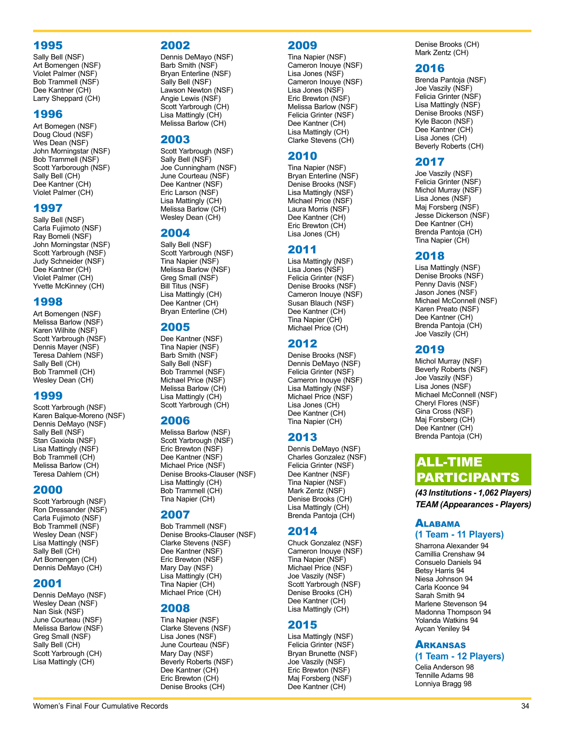## 1995

Sally Bell (NSF)
Art Bomengen (NSF)
Violet Palmer (NSF)
Bob Trammell (NSF)
Dee Kantner (CH)
Larry Sheppard (CH)

## 1996

Art Bomegen (NSF)
Doug Cloud (NSF)
Wes Dean (NSF)
John Morningstar (NSF)
Bob Trammell (NSF)
Scott Yarborough (NSF)
Sally Bell (CH)
Dee Kantner (CH)
Violet Palmer (CH)

## 1997

Sally Bell (NSF)
Carla Fujimoto (NSF)
Ray Bomeli (NSF)
John Morningstar (NSF)
Scott Yarbrough (NSF)
Judy Schneider (NSF)
Dee Kantner (CH)
Violet Palmer (CH)
Yvette McKinney (CH)

## 1998

Art Bomengen (NSF)
Melissa Barlow (NSF)
Karen Wilhite (NSF)
Scott Yarbrough (NSF)
Dennis Mayer (NSF)
Teresa Dahlem (NSF)
Sally Bell (CH)
Bob Trammell (CH)
Wesley Dean (CH)

## 1999

Scott Yarbrough (NSF)
Karen Balque-Moreno (NSF)
Dennis DeMayo (NSF)
Sally Bell (NSF)
Stan Gaxiola (NSF)
Lisa Mattingly (NSF)
Bob Trammell (CH)
Melissa Barlow (CH)
Teresa Dahlem (CH)

## 2000

Scott Yarbrough (NSF)
Ron Dressander (NSF)
Carla Fujimoto (NSF)
Bob Trammell (NSF)
Wesley Dean (NSF)
Lisa Mattingly (NSF)
Sally Bell (CH)
Art Bomengen (CH)
Dennis DeMayo (CH)

## 2001

Dennis DeMayo (NSF)
Wesley Dean (NSF)
Nan Sisk (NSF)
June Courteau (NSF)
Melissa Barlow (NSF)
Greg Small (NSF)
Sally Bell (CH)
Scott Yarbrough (CH)
Lisa Mattingly (CH)

## 2002

Dennis DeMayo (NSF)
Barb Smith (NSF)
Bryan Enterline (NSF)
Sally Bell (NSF)
Lawson Newton (NSF)
Angie Lewis (NSF)
Scott Yarbrough (CH)
Lisa Mattingly (CH)
Melissa Barlow (CH)

## 2003

Scott Yarbrough (NSF)
Sally Bell (NSF)
Joe Cunningham (NSF)
June Courteau (NSF)
Dee Kantner (NSF)
Eric Larson (NSF)
Lisa Mattingly (CH)
Melissa Barlow (CH)
Wesley Dean (CH)

## 2004

Sally Bell (NSF)
Scott Yarbrough (NSF)
Tina Napier (NSF)
Melissa Barlow (NSF)
Greg Small (NSF)
Bill Titus (NSF)
Lisa Mattingly (CH)
Dee Kantner (CH)
Bryan Enterline (CH)

## 2005

Dee Kantner (NSF)
Tina Napier (NSF)
Barb Smith (NSF)
Sally Bell (NSF)
Bob Trammel (NSF)
Michael Price (NSF)
Melissa Barlow (CH)
Lisa Mattingly (CH)
Scott Yarbrough (CH)

## 2006

Melissa Barlow (NSF)
Scott Yarbrough (NSF)
Eric Brewton (NSF)
Dee Kantner (NSF)
Michael Price (NSF)
Denise Brooks-Clauser (NSF)
Lisa Mattingly (CH)
Bob Trammell (CH)
Tina Napier (CH)

## 2007

Bob Trammell (NSF)
Denise Brooks-Clauser (NSF)
Clarke Stevens (NSF)
Dee Kantner (NSF)
Eric Brewton (NSF)
Mary Day (NSF)
Lisa Mattingly (CH)
Tina Napier (CH)
Michael Price (CH)

## 2008

Tina Napier (NSF)
Clarke Stevens (NSF)
Lisa Jones (NSF)
June Courteau (NSF)
Mary Day (NSF)
Beverly Roberts (NSF)
Dee Kantner (CH)
Eric Brewton (CH)
Denise Brooks (CH)

## 2009

Tina Napier (NSF)
Cameron Inouye (NSF)
Lisa Jones (NSF)
Cameron Inouye (NSF)
Lisa Jones (NSF)
Eric Brewton (NSF)
Melissa Barlow (NSF)
Felicia Grinter (NSF)
Dee Kantner (CH)
Lisa Mattingly (CH)
Clarke Stevens (CH)

## 2010

Tina Napier (NSF)
Bryan Enterline (NSF)
Denise Brooks (NSF)
Lisa Mattingly (NSF)
Michael Price (NSF)
Laura Morris (NSF)
Dee Kantner (CH)
Eric Brewton (CH)
Lisa Jones (CH)

## 2011

Lisa Mattingly (NSF)
Lisa Jones (NSF)
Felicia Grinter (NSF)
Denise Brooks (NSF)
Cameron Inouye (NSF)
Susan Blauch (NSF)
Dee Kantner (CH)
Tina Napier (CH)
Michael Price (CH)

## 2012

Denise Brooks (NSF)
Dennis DeMayo (NSF)
Felicia Grinter (NSF)
Cameron Inouye (NSF)
Lisa Mattingly (NSF)
Michael Price (NSF)
Lisa Jones (CH)
Dee Kantner (CH)
Tina Napier (CH)

## 2013

Dennis DeMayo (NSF)
Charles Gonzalez (NSF)
Felicia Grinter (NSF)
Dee Kantner (NSF)
Tina Napier (NSF)
Mark Zentz (NSF)
Denise Brooks (CH)
Lisa Mattingly (CH)
Brenda Pantoja (CH)

## 2014

Chuck Gonzalez (NSF)
Cameron Inouye (NSF)
Tina Napier (NSF)
Michael Price (NSF)
Joe Vaszily (NSF)
Scott Yarbrough (NSF)
Denise Brooks (CH)
Dee Kantner (CH)
Lisa Mattingly (CH)

## 2015

Lisa Mattingly (NSF)
Felicia Grinter (NSF)
Bryan Brunette (NSF)
Joe Vaszily (NSF)
Eric Brewton (NSF)
Maj Forsberg (NSF)
Dee Kantner (CH)
Denise Brooks (CH)
Mark Zentz (CH)

## 2016

Brenda Pantoja (NSF)
Joe Vaszily (NSF)
Felicia Grinter (NSF)
Lisa Mattingly (NSF)
Denise Brooks (NSF)
Kyle Bacon (NSF)
Dee Kantner (CH)
Lisa Jones (CH)
Beverly Roberts (CH)

## 2017

Joe Vaszily (NSF)
Felicia Grinter (NSF)
Michol Murray (NSF)
Lisa Jones (NSF)
Maj Forsberg (NSF)
Jesse Dickerson (NSF)
Dee Kantner (CH)
Brenda Pantoja (CH)
Tina Napier (CH)

## 2018

Lisa Mattingly (NSF)
Denise Brooks (NSF)
Penny Davis (NSF)
Jason Jones (NSF)
Michael McConnell (NSF)
Karen Preato (NSF)
Dee Kantner (CH)
Brenda Pantoja (CH)
Joe Vaszily (CH)

## 2019

Michol Murray (NSF)
Beverly Roberts (NSF)
Joe Vaszily (NSF)
Lisa Jones (NSF)
Michael McConnell (NSF)
Cheryl Flores (NSF)
Gina Cross (NSF)
Maj Forsberg (CH)
Dee Kantner (CH)
Brenda Pantoja (CH)

# ALL-TIME PARTICIPANTS

***(43 Institutions - 1,062 Players)***
***TEAM (Appearances - Players)***

### Alabama
### (1 Team - 11 Players)

Sharrona Alexander 94
Camillia Crenshaw 94
Consuelo Daniels 94
Betsy Harris 94
Niesa Johnson 94
Carla Koonce 94
Sarah Smith 94
Marlene Stevenson 94
Madonna Thompson 94
Yolanda Watkins 94
Aycan Yeniley 94

### Arkansas
### (1 Team - 12 Players)

Celia Anderson 98
Tennille Adams 98
Lonniya Bragg 98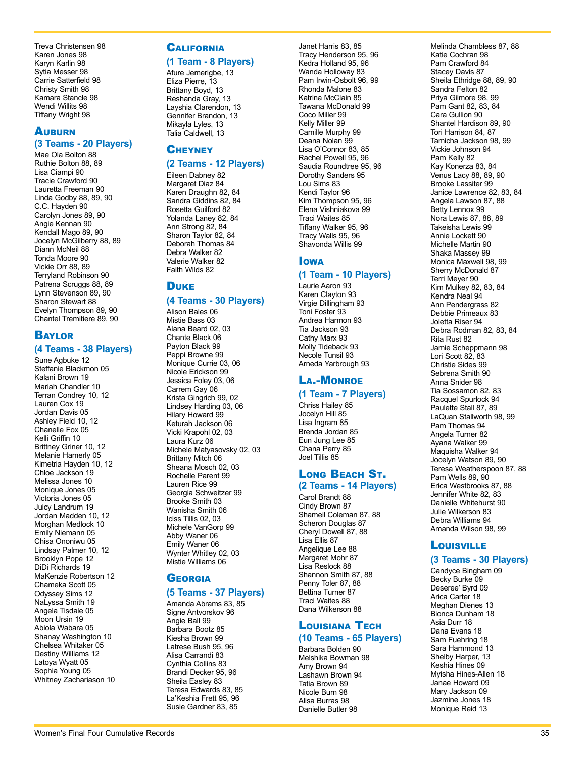Treva Christensen 98
Karen Jones 98
Karyn Karlin 98
Sytia Messer 98
Carrie Satterfield 98
Christy Smith 98
Kamara Stancle 98
Wendi Willits 98
Tiffany Wright 98

## Auburn

### (3 Teams - 20 Players)

Mae Ola Bolton 88
Ruthie Bolton 88, 89
Lisa Ciampi 90
Tracie Crawford 90
Lauretta Freeman 90
Linda Godby 88, 89, 90
C.C. Hayden 90
Carolyn Jones 89, 90
Angie Kennan 90
Kendall Mago 89, 90
Jocelyn McGilberry 88, 89
Diann McNeil 88
Tonda Moore 90
Vickie Orr 88, 89
Terryland Robinson 90
Patrena Scruggs 88, 89
Lynn Stevenson 89, 90
Sharon Stewart 88
Evelyn Thompson 89, 90
Chantel Tremitiere 89, 90

## Baylor

### (4 Teams - 38 Players)

Sune Agbuke 12
Steffanie Blackmon 05
Kalani Brown 19
Mariah Chandler 10
Terran Condrey 10, 12
Lauren Cox 19
Jordan Davis 05
Ashley Field 10, 12
Chanelle Fox 05
Kelli Griffin 10
Brittney Griner 10, 12
Melanie Hamerly 05
Kimetria Hayden 10, 12
Chloe Jackson 19
Melissa Jones 10
Monique Jones 05
Victoria Jones 05
Juicy Landrum 19
Jordan Madden 10, 12
Morghan Medlock 10
Emily Niemann 05
Chisa Ononiwu 05
Lindsay Palmer 10, 12
Brooklyn Pope 12
DiDi Richards 19
MaKenzie Robertson 12
Chameka Scott 05
Odyssey Sims 12
NaLyssa Smith 19
Angela Tisdale 05
Moon Ursin 19
Abiola Wabara 05
Shanay Washington 10
Chelsea Whitaker 05
Destiny Williams 12
Latoya Wyatt 05
Sophia Young 05
Whitney Zachariason 10

## California

### (1 Team - 8 Players)

Afure Jemerigbe, 13
Eliza Pierre, 13
Brittany Boyd, 13
Reshanda Gray, 13
Layshia Clarendon, 13
Gennifer Brandon, 13
Mikayla Lyles, 13
Talia Caldwell, 13

## Cheyney

### (2 Teams - 12 Players)

Eileen Dabney 82
Margaret Diaz 84
Karen Draughn 82, 84
Sandra Giddins 82, 84
Rosetta Guilford 82
Yolanda Laney 82, 84
Ann Strong 82, 84
Sharon Taylor 82, 84
Deborah Thomas 84
Debra Walker 82
Valerie Walker 82
Faith Wilds 82

## Duke

### (4 Teams - 30 Players)

Alison Bales 06
Mistie Bass 03
Alana Beard 02, 03
Chante Black 06
Payton Black 99
Peppi Browne 99
Monique Currie 03, 06
Nicole Erickson 99
Jessica Foley 03, 06
Carrem Gay 06
Krista Gingrich 99, 02
Lindsey Harding 03, 06
Hilary Howard 99
Keturah Jackson 06
Vicki Krapohl 02, 03
Laura Kurz 06
Michele Matyasovsky 02, 03
Brittany Mitch 06
Sheana Mosch 02, 03
Rochelle Parent 99
Lauren Rice 99
Georgia Schweitzer 99
Brooke Smith 03
Wanisha Smith 06
Iciss Tillis 02, 03
Michele VanGorp 99
Abby Waner 06
Emily Waner 06
Wynter Whitley 02, 03
Mistie Williams 06

## Georgia

### (5 Teams - 37 Players)

Amanda Abrams 83, 85
Signe Antvorskov 96
Angie Ball 99
Barbara Bootz 85
Kiesha Brown 99
Latrese Bush 95, 96
Alisa Carrandi 83
Cynthia Collins 83
Brandi Decker 95, 96
Sheila Easley 83
Teresa Edwards 83, 85
La'Keshia Frett 95, 96
Susie Gardner 83, 85
Janet Harris 83, 85
Tracy Henderson 95, 96
Kedra Holland 95, 96
Wanda Holloway 83
Pam Irwin-Osbolt 96, 99
Rhonda Malone 83
Katrina McClain 85
Tawana McDonald 99
Coco Miller 99
Kelly Miller 99
Camille Murphy 99
Deana Nolan 99
Lisa O'Connor 83, 85
Rachel Powell 95, 96
Saudia Roundtree 95, 96
Dorothy Sanders 95
Lou Sims 83
Kendi Taylor 96
Kim Thompson 95, 96
Elena Vishniakova 99
Traci Waites 85
Tiffany Walker 95, 96
Tracy Walls 95, 96
Shavonda Willis 99

## Iowa

### (1 Team - 10 Players)

Laurie Aaron 93
Karen Clayton 93
Virgie Dillingham 93
Toni Foster 93
Andrea Harmon 93
Tia Jackson 93
Cathy Marx 93
Molly Tideback 93
Necole Tunsil 93
Arneda Yarbrough 93

## La.-Monroe

### (1 Team - 7 Players)

Chriss Hailey 85
Jocelyn Hill 85
Lisa Ingram 85
Brenda Jordan 85
Eun Jung Lee 85
Chana Perry 85
Joel Tillis 85

## Long Beach St.

### (2 Teams - 14 Players)

Carol Brandt 88
Cindy Brown 87
Shameil Coleman 87, 88
Scheron Douglas 87
Cheryl Dowell 87, 88
Lisa Ellis 87
Angelique Lee 88
Margaret Mohr 87
Lisa Reslock 88
Shannon Smith 87, 88
Penny Toler 87, 88
Bettina Turner 87
Traci Waites 88
Dana Wilkerson 88

## Louisiana Tech

### (10 Teams - 65 Players)

Barbara Bolden 90
Melshika Bowman 98
Amy Brown 94
Lashawn Brown 94
Tatia Brown 89
Nicole Burn 98
Alisa Burras 98
Danielle Butler 98
Melinda Chambless 87, 88
Katie Cochran 98
Pam Crawford 84
Stacey Davis 87
Sheila Ethridge 88, 89, 90
Sandra Felton 82
Priya Gilmore 98, 99
Pam Gant 82, 83, 84
Cara Gullion 90
Shantel Hardison 89, 90
Tori Harrison 84, 87
Tamicha Jackson 98, 99
Vickie Johnson 94
Pam Kelly 82
Kay Konerza 83, 84
Venus Lacy 88, 89, 90
Brooke Lassiter 99
Janice Lawrence 82, 83, 84
Angela Lawson 87, 88
Betty Lennox 99
Nora Lewis 87, 88, 89
Takeisha Lewis 99
Annie Lockett 90
Michelle Martin 90
Shaka Massey 99
Monica Maxwell 98, 99
Sherry McDonald 87
Terri Meyer 90
Kim Mulkey 82, 83, 84
Kendra Neal 94
Ann Pendergrass 82
Debbie Primeaux 83
Joletta Riser 94
Debra Rodman 82, 83, 84
Rita Rust 82
Jamie Scheppmann 98
Lori Scott 82, 83
Christie Sides 99
Sebrena Smith 90
Anna Snider 98
Tia Sossamon 82, 83
Racquel Spurlock 94
Paulette Stall 87, 89
LaQuan Stallworth 98, 99
Pam Thomas 94
Angela Turner 82
Ayana Walker 99
Maquisha Walker 94
Jocelyn Watson 89, 90
Teresa Weatherspoon 87, 88
Pam Wells 89, 90
Erica Westbrooks 87, 88
Jennifer White 82, 83
Danielle Whitehurst 90
Julie Wilkerson 83
Debra Williams 94
Amanda Wilson 98, 99

## Louisville

### (3 Teams - 30 Players)

Candyce Bingham 09
Becky Burke 09
Deseree' Byrd 09
Arica Carter 18
Meghan Dienes 13
Bionca Dunham 18
Asia Durr 18
Dana Evans 18
Sam Fuehring 18
Sara Hammond 13
Shelby Harper, 13
Keshia Hines 09
Myisha Hines-Allen 18
Janae Howard 09
Mary Jackson 09
Jazmine Jones 18
Monique Reid 13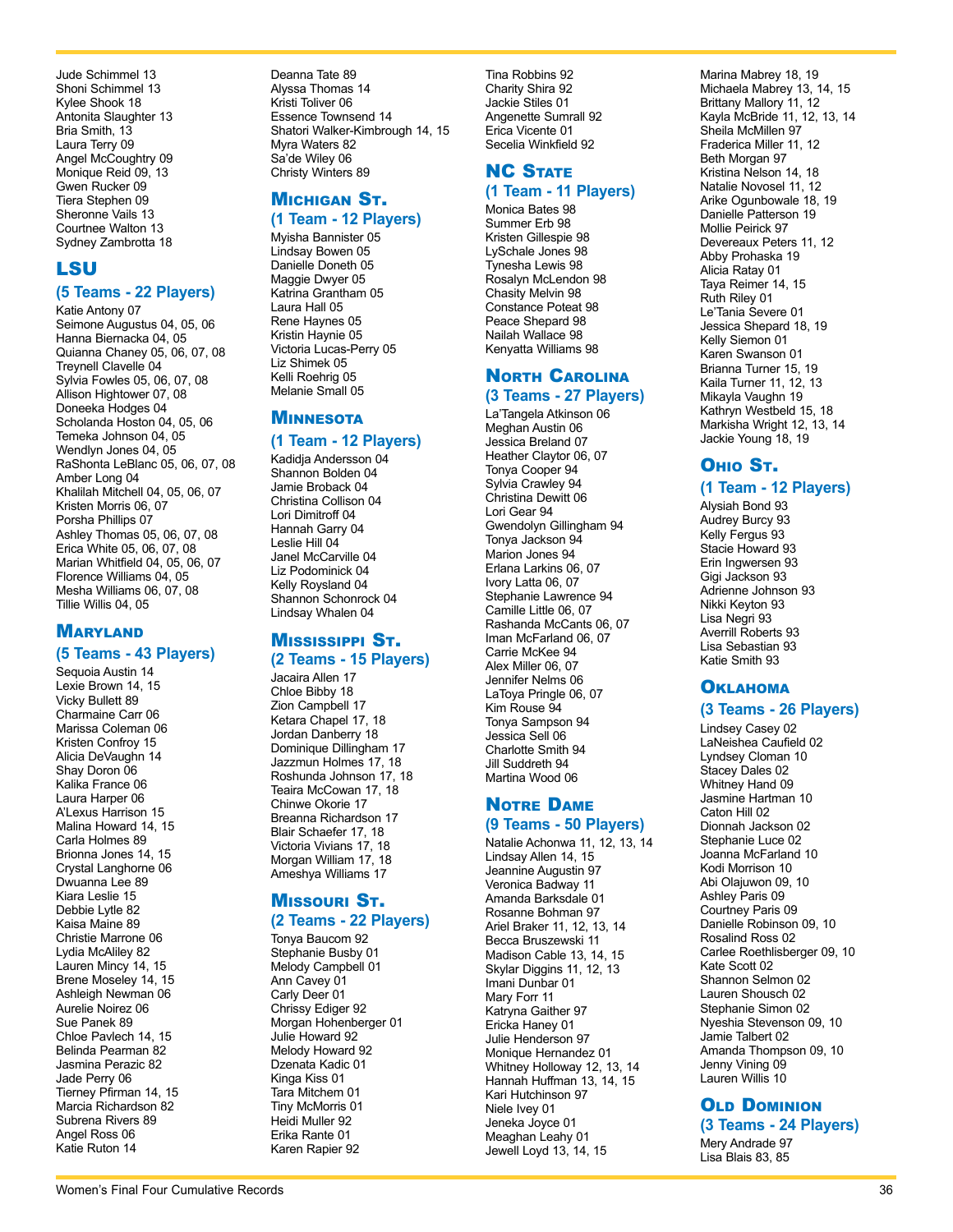Jude Schimmel 13
Shoni Schimmel 13
Kylee Shook 18
Antonita Slaughter 13
Bria Smith, 13
Laura Terry 09
Angel McCoughtry 09
Monique Reid 09, 13
Gwen Rucker 09
Tiera Stephen 09
Sheronne Vails 13
Courtnee Walton 13
Sydney Zambrotta 18

## LSU

### (5 Teams - 22 Players)

Katie Antony 07
Seimone Augustus 04, 05, 06
Hanna Biernacka 04, 05
Quianna Chaney 05, 06, 07, 08
Treynell Clavelle 04
Sylvia Fowles 05, 06, 07, 08
Allison Hightower 07, 08
Doneeka Hodges 04
Scholanda Hoston 04, 05, 06
Temeka Johnson 04, 05
Wendlyn Jones 04, 05
RaShonta LeBlanc 05, 06, 07, 08
Amber Long 04
Khalilah Mitchell 04, 05, 06, 07
Kristen Morris 06, 07
Porsha Phillips 07
Ashley Thomas 05, 06, 07, 08
Erica White 05, 06, 07, 08
Marian Whitfield 04, 05, 06, 07
Florence Williams 04, 05
Mesha Williams 06, 07, 08
Tillie Willis 04, 05

## Maryland

### (5 Teams - 43 Players)

Sequoia Austin 14
Lexie Brown 14, 15
Vicky Bullett 89
Charmaine Carr 06
Marissa Coleman 06
Kristen Confroy 15
Alicia DeVaughn 14
Shay Doron 06
Kalika France 06
Laura Harper 06
A'Lexus Harrison 15
Malina Howard 14, 15
Carla Holmes 89
Brionna Jones 14, 15
Crystal Langhorne 06
Dwuanna Lee 89
Kiara Leslie 15
Debbie Lytle 82
Kaisa Maine 89
Christie Marrone 06
Lydia McAliley 82
Lauren Mincy 14, 15
Brene Moseley 14, 15
Ashleigh Newman 06
Aurelie Noirez 06
Sue Panek 89
Chloe Pavlech 14, 15
Belinda Pearman 82
Jasmina Perazic 82
Jade Perry 06
Tierney Pfirman 14, 15
Marcia Richardson 82
Subrena Rivers 89
Angel Ross 06
Katie Ruton 14
Deanna Tate 89
Alyssa Thomas 14
Kristi Toliver 06
Essence Townsend 14
Shatori Walker-Kimbrough 14, 15
Myra Waters 82
Sa'de Wiley 06
Christy Winters 89

## Michigan St.

### (1 Team - 12 Players)

Myisha Bannister 05
Lindsay Bowen 05
Danielle Doneth 05
Maggie Dwyer 05
Katrina Grantham 05
Laura Hall 05
Rene Haynes 05
Kristin Haynie 05
Victoria Lucas-Perry 05
Liz Shimek 05
Kelli Roehrig 05
Melanie Small 05

## Minnesota

### (1 Team - 12 Players)

Kadidja Andersson 04
Shannon Bolden 04
Jamie Broback 04
Christina Collison 04
Lori Dimitroff 04
Hannah Garry 04
Leslie Hill 04
Janel McCarville 04
Liz Podominick 04
Kelly Roysland 04
Shannon Schonrock 04
Lindsay Whalen 04

## Mississippi St.

### (2 Teams - 15 Players)

Jacaira Allen 17
Chloe Bibby 18
Zion Campbell 17
Ketara Chapel 17, 18
Jordan Danberry 18
Dominique Dillingham 17
Jazzmun Holmes 17, 18
Roshunda Johnson 17, 18
Teaira McCowan 17, 18
Chinwe Okorie 17
Breanna Richardson 17
Blair Schaefer 17, 18
Victoria Vivians 17, 18
Morgan William 17, 18
Ameshya Williams 17

## Missouri St.

### (2 Teams - 22 Players)

Tonya Baucom 92
Stephanie Busby 01
Melody Campbell 01
Ann Cavey 01
Carly Deer 01
Chrissy Ediger 92
Morgan Hohenberger 01
Julie Howard 92
Melody Howard 92
Dzenata Kadic 01
Kinga Kiss 01
Tara Mitchem 01
Tiny McMorris 01
Heidi Muller 92
Erika Rante 01
Karen Rapier 92
Tina Robbins 92
Charity Shira 92
Jackie Stiles 01
Angenette Sumrall 92
Erica Vicente 01
Secelia Winkfield 92

## NC State

### (1 Team - 11 Players)

Monica Bates 98
Summer Erb 98
Kristen Gillespie 98
LySchale Jones 98
Tynesha Lewis 98
Rosalyn McLendon 98
Chasity Melvin 98
Constance Poteat 98
Peace Shepard 98
Nailah Wallace 98
Kenyatta Williams 98

## North Carolina

### (3 Teams - 27 Players)

La'Tangela Atkinson 06
Meghan Austin 06
Jessica Breland 07
Heather Claytor 06, 07
Tonya Cooper 94
Sylvia Crawley 94
Christina Dewitt 06
Lori Gear 94
Gwendolyn Gillingham 94
Tonya Jackson 94
Marion Jones 94
Erlana Larkins 06, 07
Ivory Latta 06, 07
Stephanie Lawrence 94
Camille Little 06, 07
Rashanda McCants 06, 07
Iman McFarland 06, 07
Carrie McKee 94
Alex Miller 06, 07
Jennifer Nelms 06
LaToya Pringle 06, 07
Kim Rouse 94
Tonya Sampson 94
Jessica Sell 06
Charlotte Smith 94
Jill Suddreth 94
Martina Wood 06

## Notre Dame

### (9 Teams - 50 Players)

Natalie Achonwa 11, 12, 13, 14
Lindsay Allen 14, 15
Jeannine Augustin 97
Veronica Badway 11
Amanda Barksdale 01
Rosanne Bohman 97
Ariel Braker 11, 12, 13, 14
Becca Bruszewski 11
Madison Cable 13, 14, 15
Skylar Diggins 11, 12, 13
Imani Dunbar 01
Mary Forr 11
Katryna Gaither 97
Ericka Haney 01
Julie Henderson 97
Monique Hernandez 01
Whitney Holloway 12, 13, 14
Hannah Huffman 13, 14, 15
Kari Hutchinson 97
Niele Ivey 01
Jeneka Joyce 01
Meaghan Leahy 01
Jewell Loyd 13, 14, 15
Marina Mabrey 18, 19
Michaela Mabrey 13, 14, 15
Brittany Mallory 11, 12
Kayla McBride 11, 12, 13, 14
Sheila McMillen 97
Fraderica Miller 11, 12
Beth Morgan 97
Kristina Nelson 14, 18
Natalie Novosel 11, 12
Arike Ogunbowale 18, 19
Danielle Patterson 19
Mollie Peirick 97
Devereaux Peters 11, 12
Abby Prohaska 19
Alicia Ratay 01
Taya Reimer 14, 15
Ruth Riley 01
Le'Tania Severe 01
Jessica Shepard 18, 19
Kelly Siemon 01
Karen Swanson 01
Brianna Turner 15, 19
Kaila Turner 11, 12, 13
Mikayla Vaughn 19
Kathryn Westbeld 15, 18
Markisha Wright 12, 13, 14
Jackie Young 18, 19

## Ohio St.

### (1 Team - 12 Players)

Alysiah Bond 93
Audrey Burcy 93
Kelly Fergus 93
Stacie Howard 93
Erin Ingwersen 93
Gigi Jackson 93
Adrienne Johnson 93
Nikki Keyton 93
Lisa Negri 93
Averrill Roberts 93
Lisa Sebastian 93
Katie Smith 93

## Oklahoma

### (3 Teams - 26 Players)

Lindsey Casey 02
LaNeishea Caufield 02
Lyndsey Cloman 10
Stacey Dales 02
Whitney Hand 09
Jasmine Hartman 10
Caton Hill 02
Dionnah Jackson 02
Stephanie Luce 02
Joanna McFarland 10
Kodi Morrison 10
Abi Olajuwon 09, 10
Ashley Paris 09
Courtney Paris 09
Danielle Robinson 09, 10
Rosalind Ross 02
Carlee Roethlisberger 09, 10
Kate Scott 02
Shannon Selmon 02
Lauren Shousch 02
Stephanie Simon 02
Nyeshia Stevenson 09, 10
Jamie Talbert 02
Amanda Thompson 09, 10
Jenny Vining 09
Lauren Willis 10

## Old Dominion

### (3 Teams - 24 Players)

Mery Andrade 97
Lisa Blais 83, 85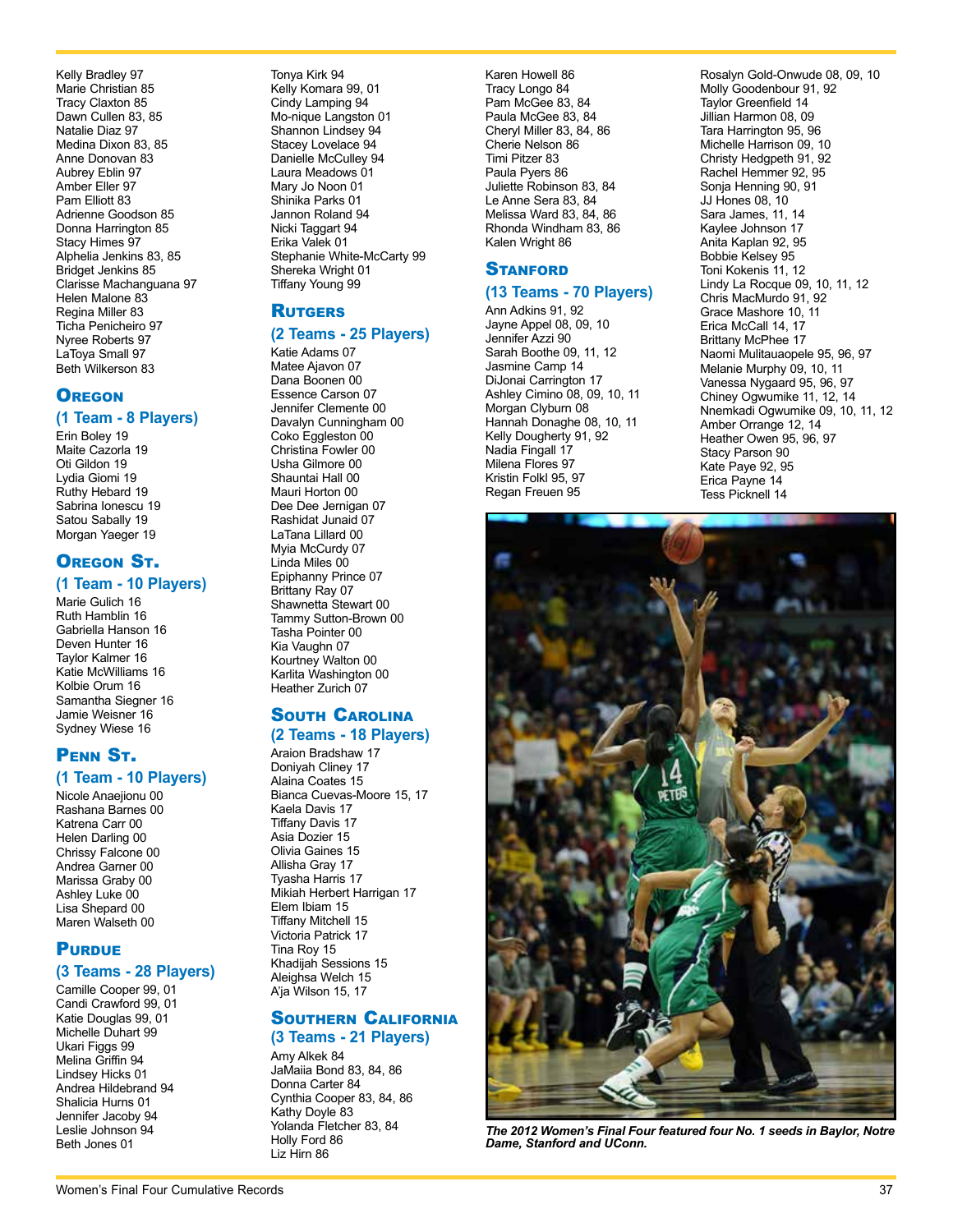Kelly Bradley 97
Marie Christian 85
Tracy Claxton 85
Dawn Cullen 83, 85
Natalie Diaz 97
Medina Dixon 83, 85
Anne Donovan 83
Aubrey Eblin 97
Amber Eller 97
Pam Elliott 83
Adrienne Goodson 85
Donna Harrington 85
Stacy Himes 97
Alphelia Jenkins 83, 85
Bridget Jenkins 85
Clarisse Machanguana 97
Helen Malone 83
Regina Miller 83
Ticha Penicheiro 97
Nyree Roberts 97
LaToya Small 97
Beth Wilkerson 83

## Oregon

### (1 Team - 8 Players)

Erin Boley 19
Maite Cazorla 19
Oti Gildon 19
Lydia Giomi 19
Ruthy Hebard 19
Sabrina Ionescu 19
Satou Sabally 19
Morgan Yaeger 19

## Oregon St.

### (1 Team - 10 Players)

Marie Gulich 16
Ruth Hamblin 16
Gabriella Hanson 16
Deven Hunter 16
Taylor Kalmer 16
Katie McWilliams 16
Kolbie Orum 16
Samantha Siegner 16
Jamie Weisner 16
Sydney Wiese 16

## Penn St.

### (1 Team - 10 Players)

Nicole Anaejionu 00
Rashana Barnes 00
Katrena Carr 00
Helen Darling 00
Chrissy Falcone 00
Andrea Garner 00
Marissa Graby 00
Ashley Luke 00
Lisa Shepard 00
Maren Walseth 00

## Purdue

### (3 Teams - 28 Players)

Camille Cooper 99, 01
Candi Crawford 99, 01
Katie Douglas 99, 01
Michelle Duhart 99
Ukari Figgs 99
Melina Griffin 94
Lindsey Hicks 01
Andrea Hildebrand 94
Shalicia Hurns 01
Jennifer Jacoby 94
Leslie Johnson 94
Beth Jones 01
Tonya Kirk 94
Kelly Komara 99, 01
Cindy Lamping 94
Mo-nique Langston 01
Shannon Lindsey 94
Stacey Lovelace 94
Danielle McCulley 94
Laura Meadows 01
Mary Jo Noon 01
Shinika Parks 01
Jannon Roland 94
Nicki Taggart 94
Erika Valek 01
Stephanie White-McCarty 99
Shereka Wright 01
Tiffany Young 99

## Rutgers

### (2 Teams - 25 Players)

Katie Adams 07
Matee Ajavon 07
Dana Boonen 00
Essence Carson 07
Jennifer Clemente 00
Davalyn Cunningham 00
Coko Eggleston 00
Christina Fowler 00
Usha Gilmore 00
Shauntai Hall 00
Mauri Horton 00
Dee Dee Jernigan 07
Rashidat Junaid 07
LaTana Lillard 00
Myia McCurdy 07
Linda Miles 00
Epiphanny Prince 07
Brittany Ray 07
Shawnetta Stewart 00
Tammy Sutton-Brown 00
Tasha Pointer 00
Kia Vaughn 07
Kourtney Walton 00
Karlita Washington 00
Heather Zurich 07

## South Carolina

### (2 Teams - 18 Players)

Araion Bradshaw 17
Doniyah Cliney 17
Alaina Coates 15
Bianca Cuevas-Moore 15, 17
Kaela Davis 17
Tiffany Davis 17
Asia Dozier 15
Olivia Gaines 15
Allisha Gray 17
Tyasha Harris 17
Mikiah Herbert Harrigan 17
Elem Ibiam 15
Tiffany Mitchell 15
Victoria Patrick 17
Tina Roy 15
Khadijah Sessions 15
Aleighsa Welch 15
A'ja Wilson 15, 17

## Southern California

### (3 Teams - 21 Players)

Amy Alkek 84
JaMaiia Bond 83, 84, 86
Donna Carter 84
Cynthia Cooper 83, 84, 86
Kathy Doyle 83
Yolanda Fletcher 83, 84
Holly Ford 86
Liz Hirn 86
Karen Howell 86
Tracy Longo 84
Pam McGee 83, 84
Paula McGee 83, 84
Cheryl Miller 83, 84, 86
Cherie Nelson 86
Timi Pitzer 83
Paula Pyers 86
Juliette Robinson 83, 84
Le Anne Sera 83, 84
Melissa Ward 83, 84, 86
Rhonda Windham 83, 86
Kalen Wright 86

## Stanford

### (13 Teams - 70 Players)

Ann Adkins 91, 92
Jayne Appel 08, 09, 10
Jennifer Azzi 90
Sarah Boothe 09, 11, 12
Jasmine Camp 14
DiJonai Carrington 17
Ashley Cimino 08, 09, 10, 11
Morgan Clyburn 08
Hannah Donaghe 08, 10, 11
Kelly Dougherty 91, 92
Nadia Fingall 17
Milena Flores 97
Kristin Folkl 95, 97
Regan Freuen 95
Rosalyn Gold-Onwude 08, 09, 10
Molly Goodenbour 91, 92
Taylor Greenfield 14
Jillian Harmon 08, 09
Tara Harrington 95, 96
Michelle Harrison 09, 10
Christy Hedgpeth 91, 92
Rachel Hemmer 92, 95
Sonja Henning 90, 91
JJ Hones 08, 10
Sara James, 11, 14
Kaylee Johnson 17
Anita Kaplan 92, 95
Bobbie Kelsey 95
Toni Kokenis 11, 12
Lindy La Rocque 09, 10, 11, 12
Chris MacMurdo 91, 92
Grace Mashore 10, 11
Erica McCall 14, 17
Brittany McPhee 17
Naomi Mulitauaopele 95, 96, 97
Melanie Murphy 09, 10, 11
Vanessa Nygaard 95, 96, 97
Chiney Ogwumike 11, 12, 14
Nnemkadi Ogwumike 09, 10, 11, 12
Amber Orrange 12, 14
Heather Owen 95, 96, 97
Stacy Parson 90
Kate Paye 92, 95
Erica Payne 14
Tess Picknell 14

*The 2012 Women's Final Four featured four No. 1 seeds in Baylor, Notre Dame, Stanford and UConn.*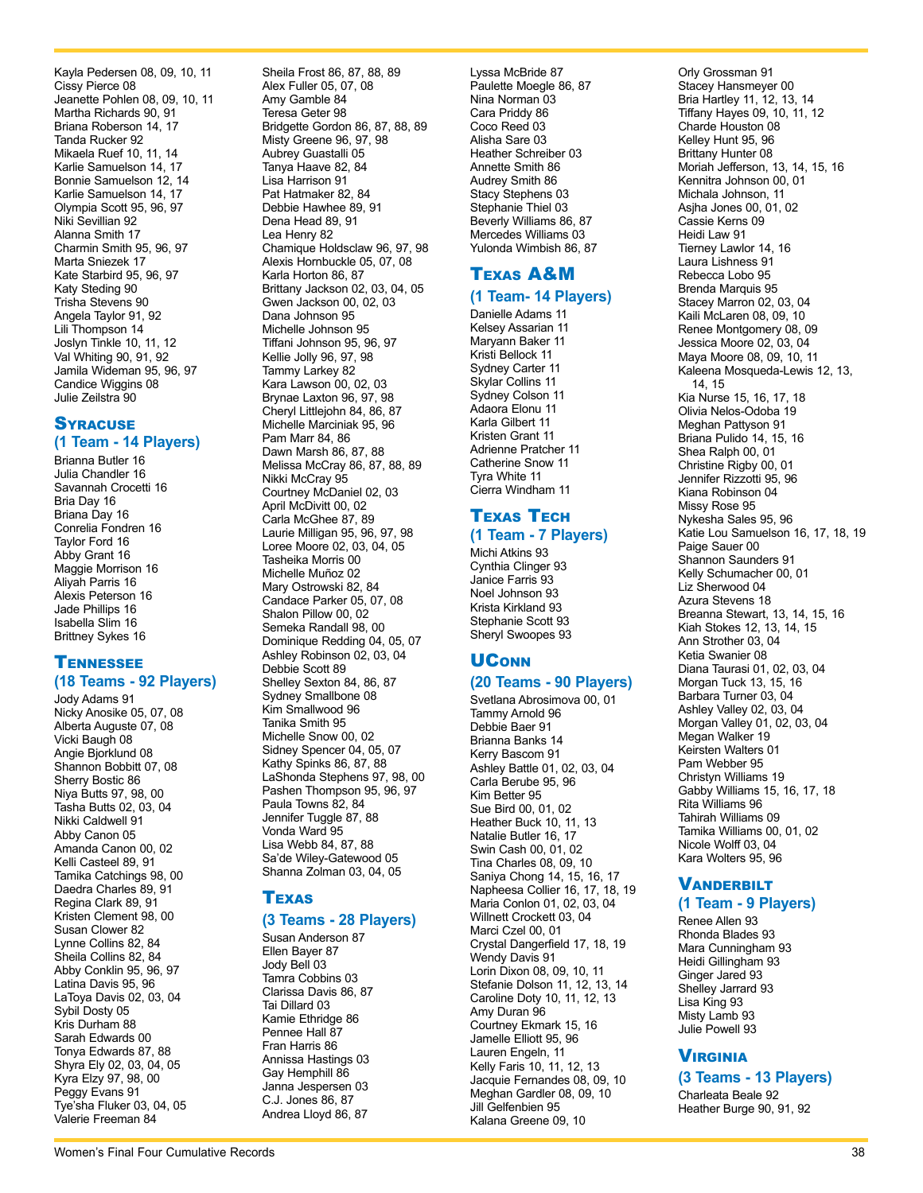Kayla Pedersen 08, 09, 10, 11
Cissy Pierce 08
Jeanette Pohlen 08, 09, 10, 11
Martha Richards 90, 91
Briana Roberson 14, 17
Tanda Rucker 92
Mikaela Ruef 10, 11, 14
Karlie Samuelson 14, 17
Bonnie Samuelson 12, 14
Karlie Samuelson 14, 17
Olympia Scott 95, 96, 97
Niki Sevillian 92
Alanna Smith 17
Charmin Smith 95, 96, 97
Marta Sniezek 17
Kate Starbird 95, 96, 97
Katy Steding 90
Trisha Stevens 90
Angela Taylor 91, 92
Lili Thompson 14
Joslyn Tinkle 10, 11, 12
Val Whiting 90, 91, 92
Jamila Wideman 95, 96, 97
Candice Wiggins 08
Julie Zeilstra 90

## Syracuse
### (1 Team - 14 Players)

Brianna Butler 16
Julia Chandler 16
Savannah Crocetti 16
Bria Day 16
Briana Day 16
Conrelia Fondren 16
Taylor Ford 16
Abby Grant 16
Maggie Morrison 16
Aliyah Parris 16
Alexis Peterson 16
Jade Phillips 16
Isabella Slim 16
Brittney Sykes 16

## Tennessee
### (18 Teams - 92 Players)

Jody Adams 91
Nicky Anosike 05, 07, 08
Alberta Auguste 07, 08
Vicki Baugh 08
Angie Bjorklund 08
Shannon Bobbitt 07, 08
Sherry Bostic 86
Niya Butts 97, 98, 00
Tasha Butts 02, 03, 04
Nikki Caldwell 91
Abby Canon 05
Amanda Canon 00, 02
Kelli Casteel 89, 91
Tamika Catchings 98, 00
Daedra Charles 89, 91
Regina Clark 89, 91
Kristen Clement 98, 00
Susan Clower 82
Lynne Collins 82, 84
Sheila Collins 82, 84
Abby Conklin 95, 96, 97
Latina Davis 95, 96
LaToya Davis 02, 03, 04
Sybil Dosty 05
Kris Durham 88
Sarah Edwards 00
Tonya Edwards 87, 88
Shyra Ely 02, 03, 04, 05
Kyra Elzy 97, 98, 00
Peggy Evans 91
Tye'sha Fluker 03, 04, 05
Valerie Freeman 84
Sheila Frost 86, 87, 88, 89
Alex Fuller 05, 07, 08
Amy Gamble 84
Teresa Geter 98
Bridgette Gordon 86, 87, 88, 89
Misty Greene 96, 97, 98
Aubrey Guastalli 05
Tanya Haave 82, 84
Lisa Harrison 91
Pat Hatmaker 82, 84
Debbie Hawhee 89, 91
Dena Head 89, 91
Lea Henry 82
Chamique Holdsclaw 96, 97, 98
Alexis Hornbuckle 05, 07, 08
Karla Horton 86, 87
Brittany Jackson 02, 03, 04, 05
Gwen Jackson 00, 02, 03
Dana Johnson 95
Michelle Johnson 95
Tiffani Johnson 95, 96, 97
Kellie Jolly 96, 97, 98
Tammy Larkey 82
Kara Lawson 00, 02, 03
Brynae Laxton 96, 97, 98
Cheryl Littlejohn 84, 86, 87
Michelle Marciniak 95, 96
Pam Marr 84, 86
Dawn Marsh 86, 87, 88
Melissa McCray 86, 87, 88, 89
Nikki McCray 95
Courtney McDaniel 02, 03
April McDivitt 00, 02
Carla McGhee 87, 89
Laurie Milligan 95, 96, 97, 98
Loree Moore 02, 03, 04, 05
Tasheika Morris 00
Michelle Muñoz 02
Mary Ostrowski 82, 84
Candace Parker 05, 07, 08
Shalon Pillow 00, 02
Semeka Randall 98, 00
Dominique Redding 04, 05, 07
Ashley Robinson 02, 03, 04
Debbie Scott 89
Shelley Sexton 84, 86, 87
Sydney Smallbone 08
Kim Smallwood 96
Tanika Smith 95
Michelle Snow 00, 02
Sidney Spencer 04, 05, 07
Kathy Spinks 86, 87, 88
LaShonda Stephens 97, 98, 00
Pashen Thompson 95, 96, 97
Paula Towns 82, 84
Jennifer Tuggle 87, 88
Vonda Ward 95
Lisa Webb 84, 87, 88
Sa'de Wiley-Gatewood 05
Shanna Zolman 03, 04, 05

## Texas
### (3 Teams - 28 Players)

Susan Anderson 87
Ellen Bayer 87
Jody Bell 03
Tamra Cobbins 03
Clarissa Davis 86, 87
Tai Dillard 03
Kamie Ethridge 86
Pennee Hall 87
Fran Harris 86
Annissa Hastings 03
Gay Hemphill 86
Janna Jespersen 03
C.J. Jones 86, 87
Andrea Lloyd 86, 87
Lyssa McBride 87
Paulette Moegle 86, 87
Nina Norman 03
Cara Priddy 86
Coco Reed 03
Alisha Sare 03
Heather Schreiber 03
Annette Smith 86
Audrey Smith 86
Stacy Stephens 03
Stephanie Thiel 03
Beverly Williams 86, 87
Mercedes Williams 03
Yulonda Wimbish 86, 87

## Texas A&M
### (1 Team- 14 Players)

Danielle Adams 11
Kelsey Assarian 11
Maryann Baker 11
Kristi Bellock 11
Sydney Carter 11
Skylar Collins 11
Sydney Colson 11
Adaora Elonu 11
Karla Gilbert 11
Kristen Grant 11
Adrienne Pratcher 11
Catherine Snow 11
Tyra White 11
Cierra Windham 11

## Texas Tech
### (1 Team - 7 Players)

Michi Atkins 93
Cynthia Clinger 93
Janice Farris 93
Noel Johnson 93
Krista Kirkland 93
Stephanie Scott 93
Sheryl Swoopes 93

## UConn
### (20 Teams - 90 Players)

Svetlana Abrosimova 00, 01
Tammy Arnold 96
Debbie Baer 91
Brianna Banks 14
Kerry Bascom 91
Ashley Battle 01, 02, 03, 04
Carla Berube 95, 96
Kim Better 95
Sue Bird 00, 01, 02
Heather Buck 10, 11, 13
Natalie Butler 16, 17
Swin Cash 00, 01, 02
Tina Charles 08, 09, 10
Saniya Chong 14, 15, 16, 17
Napheesa Collier 16, 17, 18, 19
Maria Conlon 01, 02, 03, 04
Willnett Crockett 03, 04
Marci Czel 00, 01
Crystal Dangerfield 17, 18, 19
Wendy Davis 91
Lorin Dixon 08, 09, 10, 11
Stefanie Dolson 11, 12, 13, 14
Caroline Doty 10, 11, 12, 13
Amy Duran 96
Courtney Ekmark 15, 16
Jamelle Elliott 95, 96
Lauren Engeln, 11
Kelly Faris 10, 11, 12, 13
Jacquie Fernandes 08, 09, 10
Meghan Gardler 08, 09, 10
Jill Gelfenbien 95
Kalana Greene 09, 10
Orly Grossman 91
Stacey Hansmeyer 00
Bria Hartley 11, 12, 13, 14
Tiffany Hayes 09, 10, 11, 12
Charde Houston 08
Kelley Hunt 95, 96
Brittany Hunter 08
Moriah Jefferson, 13, 14, 15, 16
Kennitra Johnson 00, 01
Michala Johnson, 11
Asjha Jones 00, 01, 02
Cassie Kerns 09
Heidi Law 91
Tierney Lawlor 14, 16
Laura Lishness 91
Rebecca Lobo 95
Brenda Marquis 95
Stacey Marron 02, 03, 04
Kaili McLaren 08, 09, 10
Renee Montgomery 08, 09
Jessica Moore 02, 03, 04
Maya Moore 08, 09, 10, 11
Kaleena Mosqueda-Lewis 12, 13, 14, 15
Kia Nurse 15, 16, 17, 18
Olivia Nelos-Odoba 19
Meghan Pattyson 91
Briana Pulido 14, 15, 16
Shea Ralph 00, 01
Christine Rigby 00, 01
Jennifer Rizzotti 95, 96
Kiana Robinson 04
Missy Rose 95
Nykesha Sales 95, 96
Katie Lou Samuelson 16, 17, 18, 19
Paige Sauer 00
Shannon Saunders 91
Kelly Schumacher 00, 01
Liz Sherwood 04
Azura Stevens 18
Breanna Stewart, 13, 14, 15, 16
Kiah Stokes 12, 13, 14, 15
Ann Strother 03, 04
Ketia Swanier 08
Diana Taurasi 01, 02, 03, 04
Morgan Tuck 13, 15, 16
Barbara Turner 03, 04
Ashley Valley 02, 03, 04
Morgan Valley 01, 02, 03, 04
Megan Walker 19
Keirsten Walters 01
Pam Webber 95
Christyn Williams 19
Gabby Williams 15, 16, 17, 18
Rita Williams 96
Tahirah Williams 09
Tamika Williams 00, 01, 02
Nicole Wolff 03, 04
Kara Wolters 95, 96

## Vanderbilt
### (1 Team - 9 Players)

Renee Allen 93
Rhonda Blades 93
Mara Cunningham 93
Heidi Gillingham 93
Ginger Jared 93
Shelley Jarrard 93
Lisa King 93
Misty Lamb 93
Julie Powell 93

## Virginia
### (3 Teams - 13 Players)

Charleata Beale 92
Heather Burge 90, 91, 92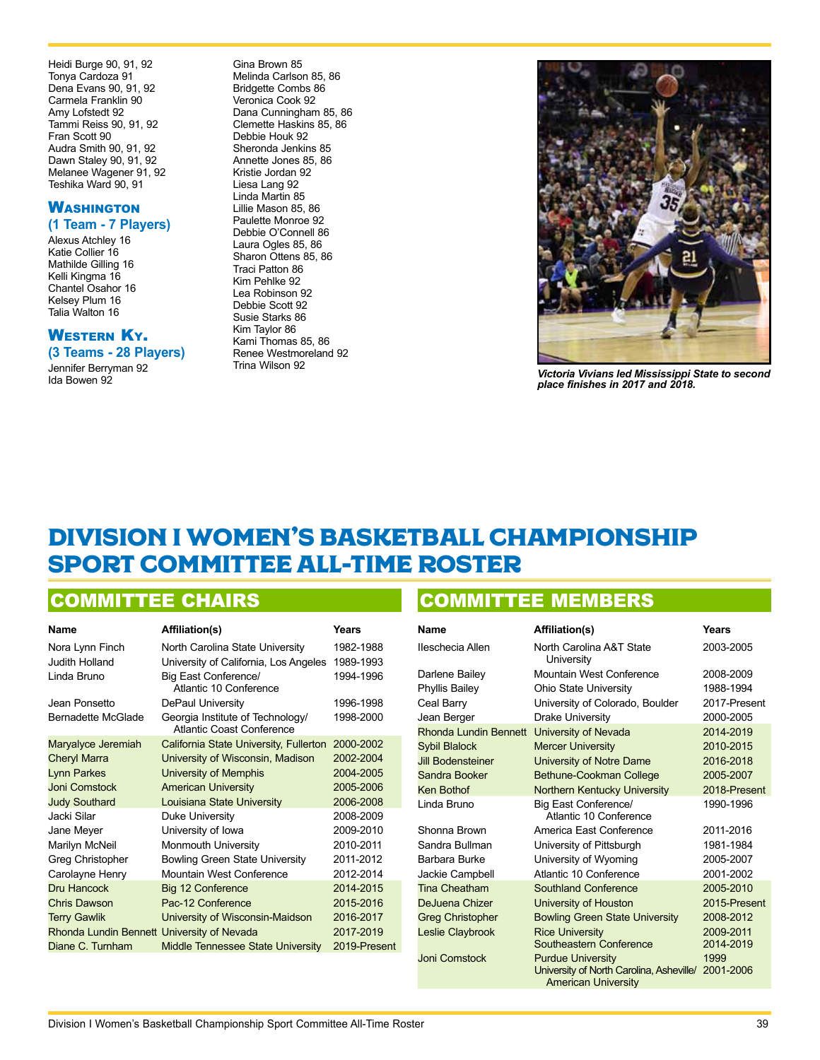Heidi Burge 90, 91, 92
Tonya Cardoza 91
Dena Evans 90, 91, 92
Carmela Franklin 90
Amy Lofstedt 92
Tammi Reiss 90, 91, 92
Fran Scott 90
Audra Smith 90, 91, 92
Dawn Staley 90, 91, 92
Melanee Wagener 91, 92
Teshika Ward 90, 91

### Washington
**(1 Team - 7 Players)**

Alexus Atchley 16
Katie Collier 16
Mathilde Gilling 16
Kelli Kingma 16
Chantel Osahor 16
Kelsey Plum 16
Talia Walton 16

### Western Ky.
**(3 Teams - 28 Players)**

Jennifer Berryman 92
Ida Bowen 92
Gina Brown 85
Melinda Carlson 85, 86
Bridgette Combs 86
Veronica Cook 92
Dana Cunningham 85, 86
Clemette Haskins 85, 86
Debbie Houk 92
Sheronda Jenkins 85
Annette Jones 85, 86
Kristie Jordan 92
Liesa Lang 92
Linda Martin 85
Lillie Mason 85, 86
Paulette Monroe 92
Debbie O'Connell 86
Laura Ogles 85, 86
Sharon Ottens 85, 86
Traci Patton 86
Kim Pehlke 92
Lea Robinson 92
Debbie Scott 92
Susie Starks 86
Kim Taylor 86
Kami Thomas 85, 86
Renee Westmoreland 92
Trina Wilson 92

*Victoria Vivians led Mississippi State to second place finishes in 2017 and 2018.*

# DIVISION I WOMEN'S BASKETBALL CHAMPIONSHIP SPORT COMMITTEE ALL-TIME ROSTER

## COMMITTEE CHAIRS

| Name | Affiliation(s) | Years |
|---|---|---|
| Nora Lynn Finch | North Carolina State University | 1982-1988 |
| Judith Holland | University of California, Los Angeles | 1989-1993 |
| Linda Bruno | Big East Conference/ Atlantic 10 Conference | 1994-1996 |
| Jean Ponsetto | DePaul University | 1996-1998 |
| Bernadette McGlade | Georgia Institute of Technology/ Atlantic Coast Conference | 1998-2000 |
| Maryalyce Jeremiah | California State University, Fullerton | 2000-2002 |
| Cheryl Marra | University of Wisconsin, Madison | 2002-2004 |
| Lynn Parkes | University of Memphis | 2004-2005 |
| Joni Comstock | American University | 2005-2006 |
| Judy Southard | Louisiana State University | 2006-2008 |
| Jacki Silar | Duke University | 2008-2009 |
| Jane Meyer | University of Iowa | 2009-2010 |
| Marilyn McNeil | Monmouth University | 2010-2011 |
| Greg Christopher | Bowling Green State University | 2011-2012 |
| Carolayne Henry | Mountain West Conference | 2012-2014 |
| Dru Hancock | Big 12 Conference | 2014-2015 |
| Chris Dawson | Pac-12 Conference | 2015-2016 |
| Terry Gawlik | University of Wisconsin-Maidson | 2016-2017 |
| Rhonda Lundin Bennett | University of Nevada | 2017-2019 |
| Diane C. Turnham | Middle Tennessee State University | 2019-Present |

## COMMITTEE MEMBERS

| Name | Affiliation(s) | Years |
|---|---|---|
| Ileschecia Allen | North Carolina A&T State University | 2003-2005 |
| Darlene Bailey | Mountain West Conference | 2008-2009 |
| Phyllis Bailey | Ohio State University | 1988-1994 |
| Ceal Barry | University of Colorado, Boulder | 2017-Present |
| Jean Berger | Drake University | 2000-2005 |
| Rhonda Lundin Bennett | University of Nevada | 2014-2019 |
| Sybil Blalock | Mercer University | 2010-2015 |
| Jill Bodensteiner | University of Notre Dame | 2016-2018 |
| Sandra Booker | Bethune-Cookman College | 2005-2007 |
| Ken Bothof | Northern Kentucky University | 2018-Present |
| Linda Bruno | Big East Conference/ Atlantic 10 Conference | 1990-1996 |
| Shonna Brown | America East Conference | 2011-2016 |
| Sandra Bullman | University of Pittsburgh | 1981-1984 |
| Barbara Burke | University of Wyoming | 2005-2007 |
| Jackie Campbell | Atlantic 10 Conference | 2001-2002 |
| Tina Cheatham | Southland Conference | 2005-2010 |
| DeJuena Chizer | University of Houston | 2015-Present |
| Greg Christopher | Bowling Green State University | 2008-2012 |
| Leslie Claybrook | Rice University<br>Southeastern Conference | 2009-2011<br>2014-2019 |
| Joni Comstock | Purdue University<br>University of North Carolina, Asheville/ American University | 1999<br>2001-2006 |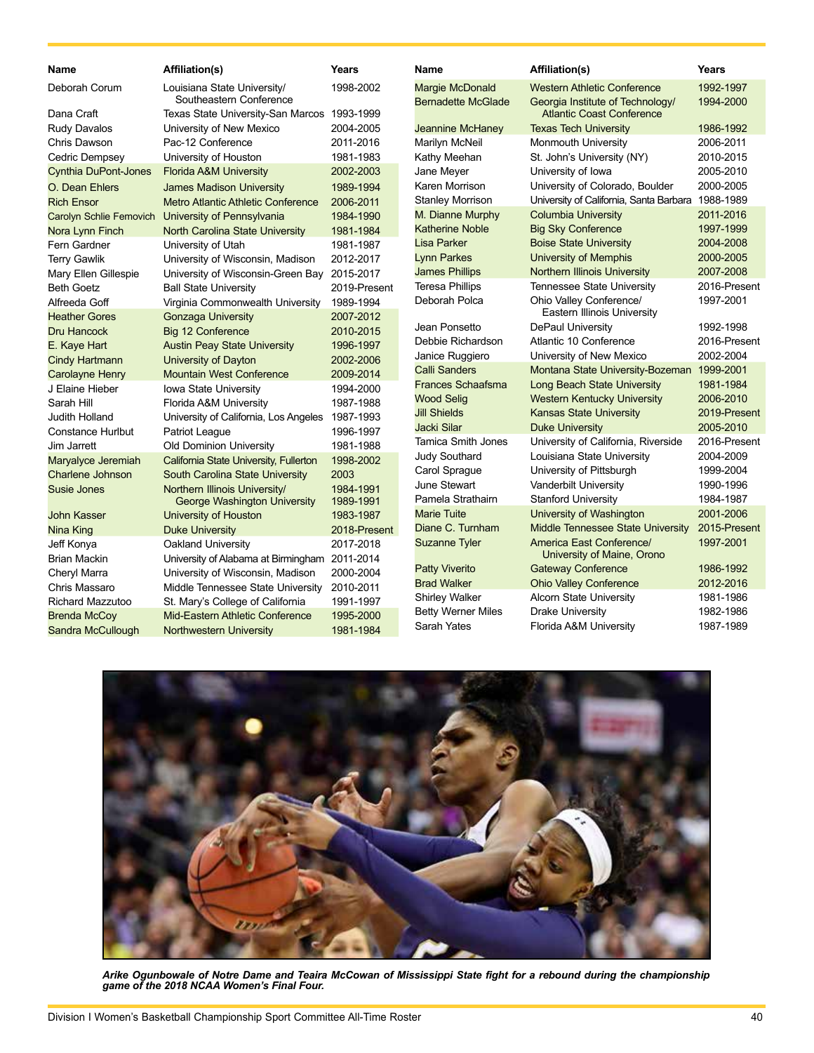| Name | Affiliation(s) | Years |
|---|---|---|
| Deborah Corum | Louisiana State University/ Southeastern Conference | 1998-2002 |
| Dana Craft | Texas State University-San Marcos | 1993-1999 |
| Rudy Davalos | University of New Mexico | 2004-2005 |
| Chris Dawson | Pac-12 Conference | 2011-2016 |
| Cedric Dempsey | University of Houston | 1981-1983 |
| Cynthia DuPont-Jones | Florida A&M University | 2002-2003 |
| O. Dean Ehlers | James Madison University | 1989-1994 |
| Rich Ensor | Metro Atlantic Athletic Conference | 2006-2011 |
| Carolyn Schlie Femovich | University of Pennsylvania | 1984-1990 |
| Nora Lynn Finch | North Carolina State University | 1981-1984 |
| Fern Gardner | University of Utah | 1981-1987 |
| Terry Gawlik | University of Wisconsin, Madison | 2012-2017 |
| Mary Ellen Gillespie | University of Wisconsin-Green Bay | 2015-2017 |
| Beth Goetz | Ball State University | 2019-Present |
| Alfreeda Goff | Virginia Commonwealth University | 1989-1994 |
| Heather Gores | Gonzaga University | 2007-2012 |
| Dru Hancock | Big 12 Conference | 2010-2015 |
| E. Kaye Hart | Austin Peay State University | 1996-1997 |
| Cindy Hartmann | University of Dayton | 2002-2006 |
| Carolayne Henry | Mountain West Conference | 2009-2014 |
| J Elaine Hieber | Iowa State University | 1994-2000 |
| Sarah Hill | Florida A&M University | 1987-1988 |
| Judith Holland | University of California, Los Angeles | 1987-1993 |
| Constance Hurlbut | Patriot League | 1996-1997 |
| Jim Jarrett | Old Dominion University | 1981-1988 |
| Maryalyce Jeremiah | California State University, Fullerton | 1998-2002 |
| Charlene Johnson | South Carolina State University | 2003 |
| Susie Jones | Northern Illinois University/ George Washington University | 1984-1991 1989-1991 |
| John Kasser | University of Houston | 1983-1987 |
| Nina King | Duke University | 2018-Present |
| Jeff Konya | Oakland University | 2017-2018 |
| Brian Mackin | University of Alabama at Birmingham | 2011-2014 |
| Cheryl Marra | University of Wisconsin, Madison | 2000-2004 |
| Chris Massaro | Middle Tennessee State University | 2010-2011 |
| Richard Mazzutoo | St. Mary's College of California | 1991-1997 |
| Brenda McCoy | Mid-Eastern Athletic Conference | 1995-2000 |
| Sandra McCullough | Northwestern University | 1981-1984 |
| Margie McDonald | Western Athletic Conference | 1992-1997 |
| Bernadette McGlade | Georgia Institute of Technology/ Atlantic Coast Conference | 1994-2000 |
| Jeannine McHaney | Texas Tech University | 1986-1992 |
| Marilyn McNeil | Monmouth University | 2006-2011 |
| Kathy Meehan | St. John's University (NY) | 2010-2015 |
| Jane Meyer | University of Iowa | 2005-2010 |
| Karen Morrison | University of Colorado, Boulder | 2000-2005 |
| Stanley Morrison | University of California, Santa Barbara | 1988-1989 |
| M. Dianne Murphy | Columbia University | 2011-2016 |
| Katherine Noble | Big Sky Conference | 1997-1999 |
| Lisa Parker | Boise State University | 2004-2008 |
| Lynn Parkes | University of Memphis | 2000-2005 |
| James Phillips | Northern Illinois University | 2007-2008 |
| Teresa Phillips | Tennessee State University | 2016-Present |
| Deborah Polca | Ohio Valley Conference/ Eastern Illinois University | 1997-2001 |
| Jean Ponsetto | DePaul University | 1992-1998 |
| Debbie Richardson | Atlantic 10 Conference | 2016-Present |
| Janice Ruggiero | University of New Mexico | 2002-2004 |
| Calli Sanders | Montana State University-Bozeman | 1999-2001 |
| Frances Schaafsma | Long Beach State University | 1981-1984 |
| Wood Selig | Western Kentucky University | 2006-2010 |
| Jill Shields | Kansas State University | 2019-Present |
| Jacki Silar | Duke University | 2005-2010 |
| Tamica Smith Jones | University of California, Riverside | 2016-Present |
| Judy Southard | Louisiana State University | 2004-2009 |
| Carol Sprague | University of Pittsburgh | 1999-2004 |
| June Stewart | Vanderbilt University | 1990-1996 |
| Pamela Strathairn | Stanford University | 1984-1987 |
| Marie Tuite | University of Washington | 2001-2006 |
| Diane C. Turnham | Middle Tennessee State University | 2015-Present |
| Suzanne Tyler | America East Conference/ University of Maine, Orono | 1997-2001 |
| Patty Viverito | Gateway Conference | 1986-1992 |
| Brad Walker | Ohio Valley Conference | 2012-2016 |
| Shirley Walker | Alcorn State University | 1981-1986 |
| Betty Werner Miles | Drake University | 1982-1986 |
| Sarah Yates | Florida A&M University | 1987-1989 |

*Arike Ogunbowale of Notre Dame and Teaira McCowan of Mississippi State fight for a rebound during the championship game of the 2018 NCAA Women's Final Four.*